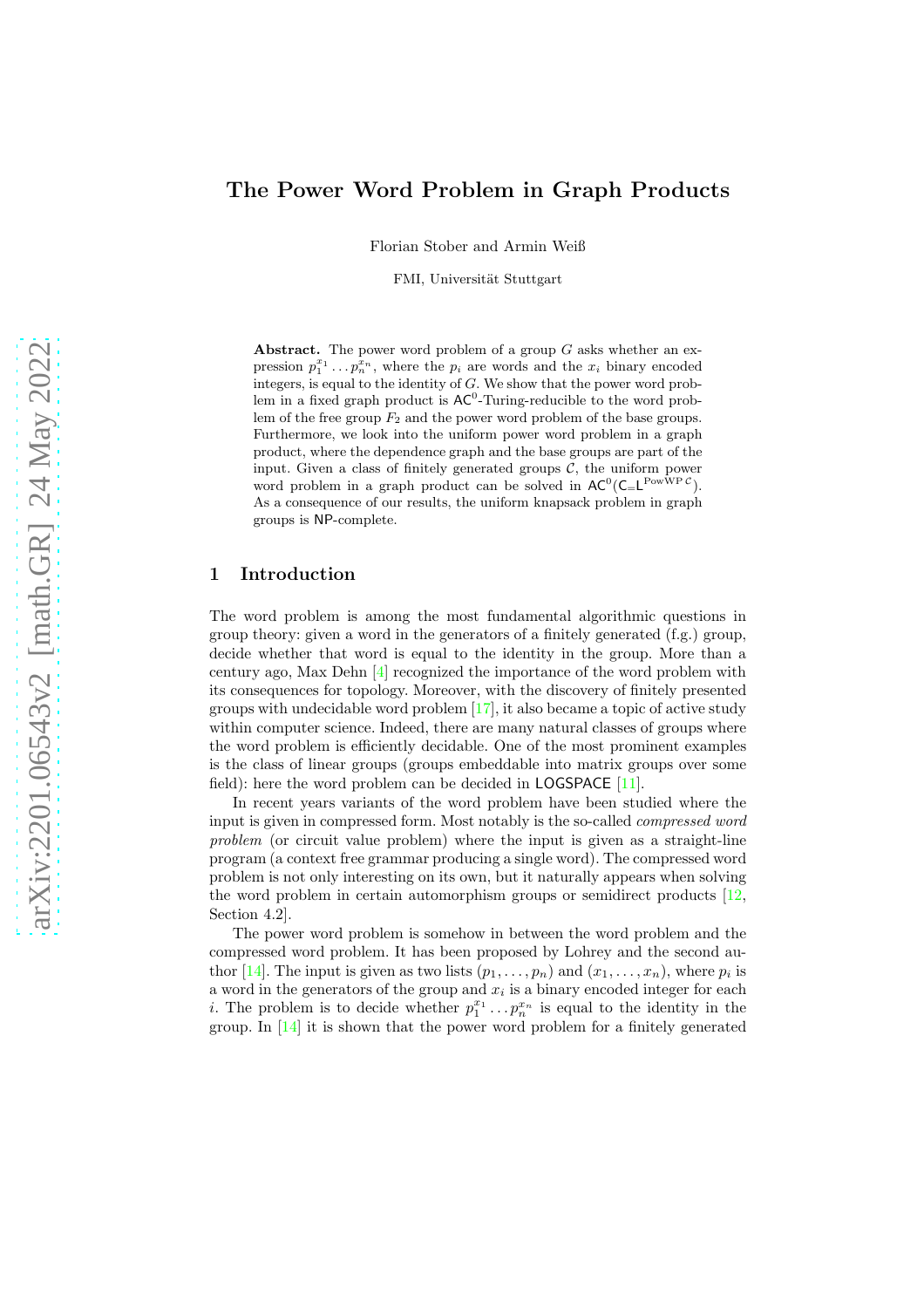# The Power Word Problem in Graph Products

Florian Stober and Armin Weiß

FMI, Universität Stuttgart

**Abstract.** The power word problem of a group $G$ asks whether an expression $p_1^{x_1} \dots p_n^{x_n}$, where the $p_i$ are words and the $x_i$ binary encoded integers, is equal to the identity of $G$. We show that the power word problem in a fixed graph product is $\mathsf{AC}^0$-Turing-reducible to the word problem of the free group $F_2$ and the power word problem of the base groups. Furthermore, we look into the uniform power word problem in a graph product, where the dependence graph and the base groups are part of the input. Given a class of finitely generated groups $\mathcal{C}$, the uniform power word problem in a graph product can be solved in $\mathsf{AC}^0(\mathsf{C}_=\mathsf{L}^{\mathrm{PowWP}\,\mathcal{C}})$. As a consequence of our results, the uniform knapsack problem in graph groups is $\mathsf{NP}$-complete.

## 1 Introduction

The word problem is among the most fundamental algorithmic questions in group theory: given a word in the generators of a finitely generated (f.g.) group, decide whether that word is equal to the identity in the group. More than a century ago, Max Dehn [4] recognized the importance of the word problem with its consequences for topology. Moreover, with the discovery of finitely presented groups with undecidable word problem [17], it also became a topic of active study within computer science. Indeed, there are many natural classes of groups where the word problem is efficiently decidable. One of the most prominent examples is the class of linear groups (groups embeddable into matrix groups over some field): here the word problem can be decided in $\mathsf{LOGSPACE}$ [11].

In recent years variants of the word problem have been studied where the input is given in compressed form. Most notably is the so-called *compressed word problem* (or circuit value problem) where the input is given as a straight-line program (a context free grammar producing a single word). The compressed word problem is not only interesting on its own, but it naturally appears when solving the word problem in certain automorphism groups or semidirect products [12, Section 4.2].

The power word problem is somehow in between the word problem and the compressed word problem. It has been proposed by Lohrey and the second author [14]. The input is given as two lists $(p_1, \dots, p_n)$ and $(x_1, \dots, x_n)$, where $p_i$ is a word in the generators of the group and $x_i$ is a binary encoded integer for each $i$. The problem is to decide whether $p_1^{x_1} \dots p_n^{x_n}$ is equal to the identity in the group. In [14] it is shown that the power word problem for a finitely generated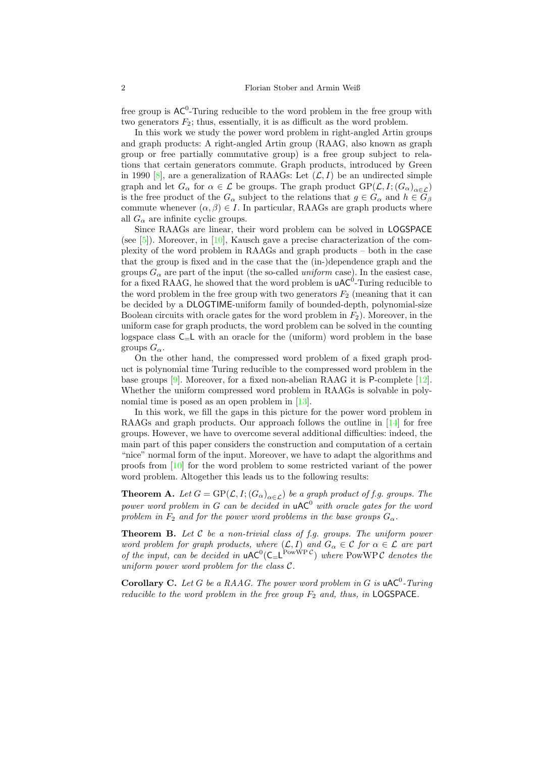free group is $\mathsf{AC}^0$-Turing reducible to the word problem in the free group with two generators $F_2$; thus, essentially, it is as difficult as the word problem.

In this work we study the power word problem in right-angled Artin groups and graph products: A right-angled Artin group (RAAG, also known as graph group or free partially commutative group) is a free group subject to relations that certain generators commute. Graph products, introduced by Green in 1990 [8], are a generalization of RAAGs: Let $(\mathcal{L}, I)$ be an undirected simple graph and let $G_\alpha$ for $\alpha \in \mathcal{L}$ be groups. The graph product $\mathrm{GP}(\mathcal{L}, I; (G_\alpha)_{\alpha\in\mathcal{L}})$ is the free product of the $G_\alpha$ subject to the relations that $g \in G_\alpha$ and $h \in G_\beta$ commute whenever $(\alpha, \beta) \in I$. In particular, RAAGs are graph products where all $G_\alpha$ are infinite cyclic groups.

Since RAAGs are linear, their word problem can be solved in $\mathsf{LOGSPACE}$ (see [5]). Moreover, in [10], Kausch gave a precise characterization of the complexity of the word problem in RAAGs and graph products – both in the case that the group is fixed and in the case that the (in-)dependence graph and the groups $G_\alpha$ are part of the input (the so-called *uniform* case). In the easiest case, for a fixed RAAG, he showed that the word problem is $\mathsf{uAC}^0$-Turing reducible to the word problem in the free group with two generators $F_2$ (meaning that it can be decided by a $\mathsf{DLOGTIME}$-uniform family of bounded-depth, polynomial-size Boolean circuits with oracle gates for the word problem in $F_2$). Moreover, in the uniform case for graph products, the word problem can be solved in the counting logspace class $\mathsf{C_{=}L}$ with an oracle for the (uniform) word problem in the base groups $G_\alpha$.

On the other hand, the compressed word problem of a fixed graph product is polynomial time Turing reducible to the compressed word problem in the base groups [9]. Moreover, for a fixed non-abelian RAAG it is $\mathsf{P}$-complete [12]. Whether the uniform compressed word problem in RAAGs is solvable in polynomial time is posed as an open problem in [13].

In this work, we fill the gaps in this picture for the power word problem in RAAGs and graph products. Our approach follows the outline in [14] for free groups. However, we have to overcome several additional difficulties: indeed, the main part of this paper considers the construction and computation of a certain "nice" normal form of the input. Moreover, we have to adapt the algorithms and proofs from [10] for the word problem to some restricted variant of the power word problem. Altogether this leads us to the following results:

**Theorem A.** *Let $G = \mathrm{GP}(\mathcal{L}, I; (G_\alpha)_{\alpha\in\mathcal{L}})$ be a graph product of f.g. groups. The power word problem in $G$ can be decided in $\mathsf{uAC}^0$ with oracle gates for the word problem in $F_2$ and for the power word problems in the base groups $G_\alpha$.*

**Theorem B.** *Let $\mathcal{C}$ be a non-trivial class of f.g. groups. The uniform power word problem for graph products, where $(\mathcal{L}, I)$ and $G_\alpha \in \mathcal{C}$ for $\alpha \in \mathcal{L}$ are part of the input, can be decided in $\mathsf{uAC}^0(\mathsf{C_{=}L}^{\mathrm{PowWP}\,\mathcal{C}})$ where $\mathrm{PowWP}\,\mathcal{C}$ denotes the uniform power word problem for the class $\mathcal{C}$.*

**Corollary C.** *Let $G$ be a RAAG. The power word problem in $G$ is $\mathsf{uAC}^0$-Turing reducible to the word problem in the free group $F_2$ and, thus, in $\mathsf{LOGSPACE}$.*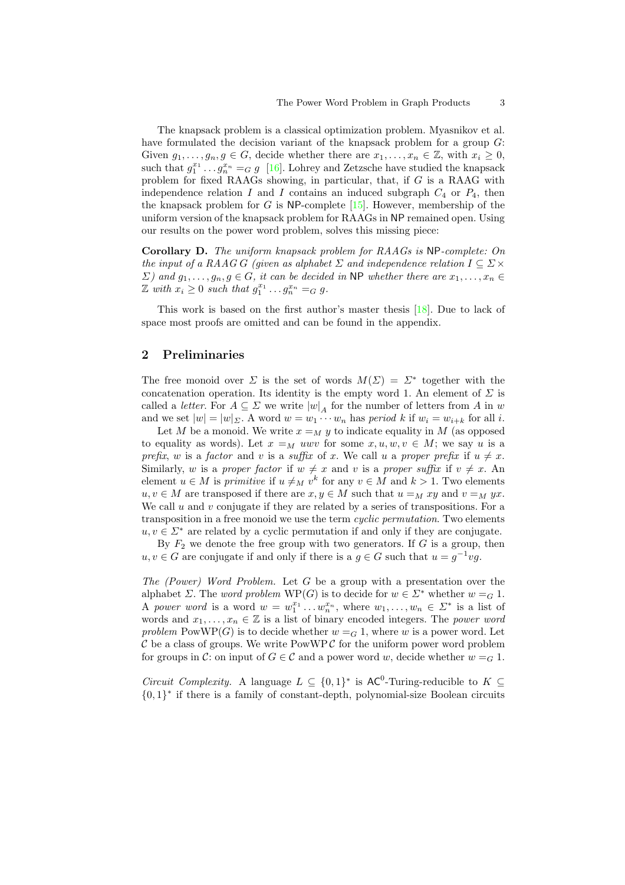The knapsack problem is a classical optimization problem. Myasnikov et al. have formulated the decision variant of the knapsack problem for a group $G$: Given $g_1, \dots, g_n, g \in G$, decide whether there are $x_1, \dots, x_n \in \mathbb{Z}$, with $x_i \geq 0$, such that $g_1^{x_1} \dots g_n^{x_n} =_G g$ [16]. Lohrey and Zetzsche have studied the knapsack problem for fixed RAAGs showing, in particular, that, if $G$ is a RAAG with independence relation $I$ and $I$ contains an induced subgraph $C_4$ or $P_4$, then the knapsack problem for $G$ is $\mathsf{NP}$-complete [15]. However, membership of the uniform version of the knapsack problem for RAAGs in $\mathsf{NP}$ remained open. Using our results on the power word problem, solves this missing piece:

**Corollary D.** *The uniform knapsack problem for RAAGs is* $\mathsf{NP}$*-complete: On the input of a RAAG $G$ (given as alphabet $\Sigma$ and independence relation $I \subseteq \Sigma \times \Sigma$) and $g_1, \dots, g_n, g \in G$, it can be decided in* $\mathsf{NP}$ *whether there are $x_1, \dots, x_n \in \mathbb{Z}$ with $x_i \geq 0$ such that $g_1^{x_1} \dots g_n^{x_n} =_G g$.*

This work is based on the first author's master thesis [18]. Due to lack of space most proofs are omitted and can be found in the appendix.

## 2 Preliminaries

The free monoid over $\Sigma$ is the set of words $M(\Sigma) = \Sigma^*$ together with the concatenation operation. Its identity is the empty word 1. An element of $\Sigma$ is called a *letter*. For $A \subseteq \Sigma$ we write $|w|_A$ for the number of letters from $A$ in $w$ and we set $|w| = |w|_\Sigma$. A word $w = w_1 \cdots w_n$ has *period* $k$ if $w_i = w_{i+k}$ for all $i$.

Let $M$ be a monoid. We write $x =_M y$ to indicate equality in $M$ (as opposed to equality as words). Let $x =_M uwv$ for some $x, u, w, v \in M$; we say $u$ is a *prefix*, $w$ is a *factor* and $v$ is a *suffix* of $x$. We call $u$ a *proper prefix* if $u \neq x$. Similarly, $w$ is a *proper factor* if $w \neq x$ and $v$ is a *proper suffix* if $v \neq x$. An element $u \in M$ is *primitive* if $u \neq_M v^k$ for any $v \in M$ and $k > 1$. Two elements $u, v \in M$ are transposed if there are $x, y \in M$ such that $u =_M xy$ and $v =_M yx$. We call $u$ and $v$ conjugate if they are related by a series of transpositions. For a transposition in a free monoid we use the term *cyclic permutation*. Two elements $u, v \in \Sigma^*$ are related by a cyclic permutation if and only if they are conjugate.

By $F_2$ we denote the free group with two generators. If $G$ is a group, then $u, v \in G$ are conjugate if and only if there is a $g \in G$ such that $u = g^{-1}vg$.

*The (Power) Word Problem.* Let $G$ be a group with a presentation over the alphabet $\Sigma$. The *word problem* $\mathrm{WP}(G)$ is to decide for $w \in \Sigma^*$ whether $w =_G 1$. A *power word* is a word $w = w_1^{x_1} \dots w_n^{x_n}$, where $w_1, \dots, w_n \in \Sigma^*$ is a list of words and $x_1, \dots, x_n \in \mathbb{Z}$ is a list of binary encoded integers. The *power word problem* $\mathrm{PowWP}(G)$ is to decide whether $w =_G 1$, where $w$ is a power word. Let $\mathcal{C}$ be a class of groups. We write $\mathrm{PowWP}\,\mathcal{C}$ for the uniform power word problem for groups in $\mathcal{C}$: on input of $G \in \mathcal{C}$ and a power word $w$, decide whether $w =_G 1$.

*Circuit Complexity.* A language $L \subseteq \{0,1\}^*$ is $\mathsf{AC}^0$-Turing-reducible to $K \subseteq \{0,1\}^*$ if there is a family of constant-depth, polynomial-size Boolean circuits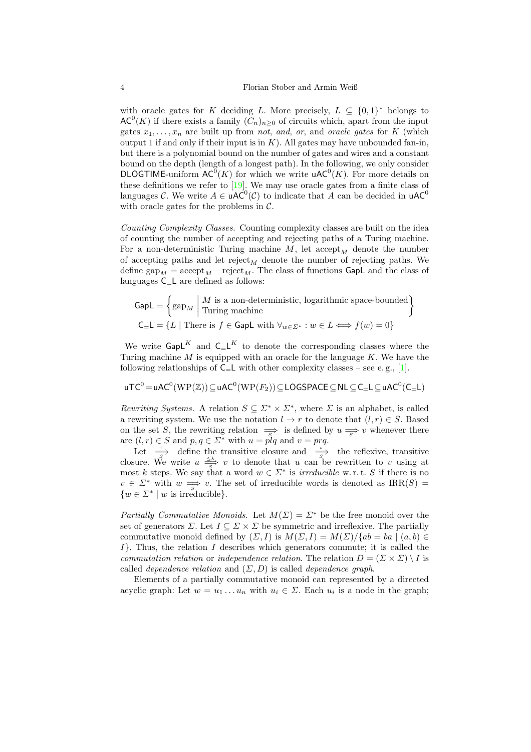with oracle gates for $K$ deciding $L$. More precisely, $L \subseteq \{0,1\}^*$ belongs to $\mathsf{AC}^0(K)$ if there exists a family $(C_n)_{n\geq 0}$ of circuits which, apart from the input gates $x_1, \ldots, x_n$ are built up from *not*, *and*, *or*, and *oracle gates* for $K$ (which output 1 if and only if their input is in $K$). All gates may have unbounded fan-in, but there is a polynomial bound on the number of gates and wires and a constant bound on the depth (length of a longest path). In the following, we only consider $\mathsf{DLOGTIME}$-uniform $\mathsf{AC}^0(K)$ for which we write $\mathsf{uAC}^0(K)$. For more details on these definitions we refer to [19]. We may use oracle gates from a finite class of languages $\mathcal{C}$. We write $A \in \mathsf{uAC}^0(\mathcal{C})$ to indicate that $A$ can be decided in $\mathsf{uAC}^0$ with oracle gates for the problems in $\mathcal{C}$.

*Counting Complexity Classes.* Counting complexity classes are built on the idea of counting the number of accepting and rejecting paths of a Turing machine. For a non-deterministic Turing machine $M$, let $\text{accept}_M$ denote the number of accepting paths and let $\text{reject}_M$ denote the number of rejecting paths. We define $\text{gap}_M = \text{accept}_M - \text{reject}_M$. The class of functions $\mathsf{GapL}$ and the class of languages $\mathsf{C_{=}L}$ are defined as follows:

$$\mathsf{GapL} = \left\{ \text{gap}_M \;\middle|\; \begin{array}{l} M \text{ is a non-deterministic, logarithmic space-bounded} \\ \text{Turing machine} \end{array} \right\}$$

$$\mathsf{C_{=}L} = \{ L \mid \text{There is } f \in \mathsf{GapL} \text{ with } \forall_{w \in \Sigma^*} : w \in L \iff f(w) = 0 \}$$

We write $\mathsf{GapL}^K$ and $\mathsf{C_{=}L}^K$ to denote the corresponding classes where the Turing machine $M$ is equipped with an oracle for the language $K$. We have the following relationships of $\mathsf{C_{=}L}$ with other complexity classes – see e. g., [1].

$$\mathsf{uTC}^0 = \mathsf{uAC}^0(\mathrm{WP}(\mathbb{Z})) \subseteq \mathsf{uAC}^0(\mathrm{WP}(F_2)) \subseteq \mathsf{LOGSPACE} \subseteq \mathsf{NL} \subseteq \mathsf{C_{=}L} \subseteq \mathsf{uAC}^0(\mathsf{C_{=}L})$$

*Rewriting Systems.* A relation $S \subseteq \Sigma^* \times \Sigma^*$, where $\Sigma$ is an alphabet, is called a rewriting system. We use the notation $l \to r$ to denote that $(l,r) \in S$. Based on the set $S$, the rewriting relation $\underset{S}{\Longrightarrow}$ is defined by $u \underset{S}{\Longrightarrow} v$ whenever there are $(l,r) \in S$ and $p, q \in \Sigma^*$ with $u = plq$ and $v = prq$.

Let $\overset{+}{\underset{S}{\Longrightarrow}}$ define the transitive closure and $\overset{*}{\underset{S}{\Longrightarrow}}$ the reflexive, transitive closure. We write $u \overset{\leq k}{\underset{S}{\Longrightarrow}} v$ to denote that $u$ can be rewritten to $v$ using at most $k$ steps. We say that a word $w \in \Sigma^*$ is *irreducible* w. r. t. $S$ if there is no $v \in \Sigma^*$ with $w \underset{S}{\Longrightarrow} v$. The set of irreducible words is denoted as $\mathrm{IRR}(S) = \{ w \in \Sigma^* \mid w \text{ is irreducible}\}$.

*Partially Commutative Monoids.* Let $M(\Sigma) = \Sigma^*$ be the free monoid over the set of generators $\Sigma$. Let $I \subseteq \Sigma \times \Sigma$ be symmetric and irreflexive. The partially commutative monoid defined by $(\Sigma, I)$ is $M(\Sigma, I) = M(\Sigma)/\{ab = ba \mid (a,b) \in I\}$. Thus, the relation $I$ describes which generators commute; it is called the *commutation relation* or *independence relation*. The relation $D = (\Sigma \times \Sigma) \setminus I$ is called *dependence relation* and $(\Sigma, D)$ is called *dependence graph*.

Elements of a partially commutative monoid can represented by a directed acyclic graph: Let $w = u_1 \ldots u_n$ with $u_i \in \Sigma$. Each $u_i$ is a node in the graph;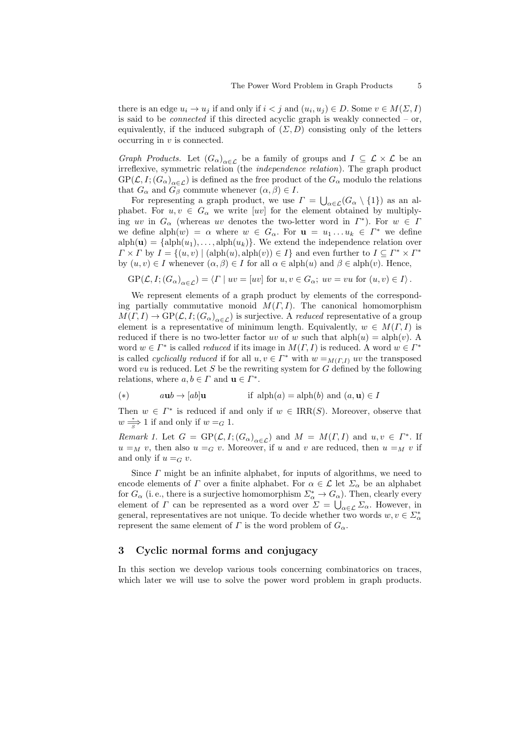there is an edge $u_i \to u_j$ if and only if $i < j$ and $(u_i, u_j) \in D$. Some $v \in M(\Sigma, I)$ is said to be *connected* if this directed acyclic graph is weakly connected – or, equivalently, if the induced subgraph of $(\Sigma, D)$ consisting only of the letters occurring in $v$ is connected.

*Graph Products.* Let $(G_\alpha)_{\alpha \in \mathcal{L}}$ be a family of groups and $I \subseteq \mathcal{L} \times \mathcal{L}$ be an irreflexive, symmetric relation (the *independence relation*). The graph product $\mathrm{GP}(\mathcal{L}, I; (G_\alpha)_{\alpha \in \mathcal{L}})$ is defined as the free product of the $G_\alpha$ modulo the relations that $G_\alpha$ and $G_\beta$ commute whenever $(\alpha, \beta) \in I$.

For representing a graph product, we use $\Gamma = \bigcup_{\alpha \in \mathcal{L}} (G_\alpha \setminus \{1\})$ as an alphabet. For $u, v \in G_\alpha$ we write $[uv]$ for the element obtained by multiplying $uv$ in $G_\alpha$ (whereas $uv$ denotes the two-letter word in $\Gamma^*$). For $w \in \Gamma$ we define $\mathrm{alph}(w) = \alpha$ where $w \in G_\alpha$. For $\mathbf{u} = u_1 \dots u_k \in \Gamma^*$ we define $\mathrm{alph}(\mathbf{u}) = \{\mathrm{alph}(u_1), \dots, \mathrm{alph}(u_k)\}$. We extend the independence relation over $\Gamma \times \Gamma$ by $I = \{(u, v) \mid (\mathrm{alph}(u), \mathrm{alph}(v)) \in I\}$ and even further to $I \subseteq \Gamma^* \times \Gamma^*$ by $(u, v) \in I$ whenever $(\alpha, \beta) \in I$ for all $\alpha \in \mathrm{alph}(u)$ and $\beta \in \mathrm{alph}(v)$. Hence,

$$\mathrm{GP}(\mathcal{L}, I; (G_\alpha)_{\alpha \in \mathcal{L}}) = \langle \Gamma \mid uv = [uv] \text{ for } u, v \in G_\alpha;\ uv = vu \text{ for } (u, v) \in I \rangle .$$

We represent elements of a graph product by elements of the corresponding partially commutative monoid $M(\Gamma, I)$. The canonical homomorphism $M(\Gamma, I) \to \mathrm{GP}(\mathcal{L}, I; (G_\alpha)_{\alpha \in \mathcal{L}})$ is surjective. A *reduced* representative of a group element is a representative of minimum length. Equivalently, $w \in M(\Gamma, I)$ is reduced if there is no two-letter factor $uv$ of $w$ such that $\mathrm{alph}(u) = \mathrm{alph}(v)$. A word $w \in \Gamma^*$ is called *reduced* if its image in $M(\Gamma, I)$ is reduced. A word $w \in \Gamma^*$ is called *cyclically reduced* if for all $u, v \in \Gamma^*$ with $w =_{M(\Gamma, I)} uv$ the transposed word $vu$ is reduced. Let $S$ be the rewriting system for $G$ defined by the following relations, where $a, b \in \Gamma$ and $\mathbf{u} \in \Gamma^*$.

$$(*) \qquad a\mathbf{u}b \to [ab]\mathbf{u} \qquad \text{if } \mathrm{alph}(a) = \mathrm{alph}(b) \text{ and } (a, \mathbf{u}) \in I$$

Then $w \in \Gamma^*$ is reduced if and only if $w \in \mathrm{IRR}(S)$. Moreover, observe that $w \overset{*}{\underset{S}{\Longrightarrow}} 1$ if and only if $w =_G 1$.

*Remark 1.* Let $G = \mathrm{GP}(\mathcal{L}, I; (G_\alpha)_{\alpha \in \mathcal{L}})$ and $M = M(\Gamma, I)$ and $u, v \in \Gamma^*$. If $u =_M v$, then also $u =_G v$. Moreover, if $u$ and $v$ are reduced, then $u =_M v$ if and only if $u =_G v$.

Since $\Gamma$ might be an infinite alphabet, for inputs of algorithms, we need to encode elements of $\Gamma$ over a finite alphabet. For $\alpha \in \mathcal{L}$ let $\Sigma_\alpha$ be an alphabet for $G_\alpha$ (i. e., there is a surjective homomorphism $\Sigma_\alpha^* \to G_\alpha$). Then, clearly every element of $\Gamma$ can be represented as a word over $\Sigma = \bigcup_{\alpha \in \mathcal{L}} \Sigma_\alpha$. However, in general, representatives are not unique. To decide whether two words $w, v \in \Sigma_\alpha^*$ represent the same element of $\Gamma$ is the word problem of $G_\alpha$.

## 3 Cyclic normal forms and conjugacy

In this section we develop various tools concerning combinatorics on traces, which later we will use to solve the power word problem in graph products.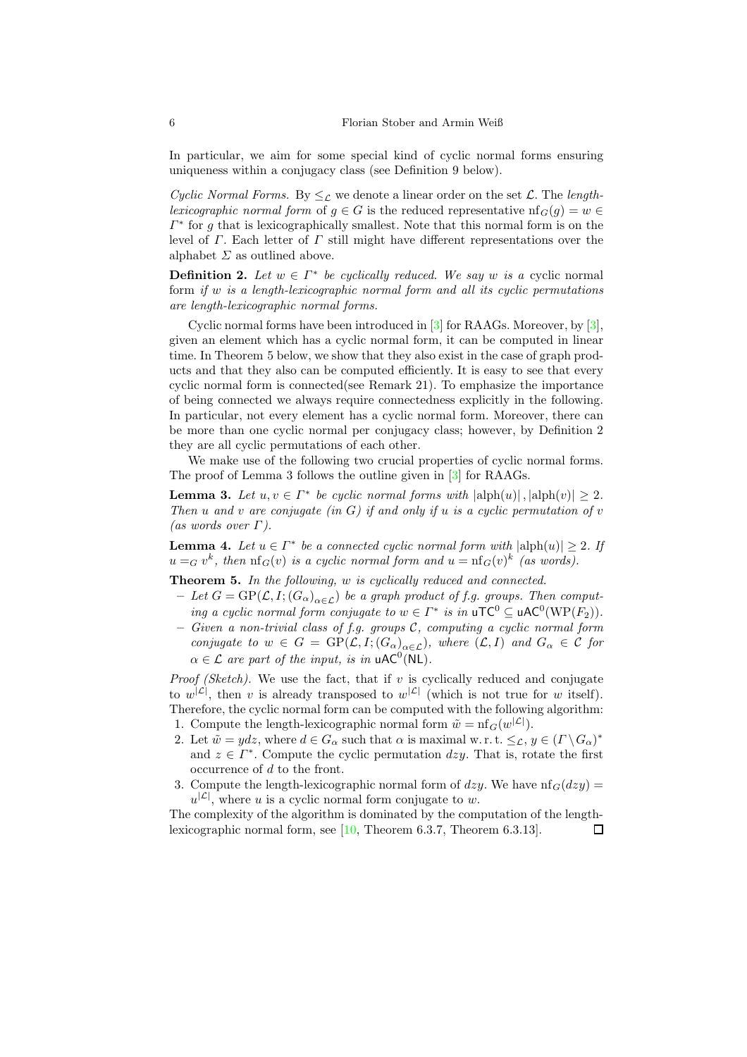In particular, we aim for some special kind of cyclic normal forms ensuring uniqueness within a conjugacy class (see Definition 9 below).

*Cyclic Normal Forms.* By $\leq_{\mathcal{L}}$ we denote a linear order on the set $\mathcal{L}$. The *length-lexicographic normal form* of $g \in G$ is the reduced representative $\mathrm{nf}_G(g) = w \in \Gamma^*$ for $g$ that is lexicographically smallest. Note that this normal form is on the level of $\Gamma$. Each letter of $\Gamma$ still might have different representations over the alphabet $\Sigma$ as outlined above.

**Definition 2.** *Let $w \in \Gamma^*$ be cyclically reduced. We say $w$ is a* cyclic normal form *if $w$ is a length-lexicographic normal form and all its cyclic permutations are length-lexicographic normal forms.*

Cyclic normal forms have been introduced in [3] for RAAGs. Moreover, by [3], given an element which has a cyclic normal form, it can be computed in linear time. In Theorem 5 below, we show that they also exist in the case of graph products and that they also can be computed efficiently. It is easy to see that every cyclic normal form is connected(see Remark 21). To emphasize the importance of being connected we always require connectedness explicitly in the following. In particular, not every element has a cyclic normal form. Moreover, there can be more than one cyclic normal per conjugacy class; however, by Definition 2 they are all cyclic permutations of each other.

We make use of the following two crucial properties of cyclic normal forms. The proof of Lemma 3 follows the outline given in [3] for RAAGs.

**Lemma 3.** *Let $u, v \in \Gamma^*$ be cyclic normal forms with $|\mathrm{alph}(u)|, |\mathrm{alph}(v)| \geq 2$. Then $u$ and $v$ are conjugate (in $G$) if and only if $u$ is a cyclic permutation of $v$ (as words over $\Gamma$).*

**Lemma 4.** *Let $u \in \Gamma^*$ be a connected cyclic normal form with $|\mathrm{alph}(u)| \geq 2$. If $u =_G v^k$, then $\mathrm{nf}_G(v)$ is a cyclic normal form and $u = \mathrm{nf}_G(v)^k$ (as words).*

**Theorem 5.** *In the following, $w$ is cyclically reduced and connected.*

- *Let $G = \mathrm{GP}(\mathcal{L}, I; (G_\alpha)_{\alpha \in \mathcal{L}})$ be a graph product of f.g. groups. Then computing a cyclic normal form conjugate to $w \in \Gamma^*$ is in $\mathsf{uTC}^0 \subseteq \mathsf{uAC}^0(\mathrm{WP}(F_2))$.*
- *Given a non-trivial class of f.g. groups $\mathcal{C}$, computing a cyclic normal form conjugate to $w \in G = \mathrm{GP}(\mathcal{L}, I; (G_\alpha)_{\alpha \in \mathcal{L}})$, where $(\mathcal{L}, I)$ and $G_\alpha \in \mathcal{C}$ for $\alpha \in \mathcal{L}$ are part of the input, is in $\mathsf{uAC}^0(\mathsf{NL})$.*

*Proof (Sketch).* We use the fact, that if $v$ is cyclically reduced and conjugate to $w^{|\mathcal{L}|}$, then $v$ is already transposed to $w^{|\mathcal{L}|}$ (which is not true for $w$ itself). Therefore, the cyclic normal form can be computed with the following algorithm:

1. Compute the length-lexicographic normal form $\tilde{w} = \mathrm{nf}_G(w^{|\mathcal{L}|})$.
2. Let $\tilde{w} = ydz$, where $d \in G_\alpha$ such that $\alpha$ is maximal w. r. t. $\leq_{\mathcal{L}}$, $y \in (\Gamma \setminus G_\alpha)^*$ and $z \in \Gamma^*$. Compute the cyclic permutation $dzy$. That is, rotate the first occurrence of $d$ to the front.
3. Compute the length-lexicographic normal form of $dzy$. We have $\mathrm{nf}_G(dzy) = u^{|\mathcal{L}|}$, where $u$ is a cyclic normal form conjugate to $w$.

The complexity of the algorithm is dominated by the computation of the length-lexicographic normal form, see [10, Theorem 6.3.7, Theorem 6.3.13]. $\square$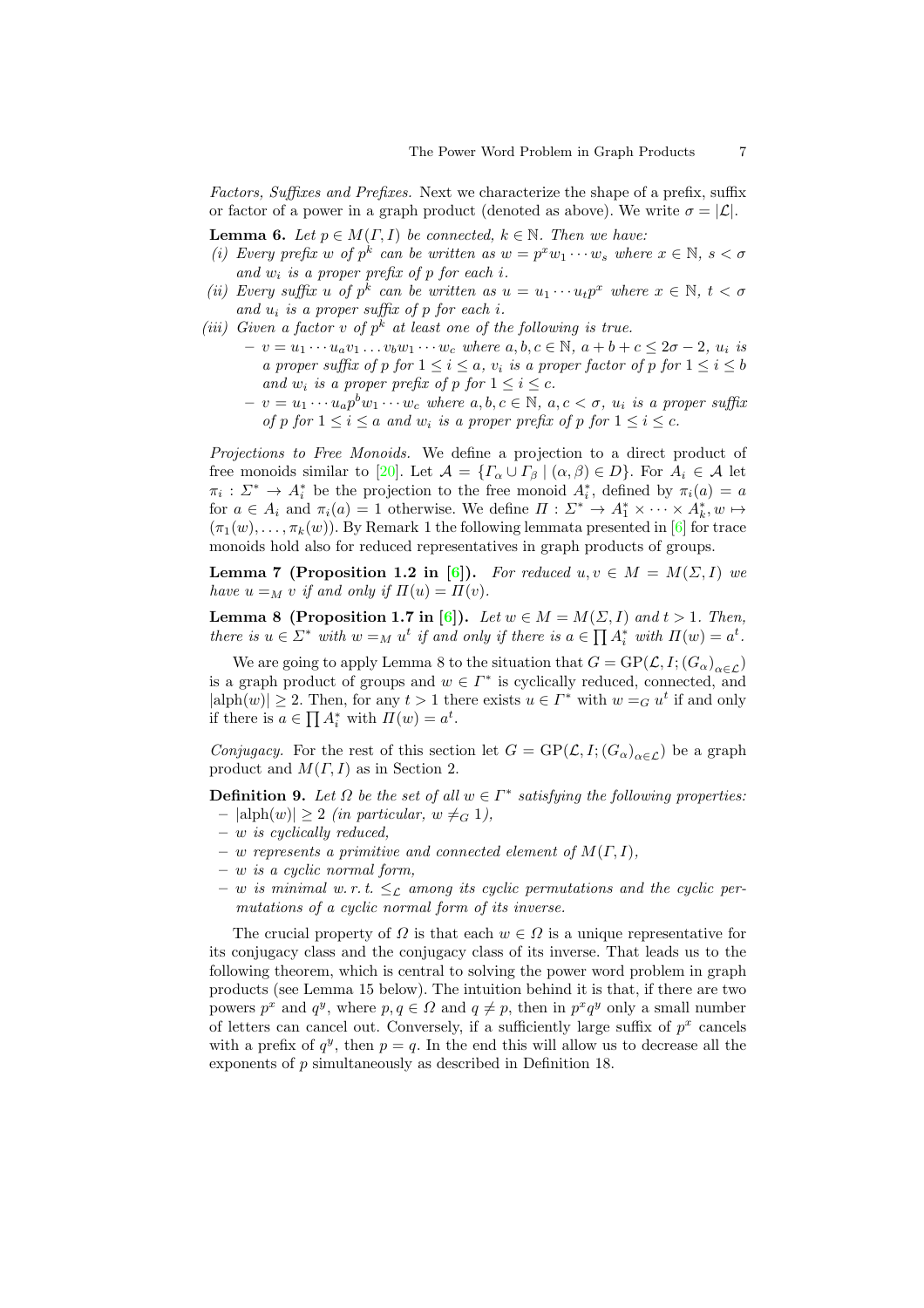*Factors, Suffixes and Prefixes.* Next we characterize the shape of a prefix, suffix or factor of a power in a graph product (denoted as above). We write $\sigma = |\mathcal{L}|$.

**Lemma 6.** *Let $p \in M(\Gamma, I)$ be connected, $k \in \mathbb{N}$. Then we have:*

*(i) Every prefix $w$ of $p^k$ can be written as $w = p^x w_1 \cdots w_s$ where $x \in \mathbb{N}$, $s < \sigma$ and $w_i$ is a proper prefix of $p$ for each $i$.*

*(ii) Every suffix $u$ of $p^k$ can be written as $u = u_1 \cdots u_t p^x$ where $x \in \mathbb{N}$, $t < \sigma$ and $u_i$ is a proper suffix of $p$ for each $i$.*

*(iii) Given a factor $v$ of $p^k$ at least one of the following is true.*
- *$v = u_1 \cdots u_a v_1 \ldots v_b w_1 \cdots w_c$ where $a, b, c \in \mathbb{N}$, $a + b + c \leq 2\sigma - 2$, $u_i$ is a proper suffix of $p$ for $1 \leq i \leq a$, $v_i$ is a proper factor of $p$ for $1 \leq i \leq b$ and $w_i$ is a proper prefix of $p$ for $1 \leq i \leq c$.*
- *$v = u_1 \cdots u_a p^b w_1 \cdots w_c$ where $a, b, c \in \mathbb{N}$, $a, c < \sigma$, $u_i$ is a proper suffix of $p$ for $1 \leq i \leq a$ and $w_i$ is a proper prefix of $p$ for $1 \leq i \leq c$.*

*Projections to Free Monoids.* We define a projection to a direct product of free monoids similar to [20]. Let $\mathcal{A} = \{\Gamma_\alpha \cup \Gamma_\beta \mid (\alpha, \beta) \in D\}$. For $A_i \in \mathcal{A}$ let $\pi_i : \Sigma^* \to A_i^*$ be the projection to the free monoid $A_i^*$, defined by $\pi_i(a) = a$ for $a \in A_i$ and $\pi_i(a) = 1$ otherwise. We define $\Pi : \Sigma^* \to A_1^* \times \cdots \times A_k^*, w \mapsto (\pi_1(w), \ldots, \pi_k(w))$. By Remark 1 the following lemmata presented in [6] for trace monoids hold also for reduced representatives in graph products of groups.

**Lemma 7 (Proposition 1.2 in [6]).** *For reduced $u, v \in M = M(\Sigma, I)$ we have $u =_M v$ if and only if $\Pi(u) = \Pi(v)$.*

**Lemma 8 (Proposition 1.7 in [6]).** *Let $w \in M = M(\Sigma, I)$ and $t > 1$. Then, there is $u \in \Sigma^*$ with $w =_M u^t$ if and only if there is $a \in \prod A_i^*$ with $\Pi(w) = a^t$.*

We are going to apply Lemma 8 to the situation that $G = \mathrm{GP}(\mathcal{L}, I; (G_\alpha)_{\alpha \in \mathcal{L}})$ is a graph product of groups and $w \in \Gamma^*$ is cyclically reduced, connected, and $|\mathrm{alph}(w)| \geq 2$. Then, for any $t > 1$ there exists $u \in \Gamma^*$ with $w =_G u^t$ if and only if there is $a \in \prod A_i^*$ with $\Pi(w) = a^t$.

*Conjugacy.* For the rest of this section let $G = \mathrm{GP}(\mathcal{L}, I; (G_\alpha)_{\alpha \in \mathcal{L}})$ be a graph product and $M(\Gamma, I)$ as in Section 2.

**Definition 9.** *Let $\Omega$ be the set of all $w \in \Gamma^*$ satisfying the following properties:*
- *$|\mathrm{alph}(w)| \geq 2$ (in particular, $w \neq_G 1$),*
- *$w$ is cyclically reduced,*
- *$w$ represents a primitive and connected element of $M(\Gamma, I)$,*
- *$w$ is a cyclic normal form,*
- *$w$ is minimal w. r. t. $\leq_{\mathcal{L}}$ among its cyclic permutations and the cyclic permutations of a cyclic normal form of its inverse.*

The crucial property of $\Omega$ is that each $w \in \Omega$ is a unique representative for its conjugacy class and the conjugacy class of its inverse. That leads us to the following theorem, which is central to solving the power word problem in graph products (see Lemma 15 below). The intuition behind it is that, if there are two powers $p^x$ and $q^y$, where $p, q \in \Omega$ and $q \neq p$, then in $p^x q^y$ only a small number of letters can cancel out. Conversely, if a sufficiently large suffix of $p^x$ cancels with a prefix of $q^y$, then $p = q$. In the end this will allow us to decrease all the exponents of $p$ simultaneously as described in Definition 18.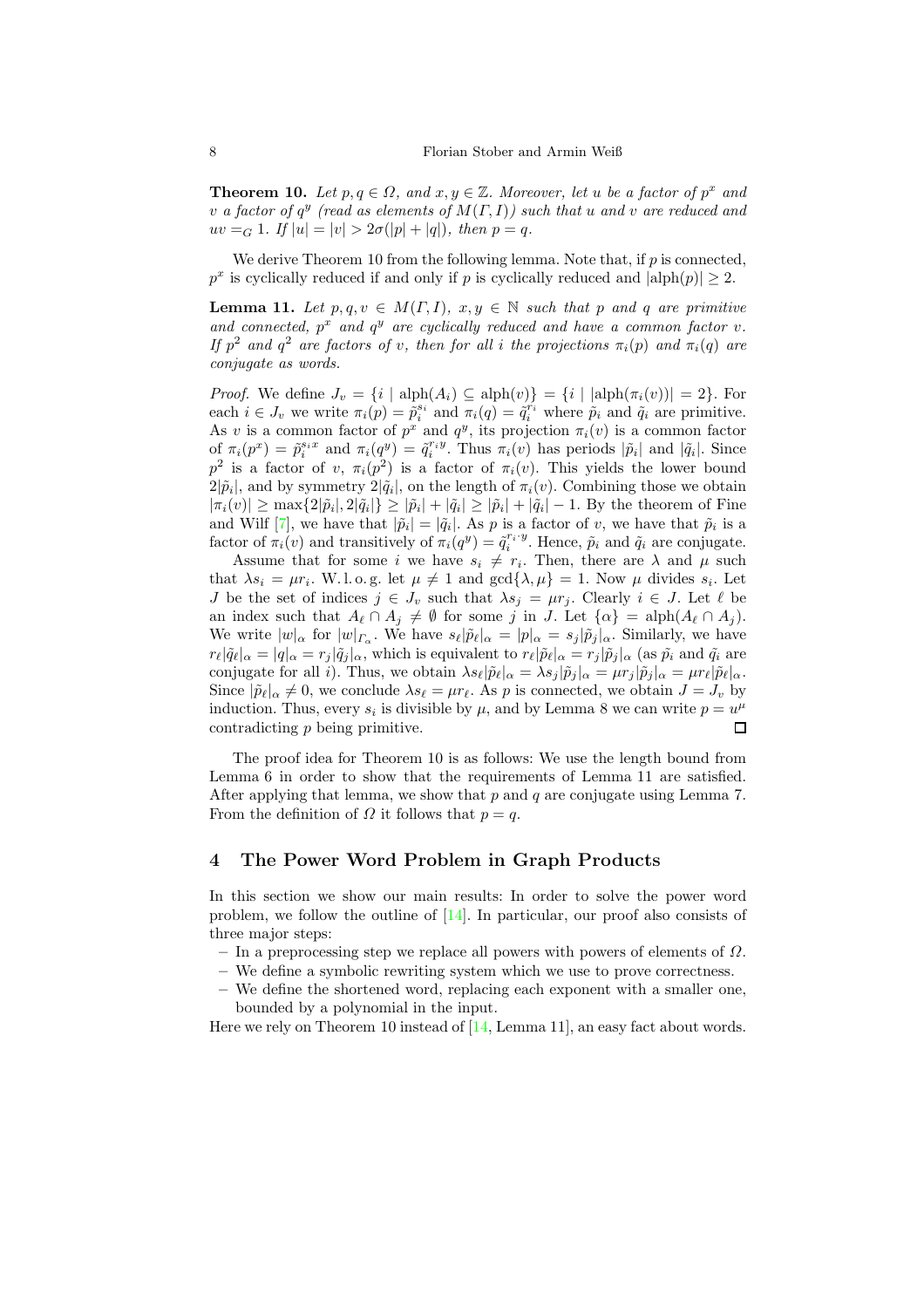**Theorem 10.** *Let $p, q \in \Omega$, and $x, y \in \mathbb{Z}$. Moreover, let $u$ be a factor of $p^x$ and $v$ a factor of $q^y$ (read as elements of $M(\Gamma, I)$) such that $u$ and $v$ are reduced and $uv =_G 1$. If $|u| = |v| > 2\sigma(|p| + |q|)$, then $p = q$.*

We derive Theorem 10 from the following lemma. Note that, if $p$ is connected, $p^x$ is cyclically reduced if and only if $p$ is cyclically reduced and $|\mathrm{alph}(p)| \geq 2$.

**Lemma 11.** *Let $p, q, v \in M(\Gamma, I)$, $x, y \in \mathbb{N}$ such that $p$ and $q$ are primitive and connected, $p^x$ and $q^y$ are cyclically reduced and have a common factor $v$. If $p^2$ and $q^2$ are factors of $v$, then for all $i$ the projections $\pi_i(p)$ and $\pi_i(q)$ are conjugate as words.*

*Proof.* We define $J_v = \{i \mid \mathrm{alph}(A_i) \subseteq \mathrm{alph}(v)\} = \{i \mid |\mathrm{alph}(\pi_i(v))| = 2\}$. For each $i \in J_v$ we write $\pi_i(p) = \tilde{p}_i^{s_i}$ and $\pi_i(q) = \tilde{q}_i^{r_i}$ where $\tilde{p}_i$ and $\tilde{q}_i$ are primitive. As $v$ is a common factor of $p^x$ and $q^y$, its projection $\pi_i(v)$ is a common factor of $\pi_i(p^x) = \tilde{p}_i^{s_i x}$ and $\pi_i(q^y) = \tilde{q}_i^{r_i y}$. Thus $\pi_i(v)$ has periods $|\tilde{p}_i|$ and $|\tilde{q}_i|$. Since $p^2$ is a factor of $v$, $\pi_i(p^2)$ is a factor of $\pi_i(v)$. This yields the lower bound $2|\tilde{p}_i|$, and by symmetry $2|\tilde{q}_i|$, on the length of $\pi_i(v)$. Combining those we obtain $|\pi_i(v)| \geq \max\{2|\tilde{p}_i|, 2|\tilde{q}_i|\} \geq |\tilde{p}_i| + |\tilde{q}_i| \geq |\tilde{p}_i| + |\tilde{q}_i| - 1$. By the theorem of Fine and Wilf [7], we have that $|\tilde{p}_i| = |\tilde{q}_i|$. As $p$ is a factor of $v$, we have that $\tilde{p}_i$ is a factor of $\pi_i(v)$ and transitively of $\pi_i(q^y) = \tilde{q}_i^{r_i \cdot y}$. Hence, $\tilde{p}_i$ and $\tilde{q}_i$ are conjugate.

Assume that for some $i$ we have $s_i \neq r_i$. Then, there are $\lambda$ and $\mu$ such that $\lambda s_i = \mu r_i$. W. l. o. g. let $\mu \neq 1$ and $\gcd\{\lambda, \mu\} = 1$. Now $\mu$ divides $s_i$. Let $J$ be the set of indices $j \in J_v$ such that $\lambda s_j = \mu r_j$. Clearly $i \in J$. Let $\ell$ be an index such that $A_\ell \cap A_j \neq \emptyset$ for some $j$ in $J$. Let $\{\alpha\} = \mathrm{alph}(A_\ell \cap A_j)$. We write $|w|_\alpha$ for $|w|_{\Gamma_\alpha}$. We have $s_\ell |\tilde{p}_\ell|_\alpha = |p|_\alpha = s_j |\tilde{p}_j|_\alpha$. Similarly, we have $r_\ell |\tilde{q}_\ell|_\alpha = |q|_\alpha = r_j |\tilde{q}_j|_\alpha$, which is equivalent to $r_\ell |\tilde{p}_\ell|_\alpha = r_j |\tilde{p}_j|_\alpha$ (as $\tilde{p}_i$ and $\tilde{q}_i$ are conjugate for all $i$). Thus, we obtain $\lambda s_\ell |\tilde{p}_\ell|_\alpha = \lambda s_j |\tilde{p}_j|_\alpha = \mu r_j |\tilde{p}_j|_\alpha = \mu r_\ell |\tilde{p}_\ell|_\alpha$. Since $|\tilde{p}_\ell|_\alpha \neq 0$, we conclude $\lambda s_\ell = \mu r_\ell$. As $p$ is connected, we obtain $J = J_v$ by induction. Thus, every $s_i$ is divisible by $\mu$, and by Lemma 8 we can write $p = u^\mu$ contradicting $p$ being primitive. ☐

The proof idea for Theorem 10 is as follows: We use the length bound from Lemma 6 in order to show that the requirements of Lemma 11 are satisfied. After applying that lemma, we show that $p$ and $q$ are conjugate using Lemma 7. From the definition of $\Omega$ it follows that $p = q$.

## 4 The Power Word Problem in Graph Products

In this section we show our main results: In order to solve the power word problem, we follow the outline of [14]. In particular, our proof also consists of three major steps:

- In a preprocessing step we replace all powers with powers of elements of $\Omega$.
- We define a symbolic rewriting system which we use to prove correctness.
- We define the shortened word, replacing each exponent with a smaller one, bounded by a polynomial in the input.

Here we rely on Theorem 10 instead of [14, Lemma 11], an easy fact about words.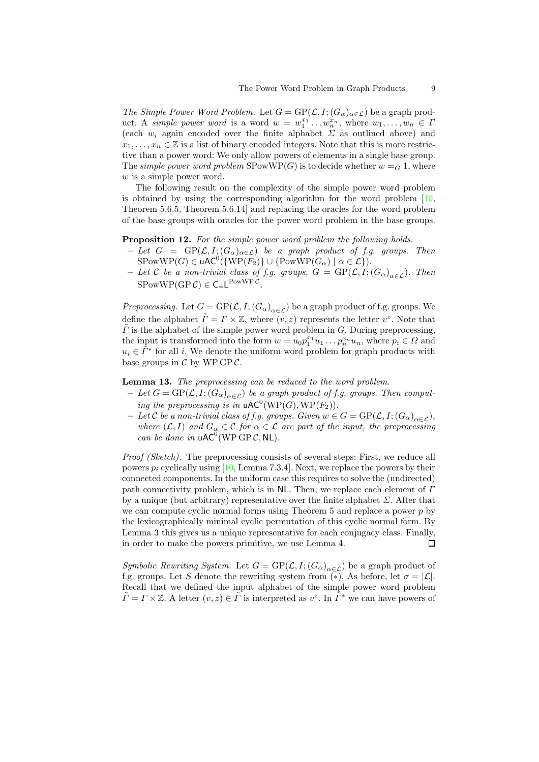*The Simple Power Word Problem.* Let $G = \mathrm{GP}(\mathcal{L}, I; (G_\alpha)_{\alpha\in\mathcal{L}})$ be a graph product. A *simple power word* is a word $w = w_1^{x_1} \dots w_n^{x_n}$, where $w_1, \dots, w_n \in \Gamma$ (each $w_i$ again encoded over the finite alphabet $\Sigma$ as outlined above) and $x_1, \dots, x_n \in \mathbb{Z}$ is a list of binary encoded integers. Note that this is more restrictive than a power word: We only allow powers of elements in a single base group. The *simple power word problem* $\mathrm{SPowWP}(G)$ is to decide whether $w =_G 1$, where $w$ is a simple power word.

The following result on the complexity of the simple power word problem is obtained by using the corresponding algorithm for the word problem [10, Theorem 5.6.5, Theorem 5.6.14] and replacing the oracles for the word problem of the base groups with oracles for the power word problem in the base groups.

**Proposition 12.** *For the simple power word problem the following holds.*

- *Let $G = \mathrm{GP}(\mathcal{L}, I; (G_\alpha)_{\alpha\in\mathcal{L}})$ be a graph product of f.g. groups. Then $\mathrm{SPowWP}(G) \in \mathsf{uAC}^0(\{\mathrm{WP}(F_2)\} \cup \{\mathrm{PowWP}(G_\alpha) \mid \alpha \in \mathcal{L}\})$.*
- *Let $\mathcal{C}$ be a non-trivial class of f.g. groups, $G = \mathrm{GP}(\mathcal{L}, I; (G_\alpha)_{\alpha\in\mathcal{L}})$. Then $\mathrm{SPowWP}(\mathrm{GP}\,\mathcal{C}) \in \mathsf{C_{=}L}^{\mathrm{PowWP}\,\mathcal{C}}$.*

*Preprocessing.* Let $G = \mathrm{GP}(\mathcal{L}, I; (G_\alpha)_{\alpha\in\mathcal{L}})$ be a graph product of f.g. groups. We define the alphabet $\tilde{\Gamma} = \Gamma \times \mathbb{Z}$, where $(v, z)$ represents the letter $v^z$. Note that $\tilde{\Gamma}$ is the alphabet of the simple power word problem in $G$. During preprocessing, the input is transformed into the form $w = u_0 p_1^{x_1} u_1 \dots p_n^{x_n} u_n$, where $p_i \in \Omega$ and $u_i \in \tilde{\Gamma}^*$ for all $i$. We denote the uniform word problem for graph products with base groups in $\mathcal{C}$ by $\mathrm{WP}\,\mathrm{GP}\,\mathcal{C}$.

**Lemma 13.** *The preprocessing can be reduced to the word problem.*

- *Let $G = \mathrm{GP}(\mathcal{L}, I; (G_\alpha)_{\alpha\in\mathcal{L}})$ be a graph product of f.g. groups. Then computing the preprocessing is in $\mathsf{uAC}^0(\mathrm{WP}(G), \mathrm{WP}(F_2))$.*
- *Let $\mathcal{C}$ be a non-trivial class of f.g. groups. Given $w \in G = \mathrm{GP}(\mathcal{L}, I; (G_\alpha)_{\alpha\in\mathcal{L}})$, where $(\mathcal{L}, I)$ and $G_\alpha \in \mathcal{C}$ for $\alpha \in \mathcal{L}$ are part of the input, the preprocessing can be done in $\mathsf{uAC}^0(\mathrm{WP}\,\mathrm{GP}\,\mathcal{C}, \mathsf{NL})$.*

*Proof (Sketch).* The preprocessing consists of several steps: First, we reduce all powers $p_i$ cyclically using [10, Lemma 7.3.4]. Next, we replace the powers by their connected components. In the uniform case this requires to solve the (undirected) path connectivity problem, which is in $\mathsf{NL}$. Then, we replace each element of $\Gamma$ by a unique (but arbitrary) representative over the finite alphabet $\Sigma$. After that we can compute cyclic normal forms using Theorem 5 and replace a power $p$ by the lexicographically minimal cyclic permutation of this cyclic normal form. By Lemma 3 this gives us a unique representative for each conjugacy class. Finally, in order to make the powers primitive, we use Lemma 4. $\square$

*Symbolic Rewriting System.* Let $G = \mathrm{GP}(\mathcal{L}, I; (G_\alpha)_{\alpha\in\mathcal{L}})$ be a graph product of f.g. groups. Let $S$ denote the rewriting system from $(*)$. As before, let $\sigma = |\mathcal{L}|$. Recall that we defined the input alphabet of the simple power word problem $\tilde{\Gamma} = \Gamma \times \mathbb{Z}$. A letter $(v, z) \in \tilde{\Gamma}$ is interpreted as $v^z$. In $\tilde{\Gamma}^*$ we can have powers of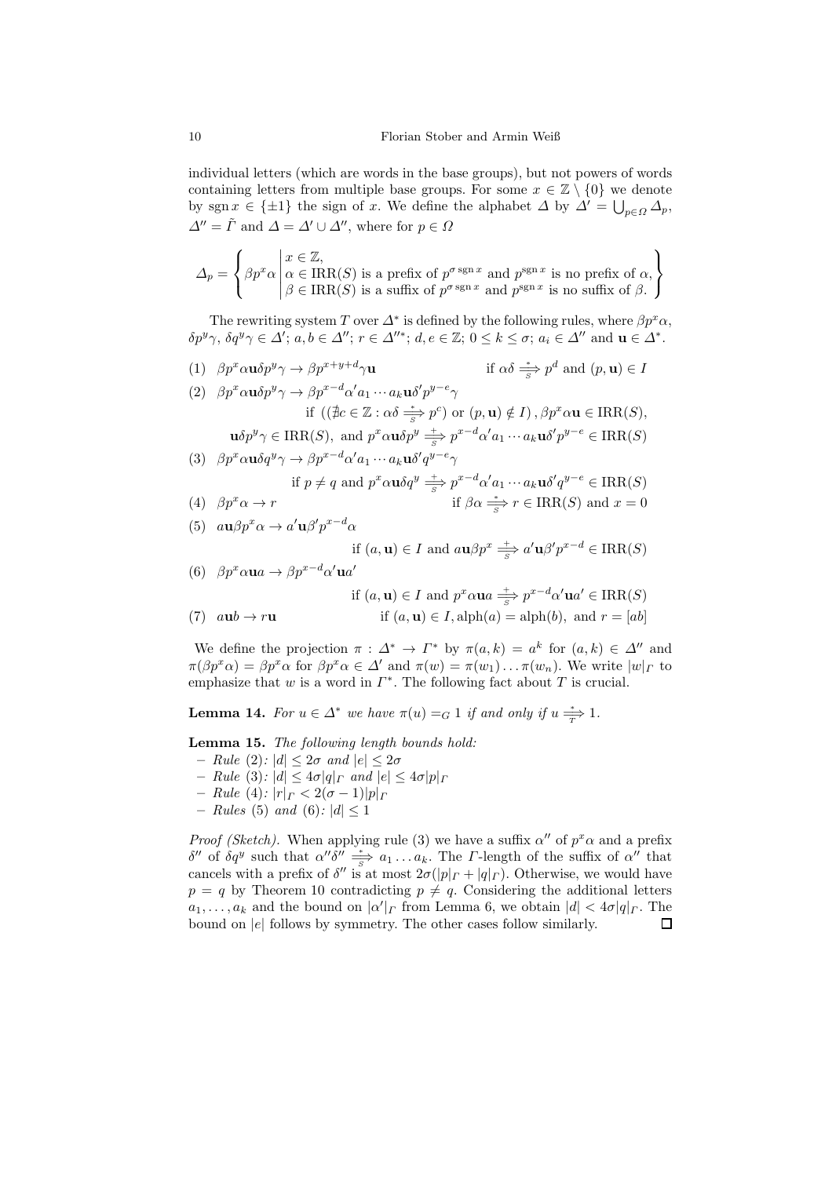individual letters (which are words in the base groups), but not powers of words containing letters from multiple base groups. For some $x \in \mathbb{Z} \setminus \{0\}$ we denote by $\operatorname{sgn} x \in \{\pm 1\}$ the sign of $x$. We define the alphabet $\Delta$ by $\Delta' = \bigcup_{p \in \Omega} \Delta_p$, $\Delta'' = \tilde{\Gamma}$ and $\Delta = \Delta' \cup \Delta''$, where for $p \in \Omega$

$$\Delta_p = \left\{ \beta p^x \alpha \;\middle|\; \begin{array}{l} x \in \mathbb{Z}, \\ \alpha \in \mathrm{IRR}(S) \text{ is a prefix of } p^{\sigma \operatorname{sgn} x} \text{ and } p^{\operatorname{sgn} x} \text{ is no prefix of } \alpha, \\ \beta \in \mathrm{IRR}(S) \text{ is a suffix of } p^{\sigma \operatorname{sgn} x} \text{ and } p^{\operatorname{sgn} x} \text{ is no suffix of } \beta. \end{array} \right\}$$

The rewriting system $T$ over $\Delta^*$ is defined by the following rules, where $\beta p^x \alpha$, $\delta p^y \gamma$, $\delta q^y \gamma \in \Delta'$; $a, b \in \Delta''$; $r \in \Delta''^*$; $d, e \in \mathbb{Z}$; $0 \le k \le \sigma$; $a_i \in \Delta''$ and $\mathbf{u} \in \Delta^*$.

(1) $\beta p^x \alpha \mathbf{u} \delta p^y \gamma \to \beta p^{x+y+d} \gamma \mathbf{u}$ if $\alpha\delta \overset{*}{\underset{S}{\Longrightarrow}} p^d$ and $(p, \mathbf{u}) \in I$

(2) $\beta p^x \alpha \mathbf{u} \delta p^y \gamma \to \beta p^{x-d} \alpha' a_1 \cdots a_k \mathbf{u} \delta' p^{y-e} \gamma$
if $((\nexists c \in \mathbb{Z} : \alpha\delta \overset{*}{\underset{S}{\Longrightarrow}} p^c)$ or $(p, \mathbf{u}) \notin I)$, $\beta p^x \alpha \mathbf{u} \in \mathrm{IRR}(S)$, $\mathbf{u} \delta p^y \gamma \in \mathrm{IRR}(S)$, and $p^x \alpha \mathbf{u} \delta p^y \overset{+}{\underset{S}{\Longrightarrow}} p^{x-d} \alpha' a_1 \cdots a_k \mathbf{u} \delta' p^{y-e} \in \mathrm{IRR}(S)$

(3) $\beta p^x \alpha \mathbf{u} \delta q^y \gamma \to \beta p^{x-d} \alpha' a_1 \cdots a_k \mathbf{u} \delta' q^{y-e} \gamma$
if $p \ne q$ and $p^x \alpha \mathbf{u} \delta q^y \overset{+}{\underset{S}{\Longrightarrow}} p^{x-d} \alpha' a_1 \cdots a_k \mathbf{u} \delta' q^{y-e} \in \mathrm{IRR}(S)$

(4) $\beta p^x \alpha \to r$ if $\beta\alpha \overset{*}{\underset{S}{\Longrightarrow}} r \in \mathrm{IRR}(S)$ and $x = 0$

(5) $a \mathbf{u} \beta p^x \alpha \to a' \mathbf{u} \beta' p^{x-d} \alpha$
if $(a, \mathbf{u}) \in I$ and $a \mathbf{u} \beta p^x \overset{+}{\underset{S}{\Longrightarrow}} a' \mathbf{u} \beta' p^{x-d} \in \mathrm{IRR}(S)$

(6) $\beta p^x \alpha \mathbf{u} a \to \beta p^{x-d} \alpha' \mathbf{u} a'$
if $(a, \mathbf{u}) \in I$ and $p^x \alpha \mathbf{u} a \overset{+}{\underset{S}{\Longrightarrow}} p^{x-d} \alpha' \mathbf{u} a' \in \mathrm{IRR}(S)$

(7) $a \mathbf{u} b \to r \mathbf{u}$ if $(a, \mathbf{u}) \in I, \mathrm{alph}(a) = \mathrm{alph}(b)$, and $r = [ab]$

We define the projection $\pi : \Delta^* \to \Gamma^*$ by $\pi(a, k) = a^k$ for $(a, k) \in \Delta''$ and $\pi(\beta p^x \alpha) = \beta p^x \alpha$ for $\beta p^x \alpha \in \Delta'$ and $\pi(w) = \pi(w_1) \ldots \pi(w_n)$. We write $|w|_\Gamma$ to emphasize that $w$ is a word in $\Gamma^*$. The following fact about $T$ is crucial.

**Lemma 14.** *For $u \in \Delta^*$ we have $\pi(u) =_G 1$ if and only if $u \overset{*}{\underset{T}{\Longrightarrow}} 1$.*

**Lemma 15.** *The following length bounds hold:*
- *Rule (2): $|d| \le 2\sigma$ and $|e| \le 2\sigma$*
- *Rule (3): $|d| \le 4\sigma |q|_\Gamma$ and $|e| \le 4\sigma |p|_\Gamma$*
- *Rule (4): $|r|_\Gamma < 2(\sigma - 1)|p|_\Gamma$*
- *Rules (5) and (6): $|d| \le 1$*

*Proof (Sketch).* When applying rule (3) we have a suffix $\alpha''$ of $p^x \alpha$ and a prefix $\delta''$ of $\delta q^y$ such that $\alpha'' \delta'' \overset{*}{\underset{S}{\Longrightarrow}} a_1 \ldots a_k$. The $\Gamma$-length of the suffix of $\alpha''$ that cancels with a prefix of $\delta''$ is at most $2\sigma(|p|_\Gamma + |q|_\Gamma)$. Otherwise, we would have $p = q$ by Theorem 10 contradicting $p \ne q$. Considering the additional letters $a_1, \ldots, a_k$ and the bound on $|\alpha'|_\Gamma$ from Lemma 6, we obtain $|d| < 4\sigma |q|_\Gamma$. The bound on $|e|$ follows by symmetry. The other cases follow similarly. $\square$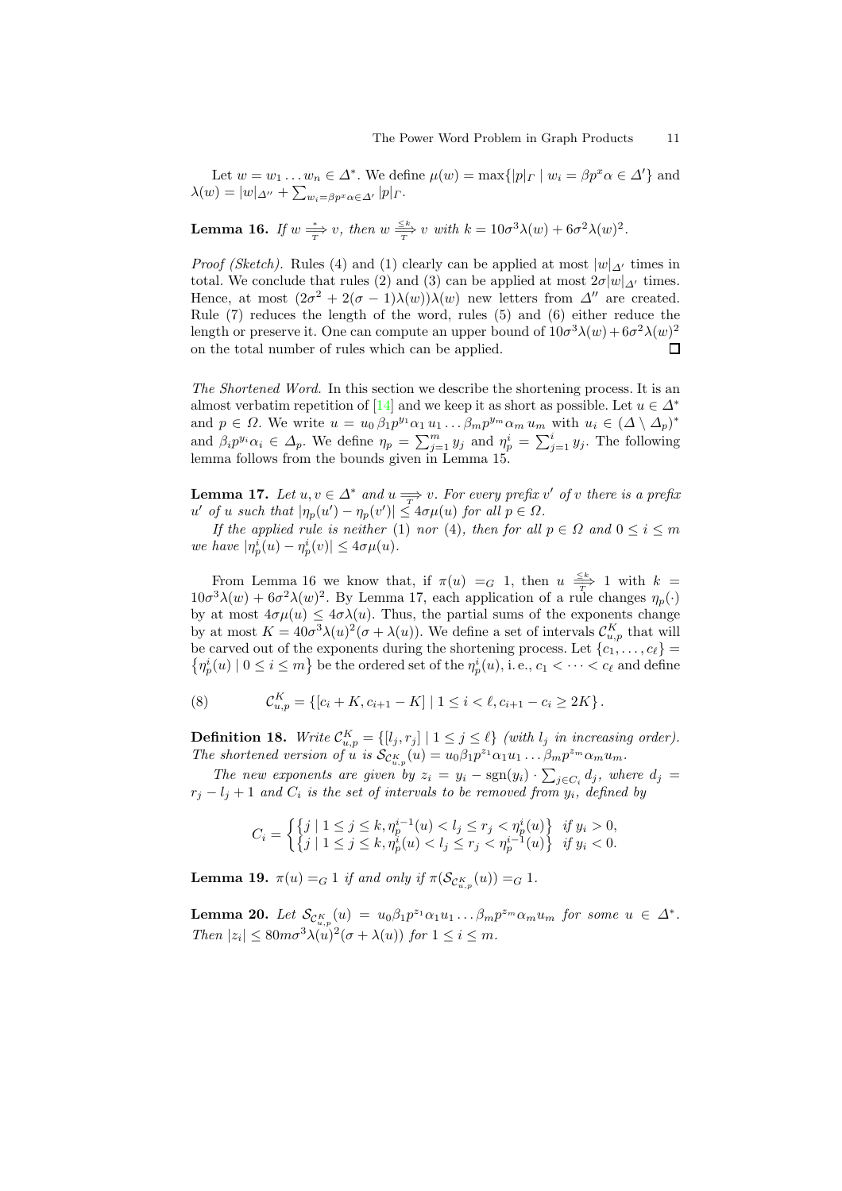Let $w = w_1 \dots w_n \in \Delta^*$. We define $\mu(w) = \max\{|p|_\Gamma \mid w_i = \beta p^x \alpha \in \Delta'\}$ and $\lambda(w) = |w|_{\Delta''} + \sum_{w_i = \beta p^x \alpha \in \Delta'} |p|_\Gamma$.

**Lemma 16.** *If $w \overset{*}{\underset{T}{\Longrightarrow}} v$, then $w \overset{\leq k}{\underset{T}{\Longrightarrow}} v$ with $k = 10\sigma^3\lambda(w) + 6\sigma^2\lambda(w)^2$.*

*Proof (Sketch).* Rules (4) and (1) clearly can be applied at most $|w|_{\Delta'}$ times in total. We conclude that rules (2) and (3) can be applied at most $2\sigma|w|_{\Delta'}$ times. Hence, at most $(2\sigma^2 + 2(\sigma-1)\lambda(w))\lambda(w)$ new letters from $\Delta''$ are created. Rule (7) reduces the length of the word, rules (5) and (6) either reduce the length or preserve it. One can compute an upper bound of $10\sigma^3\lambda(w) + 6\sigma^2\lambda(w)^2$ on the total number of rules which can be applied. ◻

*The Shortened Word.* In this section we describe the shortening process. It is an almost verbatim repetition of [14] and we keep it as short as possible. Let $u \in \Delta^*$ and $p \in \Omega$. We write $u = u_0\, \beta_1 p^{y_1} \alpha_1\, u_1 \dots \beta_m p^{y_m} \alpha_m\, u_m$ with $u_i \in (\Delta \setminus \Delta_p)^*$ and $\beta_i p^{y_i} \alpha_i \in \Delta_p$. We define $\eta_p = \sum_{j=1}^m y_j$ and $\eta_p^i = \sum_{j=1}^i y_j$. The following lemma follows from the bounds given in Lemma 15.

**Lemma 17.** *Let $u, v \in \Delta^*$ and $u \underset{T}{\Longrightarrow} v$. For every prefix $v'$ of $v$ there is a prefix $u'$ of $u$ such that $|\eta_p(u') - \eta_p(v')| \leq 4\sigma\mu(u)$ for all $p \in \Omega$.*

*If the applied rule is neither (1) nor (4), then for all $p \in \Omega$ and $0 \leq i \leq m$ we have $|\eta_p^i(u) - \eta_p^i(v)| \leq 4\sigma\mu(u)$.*

From Lemma 16 we know that, if $\pi(u) =_G 1$, then $u \overset{\leq k}{\underset{T}{\Longrightarrow}} 1$ with $k = 10\sigma^3\lambda(w) + 6\sigma^2\lambda(w)^2$. By Lemma 17, each application of a rule changes $\eta_p(\cdot)$ by at most $4\sigma\mu(u) \leq 4\sigma\lambda(u)$. Thus, the partial sums of the exponents change by at most $K = 40\sigma^3\lambda(u)^2(\sigma + \lambda(u))$. We define a set of intervals $\mathcal{C}_{u,p}^K$ that will be carved out of the exponents during the shortening process. Let $\{c_1, \dots, c_\ell\} = \{\eta_p^i(u) \mid 0 \leq i \leq m\}$ be the ordered set of the $\eta_p^i(u)$, i. e., $c_1 < \dots < c_\ell$ and define

$$\mathcal{C}_{u,p}^K = \{[c_i + K, c_{i+1} - K] \mid 1 \leq i < \ell, c_{i+1} - c_i \geq 2K\}. \tag{8}$$

**Definition 18.** *Write $\mathcal{C}_{u,p}^K = \{[l_j, r_j] \mid 1 \leq j \leq \ell\}$ (with $l_j$ in increasing order). The shortened version of $u$ is $\mathcal{S}_{\mathcal{C}_{u,p}^K}(u) = u_0 \beta_1 p^{z_1} \alpha_1 u_1 \dots \beta_m p^{z_m} \alpha_m u_m$.*

*The new exponents are given by $z_i = y_i - \operatorname{sgn}(y_i) \cdot \sum_{j \in C_i} d_j$, where $d_j = r_j - l_j + 1$ and $C_i$ is the set of intervals to be removed from $y_i$, defined by*

$$C_i = \begin{cases} \{j \mid 1 \leq j \leq k, \eta_p^{i-1}(u) < l_j \leq r_j < \eta_p^i(u)\} & \text{if } y_i > 0, \\ \{j \mid 1 \leq j \leq k, \eta_p^i(u) < l_j \leq r_j < \eta_p^{i-1}(u)\} & \text{if } y_i < 0. \end{cases}$$

**Lemma 19.** *$\pi(u) =_G 1$ if and only if $\pi(\mathcal{S}_{\mathcal{C}_{u,p}^K}(u)) =_G 1$.*

**Lemma 20.** *Let $\mathcal{S}_{\mathcal{C}_{u,p}^K}(u) = u_0 \beta_1 p^{z_1} \alpha_1 u_1 \dots \beta_m p^{z_m} \alpha_m u_m$ for some $u \in \Delta^*$. Then $|z_i| \leq 80m\sigma^3\lambda(u)^2(\sigma + \lambda(u))$ for $1 \leq i \leq m$.*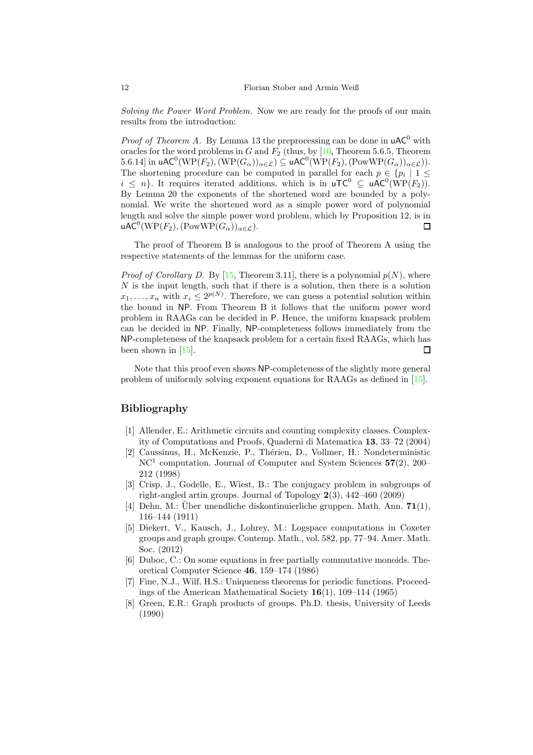*Solving the Power Word Problem.* Now we are ready for the proofs of our main results from the introduction:

*Proof of Theorem A.* By Lemma 13 the preprocessing can be done in $\mathsf{uAC}^0$ with oracles for the word problems in $G$ and $F_2$ (thus, by [10, Theorem 5.6.5, Theorem 5.6.14] in $\mathsf{uAC}^0(\mathrm{WP}(F_2), (\mathrm{WP}(G_\alpha))_{\alpha\in\mathcal{L}}) \subseteq \mathsf{uAC}^0(\mathrm{WP}(F_2), (\mathrm{PowWP}(G_\alpha))_{\alpha\in\mathcal{L}})$. The shortening procedure can be computed in parallel for each $p \in \{p_i \mid 1 \leq i \leq n\}$. It requires iterated additions, which is in $\mathsf{uTC}^0 \subseteq \mathsf{uAC}^0(\mathrm{WP}(F_2))$. By Lemma 20 the exponents of the shortened word are bounded by a polynomial. We write the shortened word as a simple power word of polynomial length and solve the simple power word problem, which by Proposition 12, is in $\mathsf{uAC}^0(\mathrm{WP}(F_2), (\mathrm{PowWP}(G_\alpha))_{\alpha\in\mathcal{L}})$. ☐

The proof of Theorem B is analogous to the proof of Theorem A using the respective statements of the lemmas for the uniform case.

*Proof of Corollary D.* By [15, Theorem 3.11], there is a polynomial $p(N)$, where $N$ is the input length, such that if there is a solution, then there is a solution $x_1, \ldots, x_n$ with $x_i \leq 2^{p(N)}$. Therefore, we can guess a potential solution within the bound in $\mathsf{NP}$. From Theorem B it follows that the uniform power word problem in RAAGs can be decided in $\mathsf{P}$. Hence, the uniform knapsack problem can be decided in $\mathsf{NP}$. Finally, $\mathsf{NP}$-completeness follows immediately from the $\mathsf{NP}$-completeness of the knapsack problem for a certain fixed RAAGs, which has been shown in [15]. ☐

Note that this proof even shows $\mathsf{NP}$-completeness of the slightly more general problem of uniformly solving exponent equations for RAAGs as defined in [15].

## Bibliography

[1] Allender, E.: Arithmetic circuits and counting complexity classes. Complexity of Computations and Proofs, Quaderni di Matematica **13**, 33–72 (2004)

[2] Caussinus, H., McKenzie, P., Thérien, D., Vollmer, H.: Nondeterministic $\mathrm{NC}^1$ computation. Journal of Computer and System Sciences **57**(2), 200–212 (1998)

[3] Crisp, J., Godelle, E., Wiest, B.: The conjugacy problem in subgroups of right-angled artin groups. Journal of Topology **2**(3), 442–460 (2009)

[4] Dehn, M.: Über unendliche diskontinuierliche gruppen. Math. Ann. **71**(1), 116–144 (1911)

[5] Diekert, V., Kausch, J., Lohrey, M.: Logspace computations in Coxeter groups and graph groups. Contemp. Math., vol. 582, pp. 77–94. Amer. Math. Soc. (2012)

[6] Duboc, C.: On some equations in free partially commutative monoids. Theoretical Computer Science **46**, 159–174 (1986)

[7] Fine, N.J., Wilf, H.S.: Uniqueness theorems for periodic functions. Proceedings of the American Mathematical Society **16**(1), 109–114 (1965)

[8] Green, E.R.: Graph products of groups. Ph.D. thesis, University of Leeds (1990)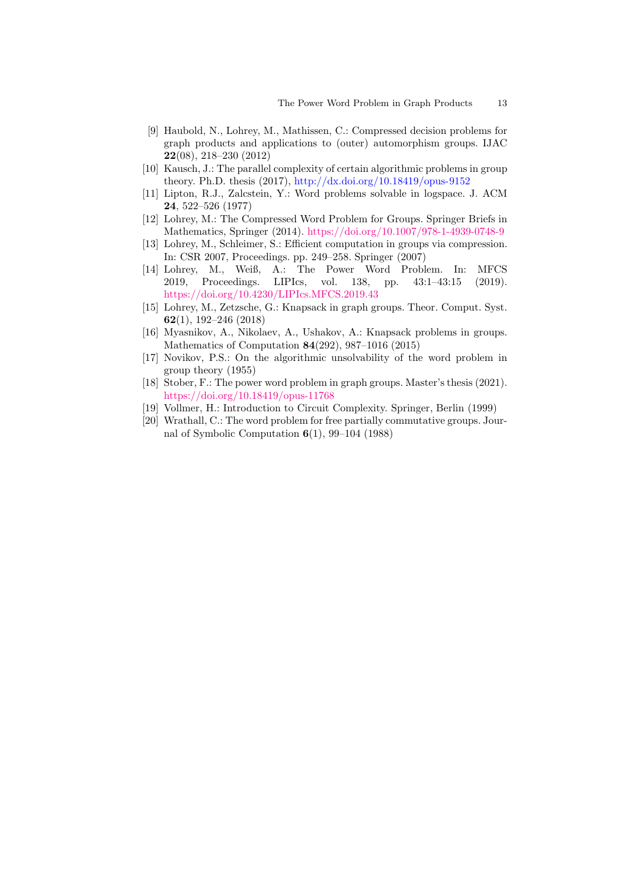[9] Haubold, N., Lohrey, M., Mathissen, C.: Compressed decision problems for graph products and applications to (outer) automorphism groups. IJAC **22**(08), 218–230 (2012)

[10] Kausch, J.: The parallel complexity of certain algorithmic problems in group theory. Ph.D. thesis (2017), http://dx.doi.org/10.18419/opus-9152

[11] Lipton, R.J., Zalcstein, Y.: Word problems solvable in logspace. J. ACM **24**, 522–526 (1977)

[12] Lohrey, M.: The Compressed Word Problem for Groups. Springer Briefs in Mathematics, Springer (2014). https://doi.org/10.1007/978-1-4939-0748-9

[13] Lohrey, M., Schleimer, S.: Efficient computation in groups via compression. In: CSR 2007, Proceedings. pp. 249–258. Springer (2007)

[14] Lohrey, M., Weiß, A.: The Power Word Problem. In: MFCS 2019, Proceedings. LIPIcs, vol. 138, pp. 43:1–43:15 (2019). https://doi.org/10.4230/LIPIcs.MFCS.2019.43

[15] Lohrey, M., Zetzsche, G.: Knapsack in graph groups. Theor. Comput. Syst. **62**(1), 192–246 (2018)

[16] Myasnikov, A., Nikolaev, A., Ushakov, A.: Knapsack problems in groups. Mathematics of Computation **84**(292), 987–1016 (2015)

[17] Novikov, P.S.: On the algorithmic unsolvability of the word problem in group theory (1955)

[18] Stober, F.: The power word problem in graph groups. Master's thesis (2021). https://doi.org/10.18419/opus-11768

[19] Vollmer, H.: Introduction to Circuit Complexity. Springer, Berlin (1999)

[20] Wrathall, C.: The word problem for free partially commutative groups. Journal of Symbolic Computation **6**(1), 99–104 (1988)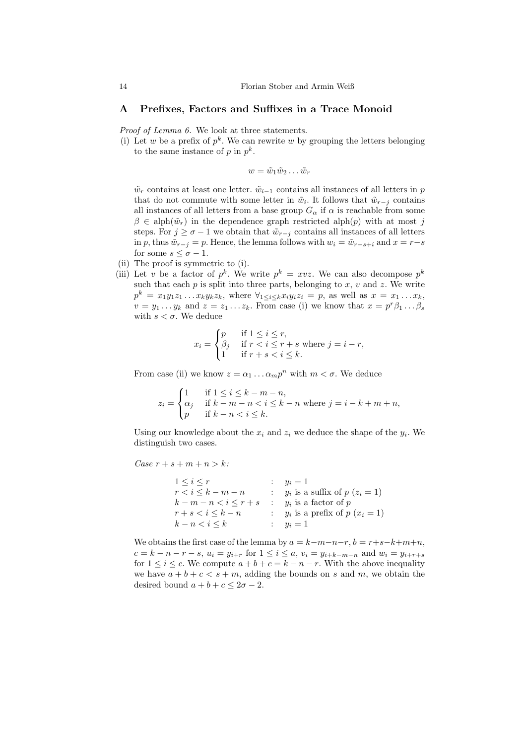## A Prefixes, Factors and Suffixes in a Trace Monoid

*Proof of Lemma 6.* We look at three statements.

(i) Let $w$ be a prefix of $p^k$. We can rewrite $w$ by grouping the letters belonging to the same instance of $p$ in $p^k$.

$$w = \tilde{w}_1\tilde{w}_2 \dots \tilde{w}_r$$

$\tilde{w}_r$ contains at least one letter. $\tilde{w}_{i-1}$ contains all instances of all letters in $p$ that do not commute with some letter in $\tilde{w}_i$. It follows that $\tilde{w}_{r-j}$ contains all instances of all letters from a base group $G_\alpha$ if $\alpha$ is reachable from some $\beta \in \mathrm{alph}(\tilde{w}_r)$ in the dependence graph restricted $\mathrm{alph}(p)$ with at most $j$ steps. For $j \geq \sigma - 1$ we obtain that $\tilde{w}_{r-j}$ contains all instances of all letters in $p$, thus $\tilde{w}_{r-j} = p$. Hence, the lemma follows with $w_i = \tilde{w}_{r-s+i}$ and $x = r-s$ for some $s \leq \sigma - 1$.

(ii) The proof is symmetric to (i).

(iii) Let $v$ be a factor of $p^k$. We write $p^k = xvz$. We can also decompose $p^k$ such that each $p$ is split into three parts, belonging to $x$, $v$ and $z$. We write $p^k = x_1y_1z_1 \dots x_ky_kz_k$, where $\forall_{1 \leq i \leq k} x_iy_iz_i = p$, as well as $x = x_1 \dots x_k$, $v = y_1 \dots y_k$ and $z = z_1 \dots z_k$. From case (i) we know that $x = p^r\beta_1 \dots \beta_s$ with $s < \sigma$. We deduce

$$x_i = \begin{cases} p & \text{if } 1 \leq i \leq r, \\ \beta_j & \text{if } r < i \leq r+s \text{ where } j = i - r, \\ 1 & \text{if } r+s < i \leq k. \end{cases}$$

From case (ii) we know $z = \alpha_1 \dots \alpha_m p^n$ with $m < \sigma$. We deduce

$$z_i = \begin{cases} 1 & \text{if } 1 \leq i \leq k-m-n, \\ \alpha_j & \text{if } k-m-n < i \leq k-n \text{ where } j = i-k+m+n, \\ p & \text{if } k-n < i \leq k. \end{cases}$$

Using our knowledge about the $x_i$ and $z_i$ we deduce the shape of the $y_i$. We distinguish two cases.

*Case $r+s+m+n > k$:*

| | | |
|---|---|---|
| $1 \leq i \leq r$ | : | $y_i = 1$ |
| $r < i \leq k-m-n$ | : | $y_i$ is a suffix of $p$ ($z_i = 1$) |
| $k-m-n < i \leq r+s$ | : | $y_i$ is a factor of $p$ |
| $r+s < i \leq k-n$ | : | $y_i$ is a prefix of $p$ ($x_i = 1$) |
| $k-n < i \leq k$ | : | $y_i = 1$ |

We obtains the first case of the lemma by $a = k-m-n-r$, $b = r+s-k+m+n$, $c = k-n-r-s$, $u_i = y_{i+r}$ for $1 \leq i \leq a$, $v_i = y_{i+k-m-n}$ and $w_i = y_{i+r+s}$ for $1 \leq i \leq c$. We compute $a+b+c = k-n-r$. With the above inequality we have $a+b+c < s+m$, adding the bounds on $s$ and $m$, we obtain the desired bound $a+b+c \leq 2\sigma - 2$.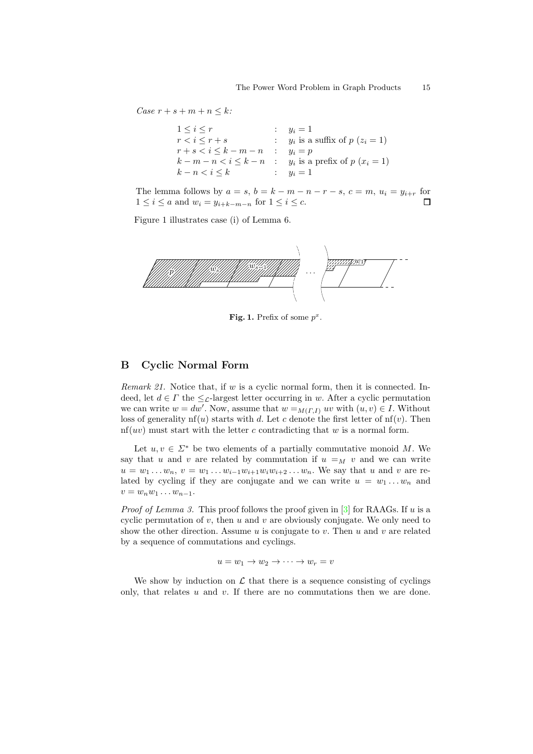*Case $r + s + m + n \leq k$:*

$$
\begin{array}{lcl}
1 \leq i \leq r & : & y_i = 1 \\
r < i \leq r + s & : & y_i \text{ is a suffix of } p \ (z_i = 1) \\
r + s < i \leq k - m - n & : & y_i = p \\
k - m - n < i \leq k - n & : & y_i \text{ is a prefix of } p \ (x_i = 1) \\
k - n < i \leq k & : & y_i = 1
\end{array}
$$

The lemma follows by $a = s$, $b = k - m - n - r - s$, $c = m$, $u_i = y_{i+r}$ for $1 \leq i \leq a$ and $w_i = y_{i+k-m-n}$ for $1 \leq i \leq c$. ☐

Figure 1 illustrates case (i) of Lemma 6.

**Fig. 1.** Prefix of some $p^x$.

## B Cyclic Normal Form

*Remark 21.* Notice that, if $w$ is a cyclic normal form, then it is connected. Indeed, let $d \in \Gamma$ the $\leq_{\mathcal{L}}$-largest letter occurring in $w$. After a cyclic permutation we can write $w = dw'$. Now, assume that $w =_{M(\Gamma,I)} uv$ with $(u, v) \in I$. Without loss of generality $\mathrm{nf}(u)$ starts with $d$. Let $c$ denote the first letter of $\mathrm{nf}(v)$. Then $\mathrm{nf}(uv)$ must start with the letter $c$ contradicting that $w$ is a normal form.

Let $u, v \in \Sigma^*$ be two elements of a partially commutative monoid $M$. We say that $u$ and $v$ are related by commutation if $u =_M v$ and we can write $u = w_1 \ldots w_n$, $v = w_1 \ldots w_{i-1} w_{i+1} w_i w_{i+2} \ldots w_n$. We say that $u$ and $v$ are related by cycling if they are conjugate and we can write $u = w_1 \ldots w_n$ and $v = w_n w_1 \ldots w_{n-1}$.

*Proof of Lemma 3.* This proof follows the proof given in [3] for RAAGs. If $u$ is a cyclic permutation of $v$, then $u$ and $v$ are obviously conjugate. We only need to show the other direction. Assume $u$ is conjugate to $v$. Then $u$ and $v$ are related by a sequence of commutations and cyclings.

$$u = w_1 \to w_2 \to \cdots \to w_r = v$$

We show by induction on $\mathcal{L}$ that there is a sequence consisting of cyclings only, that relates $u$ and $v$. If there are no commutations then we are done.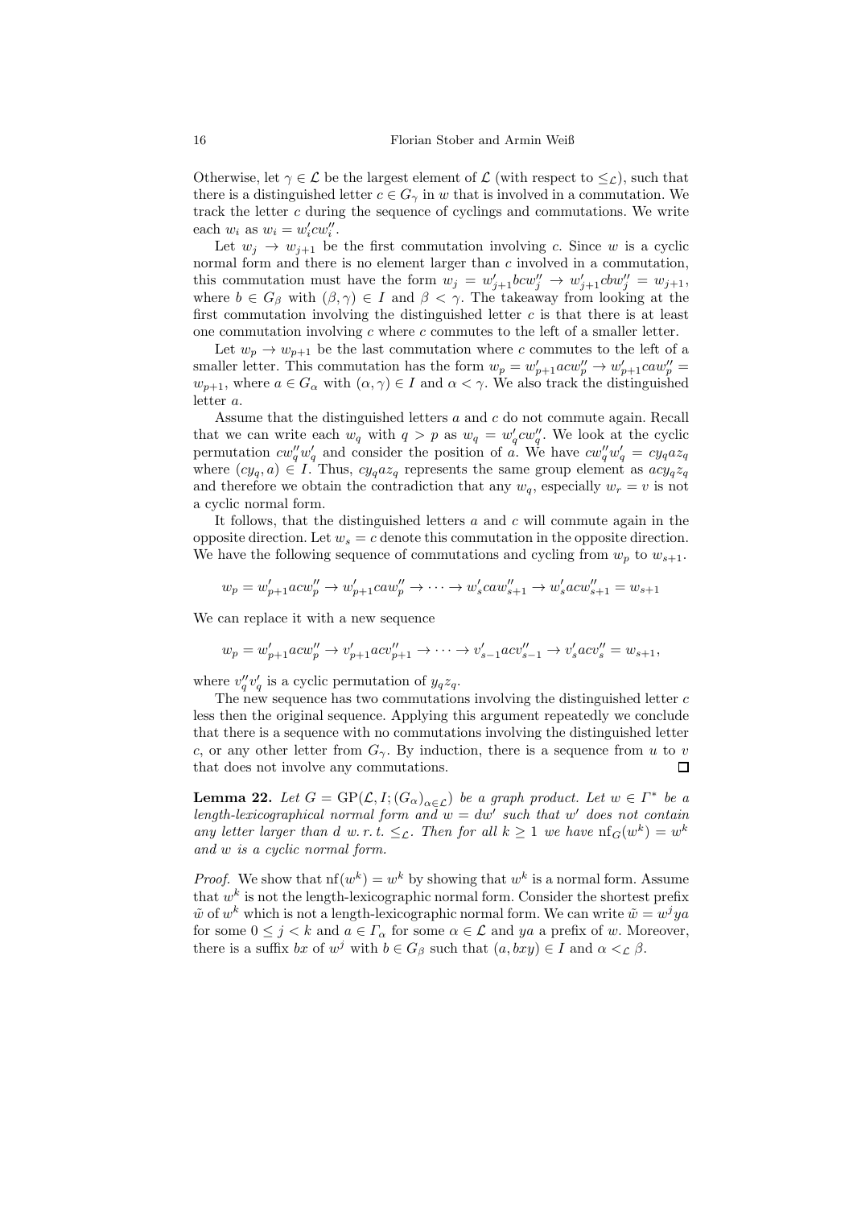Otherwise, let $\gamma \in \mathcal{L}$ be the largest element of $\mathcal{L}$ (with respect to $\leq_{\mathcal{L}}$), such that there is a distinguished letter $c \in G_\gamma$ in $w$ that is involved in a commutation. We track the letter $c$ during the sequence of cyclings and commutations. We write each $w_i$ as $w_i = w_i' c w_i''$.

Let $w_j \to w_{j+1}$ be the first commutation involving $c$. Since $w$ is a cyclic normal form and there is no element larger than $c$ involved in a commutation, this commutation must have the form $w_j = w_{j+1}' b c w_j'' \to w_{j+1}' c b w_j'' = w_{j+1}$, where $b \in G_\beta$ with $(\beta, \gamma) \in I$ and $\beta < \gamma$. The takeaway from looking at the first commutation involving the distinguished letter $c$ is that there is at least one commutation involving $c$ where $c$ commutes to the left of a smaller letter.

Let $w_p \to w_{p+1}$ be the last commutation where $c$ commutes to the left of a smaller letter. This commutation has the form $w_p = w_{p+1}' a c w_p'' \to w_{p+1}' c a w_p'' = w_{p+1}$, where $a \in G_\alpha$ with $(\alpha, \gamma) \in I$ and $\alpha < \gamma$. We also track the distinguished letter $a$.

Assume that the distinguished letters $a$ and $c$ do not commute again. Recall that we can write each $w_q$ with $q > p$ as $w_q = w_q' c w_q''$. We look at the cyclic permutation $c w_q'' w_q'$ and consider the position of $a$. We have $c w_q'' w_q' = c y_q a z_q$ where $(c y_q, a) \in I$. Thus, $c y_q a z_q$ represents the same group element as $a c y_q z_q$ and therefore we obtain the contradiction that any $w_q$, especially $w_r = v$ is not a cyclic normal form.

It follows, that the distinguished letters $a$ and $c$ will commute again in the opposite direction. Let $w_s = c$ denote this commutation in the opposite direction. We have the following sequence of commutations and cycling from $w_p$ to $w_{s+1}$.

$$w_p = w_{p+1}' a c w_p'' \to w_{p+1}' c a w_p'' \to \cdots \to w_s' c a w_{s+1}'' \to w_s' a c w_{s+1}'' = w_{s+1}$$

We can replace it with a new sequence

$$w_p = w_{p+1}' a c w_p'' \to v_{p+1}' a c v_{p+1}'' \to \cdots \to v_{s-1}' a c v_{s-1}'' \to v_s' a c v_s'' = w_{s+1},$$

where $v_q'' v_q'$ is a cyclic permutation of $y_q z_q$.

The new sequence has two commutations involving the distinguished letter $c$ less then the original sequence. Applying this argument repeatedly we conclude that there is a sequence with no commutations involving the distinguished letter $c$, or any other letter from $G_\gamma$. By induction, there is a sequence from $u$ to $v$ that does not involve any commutations. $\square$

**Lemma 22.** *Let $G = \mathrm{GP}(\mathcal{L}, I; (G_\alpha)_{\alpha \in \mathcal{L}})$ be a graph product. Let $w \in \Gamma^*$ be a length-lexicographical normal form and $w = d w'$ such that $w'$ does not contain any letter larger than $d$ w.r.t. $\leq_{\mathcal{L}}$. Then for all $k \geq 1$ we have $\mathrm{nf}_G(w^k) = w^k$ and $w$ is a cyclic normal form.*

*Proof.* We show that $\mathrm{nf}(w^k) = w^k$ by showing that $w^k$ is a normal form. Assume that $w^k$ is not the length-lexicographic normal form. Consider the shortest prefix $\tilde{w}$ of $w^k$ which is not a length-lexicographic normal form. We can write $\tilde{w} = w^j y a$ for some $0 \leq j < k$ and $a \in \Gamma_\alpha$ for some $\alpha \in \mathcal{L}$ and $ya$ a prefix of $w$. Moreover, there is a suffix $bx$ of $w^j$ with $b \in G_\beta$ such that $(a, bxy) \in I$ and $\alpha <_{\mathcal{L}} \beta$.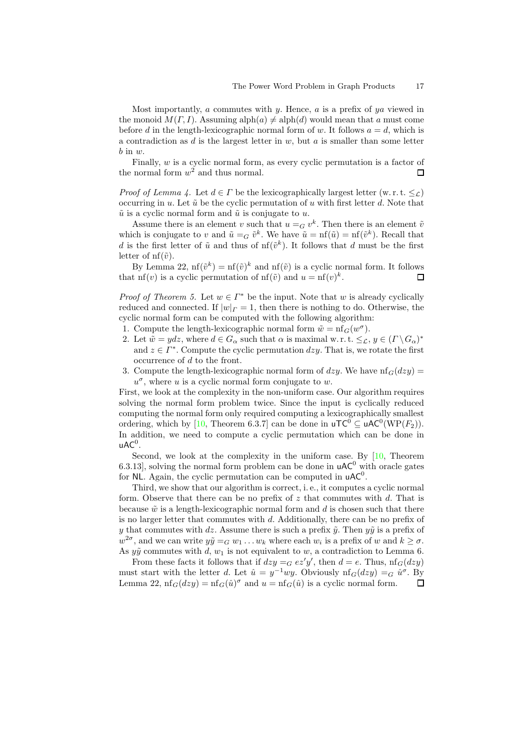Most importantly, $a$ commutes with $y$. Hence, $a$ is a prefix of $ya$ viewed in the monoid $M(\Gamma, I)$. Assuming $\mathrm{alph}(a) \neq \mathrm{alph}(d)$ would mean that $a$ must come before $d$ in the length-lexicographic normal form of $w$. It follows $a = d$, which is a contradiction as $d$ is the largest letter in $w$, but $a$ is smaller than some letter $b$ in $w$.

Finally, $w$ is a cyclic normal form, as every cyclic permutation is a factor of the normal form $w^2$ and thus normal. □

*Proof of Lemma 4.* Let $d \in \Gamma$ be the lexicographically largest letter (w. r. t. $\leq_{\mathcal{L}}$) occurring in $u$. Let $\tilde{u}$ be the cyclic permutation of $u$ with first letter $d$. Note that $\tilde{u}$ is a cyclic normal form and $\tilde{u}$ is conjugate to $u$.

Assume there is an element $v$ such that $u =_G v^k$. Then there is an element $\tilde{v}$ which is conjugate to $v$ and $\tilde{u} =_G \tilde{v}^k$. We have $\tilde{u} = \mathrm{nf}(\tilde{u}) = \mathrm{nf}(\tilde{v}^k)$. Recall that $d$ is the first letter of $\tilde{u}$ and thus of $\mathrm{nf}(\tilde{v}^k)$. It follows that $d$ must be the first letter of $\mathrm{nf}(\tilde{v})$.

By Lemma 22, $\mathrm{nf}(\tilde{v}^k) = \mathrm{nf}(\tilde{v})^k$ and $\mathrm{nf}(\tilde{v})$ is a cyclic normal form. It follows that $\mathrm{nf}(v)$ is a cyclic permutation of $\mathrm{nf}(\tilde{v})$ and $u = \mathrm{nf}(v)^k$. □

*Proof of Theorem 5.* Let $w \in \Gamma^*$ be the input. Note that $w$ is already cyclically reduced and connected. If $|w|_\Gamma = 1$, then there is nothing to do. Otherwise, the cyclic normal form can be computed with the following algorithm:

1. Compute the length-lexicographic normal form $\tilde{w} = \mathrm{nf}_G(w^\sigma)$.
2. Let $\tilde{w} = ydz$, where $d \in G_\alpha$ such that $\alpha$ is maximal w. r. t. $\leq_{\mathcal{L}}$, $y \in (\Gamma \setminus G_\alpha)^*$ and $z \in \Gamma^*$. Compute the cyclic permutation $dzy$. That is, we rotate the first occurrence of $d$ to the front.
3. Compute the length-lexicographic normal form of $dzy$. We have $\mathrm{nf}_G(dzy) = u^\sigma$, where $u$ is a cyclic normal form conjugate to $w$.

First, we look at the complexity in the non-uniform case. Our algorithm requires solving the normal form problem twice. Since the input is cyclically reduced computing the normal form only required computing a lexicographically smallest ordering, which by [10, Theorem 6.3.7] can be done in $\mathsf{uTC}^0 \subseteq \mathsf{uAC}^0(\mathrm{WP}(F_2))$. In addition, we need to compute a cyclic permutation which can be done in $\mathsf{uAC}^0$.

Second, we look at the complexity in the uniform case. By [10, Theorem 6.3.13], solving the normal form problem can be done in $\mathsf{uAC}^0$ with oracle gates for $\mathsf{NL}$. Again, the cyclic permutation can be computed in $\mathsf{uAC}^0$.

Third, we show that our algorithm is correct, i. e., it computes a cyclic normal form. Observe that there can be no prefix of $z$ that commutes with $d$. That is because $\tilde{w}$ is a length-lexicographic normal form and $d$ is chosen such that there is no larger letter that commutes with $d$. Additionally, there can be no prefix of $y$ that commutes with $dz$. Assume there is such a prefix $\tilde{y}$. Then $y\tilde{y}$ is a prefix of $w^{2\sigma}$, and we can write $y\tilde{y} =_G w_1 \ldots w_k$ where each $w_i$ is a prefix of $w$ and $k \geq \sigma$. As $y\tilde{y}$ commutes with $d$, $w_1$ is not equivalent to $w$, a contradiction to Lemma 6.

From these facts it follows that if $dzy =_G ez'y'$, then $d = e$. Thus, $\mathrm{nf}_G(dzy)$ must start with the letter $d$. Let $\hat{u} = y^{-1}wy$. Obviously $\mathrm{nf}_G(dzy) =_G \hat{u}^\sigma$. By Lemma 22, $\mathrm{nf}_G(dzy) = \mathrm{nf}_G(\hat{u})^\sigma$ and $u = \mathrm{nf}_G(\hat{u})$ is a cyclic normal form. □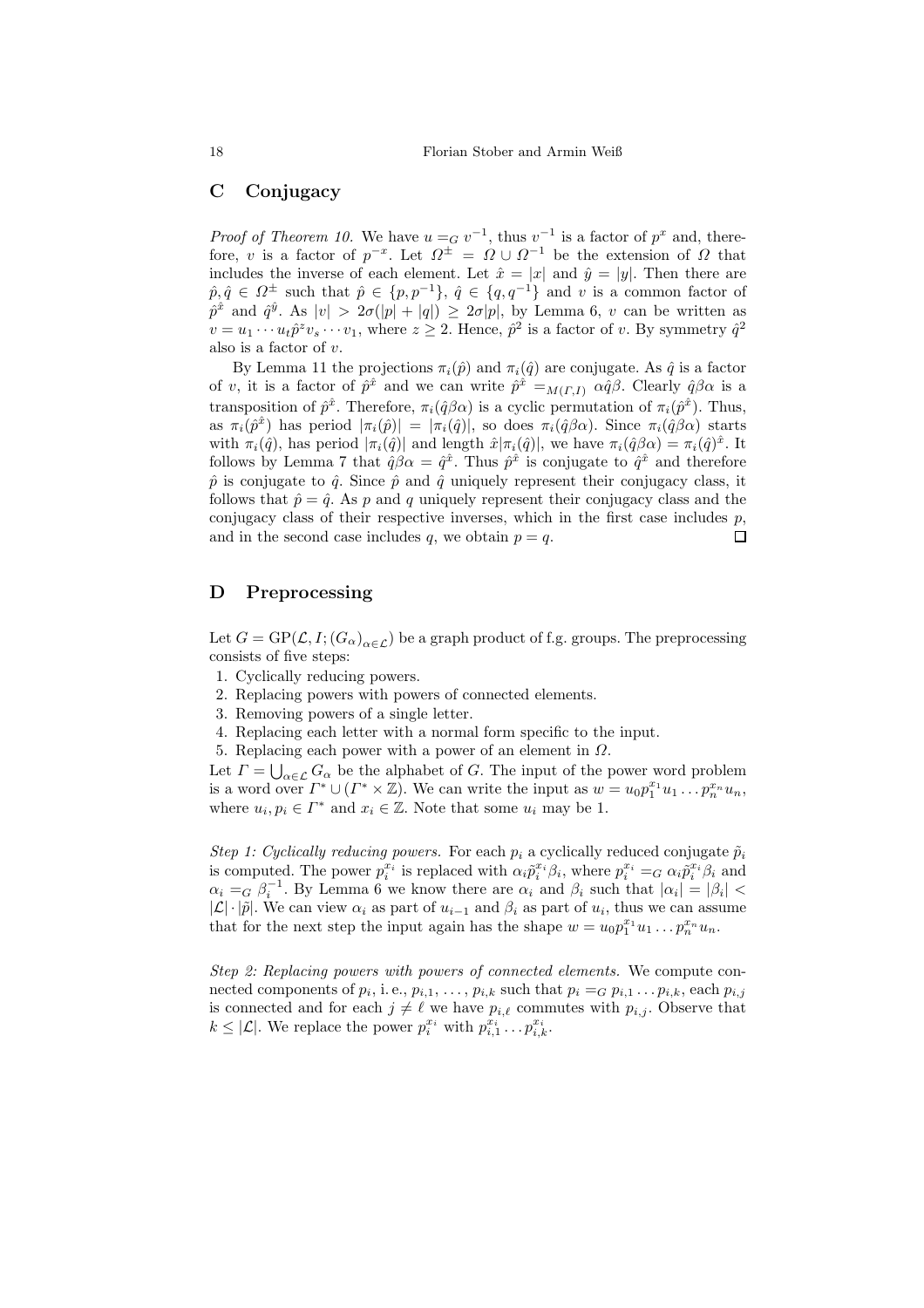## C Conjugacy

*Proof of Theorem 10.* We have $u =_G v^{-1}$, thus $v^{-1}$ is a factor of $p^x$ and, therefore, $v$ is a factor of $p^{-x}$. Let $\Omega^{\pm} = \Omega \cup \Omega^{-1}$ be the extension of $\Omega$ that includes the inverse of each element. Let $\hat{x} = |x|$ and $\hat{y} = |y|$. Then there are $\hat{p}, \hat{q} \in \Omega^{\pm}$ such that $\hat{p} \in \{p, p^{-1}\}$, $\hat{q} \in \{q, q^{-1}\}$ and $v$ is a common factor of $\hat{p}^{\hat{x}}$ and $\hat{q}^{\hat{y}}$. As $|v| > 2\sigma(|p| + |q|) \geq 2\sigma|p|$, by Lemma 6, $v$ can be written as $v = u_1 \cdots u_t \hat{p}^z v_s \cdots v_1$, where $z \geq 2$. Hence, $\hat{p}^2$ is a factor of $v$. By symmetry $\hat{q}^2$ also is a factor of $v$.

By Lemma 11 the projections $\pi_i(\hat{p})$ and $\pi_i(\hat{q})$ are conjugate. As $\hat{q}$ is a factor of $v$, it is a factor of $\hat{p}^{\hat{x}}$ and we can write $\hat{p}^{\hat{x}} =_{M(\Gamma,I)} \alpha\hat{q}\beta$. Clearly $\hat{q}\beta\alpha$ is a transposition of $\hat{p}^{\hat{x}}$. Therefore, $\pi_i(\hat{q}\beta\alpha)$ is a cyclic permutation of $\pi_i(\hat{p}^{\hat{x}})$. Thus, as $\pi_i(\hat{p}^{\hat{x}})$ has period $|\pi_i(\hat{p})| = |\pi_i(\hat{q})|$, so does $\pi_i(\hat{q}\beta\alpha)$. Since $\pi_i(\hat{q}\beta\alpha)$ starts with $\pi_i(\hat{q})$, has period $|\pi_i(\hat{q})|$ and length $\hat{x}|\pi_i(\hat{q})|$, we have $\pi_i(\hat{q}\beta\alpha) = \pi_i(\hat{q})^{\hat{x}}$. It follows by Lemma 7 that $\hat{q}\beta\alpha = \hat{q}^{\hat{x}}$. Thus $\hat{p}^{\hat{x}}$ is conjugate to $\hat{q}^{\hat{x}}$ and therefore $\hat{p}$ is conjugate to $\hat{q}$. Since $\hat{p}$ and $\hat{q}$ uniquely represent their conjugacy class, it follows that $\hat{p} = \hat{q}$. As $p$ and $q$ uniquely represent their conjugacy class and the conjugacy class of their respective inverses, which in the first case includes $p$, and in the second case includes $q$, we obtain $p = q$. ☐

## D Preprocessing

Let $G = \mathrm{GP}(\mathcal{L}, I; (G_\alpha)_{\alpha\in\mathcal{L}})$ be a graph product of f.g. groups. The preprocessing consists of five steps:

1. Cyclically reducing powers.
2. Replacing powers with powers of connected elements.
3. Removing powers of a single letter.
4. Replacing each letter with a normal form specific to the input.
5. Replacing each power with a power of an element in $\Omega$.

Let $\Gamma = \bigcup_{\alpha\in\mathcal{L}} G_\alpha$ be the alphabet of $G$. The input of the power word problem is a word over $\Gamma^* \cup (\Gamma^* \times \mathbb{Z})$. We can write the input as $w = u_0 p_1^{x_1} u_1 \dots p_n^{x_n} u_n$, where $u_i, p_i \in \Gamma^*$ and $x_i \in \mathbb{Z}$. Note that some $u_i$ may be 1.

*Step 1: Cyclically reducing powers.* For each $p_i$ a cyclically reduced conjugate $\tilde{p}_i$ is computed. The power $p_i^{x_i}$ is replaced with $\alpha_i \tilde{p}_i^{x_i} \beta_i$, where $p_i^{x_i} =_G \alpha_i \tilde{p}_i^{x_i} \beta_i$ and $\alpha_i =_G \beta_i^{-1}$. By Lemma 6 we know there are $\alpha_i$ and $\beta_i$ such that $|\alpha_i| = |\beta_i| < |\mathcal{L}| \cdot |\tilde{p}|$. We can view $\alpha_i$ as part of $u_{i-1}$ and $\beta_i$ as part of $u_i$, thus we can assume that for the next step the input again has the shape $w = u_0 p_1^{x_1} u_1 \dots p_n^{x_n} u_n$.

*Step 2: Replacing powers with powers of connected elements.* We compute connected components of $p_i$, i. e., $p_{i,1}, \dots, p_{i,k}$ such that $p_i =_G p_{i,1} \dots p_{i,k}$, each $p_{i,j}$ is connected and for each $j \neq \ell$ we have $p_{i,\ell}$ commutes with $p_{i,j}$. Observe that $k \leq |\mathcal{L}|$. We replace the power $p_i^{x_i}$ with $p_{i,1}^{x_i} \dots p_{i,k}^{x_i}$.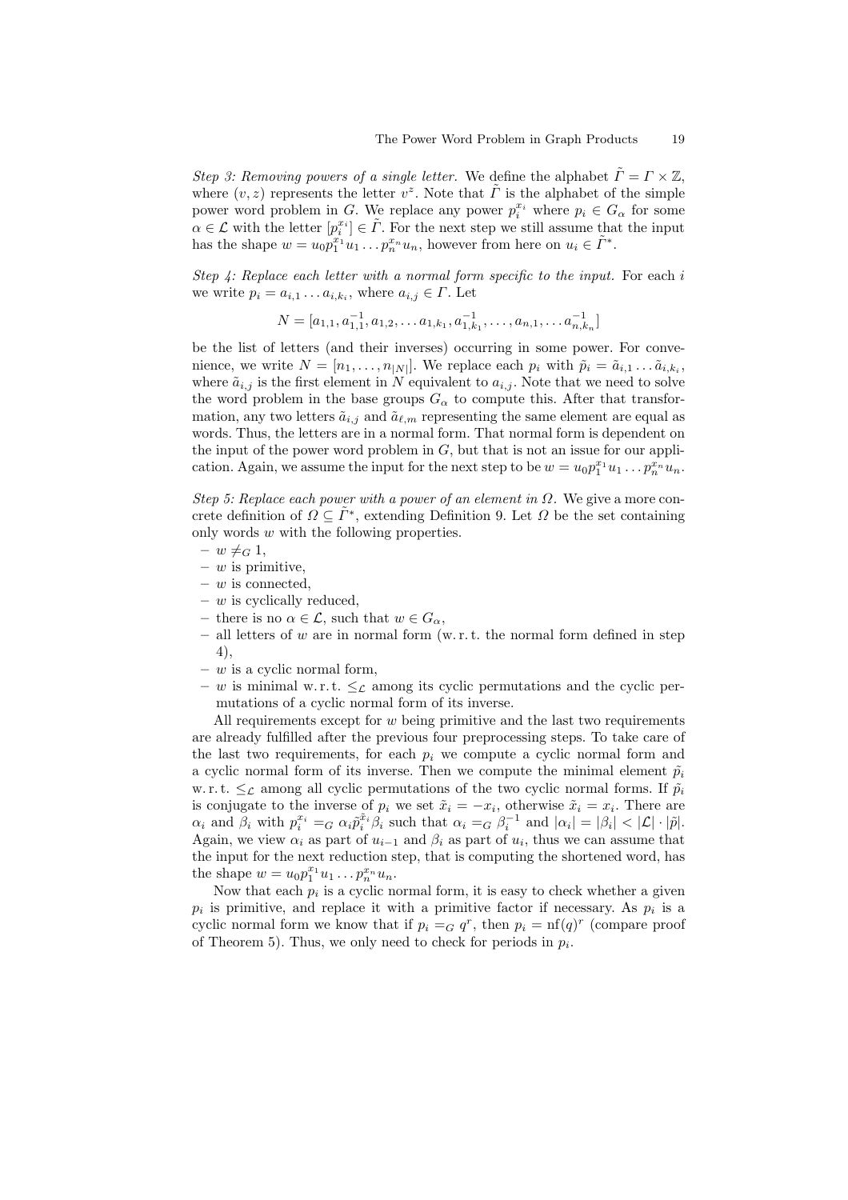*Step 3: Removing powers of a single letter.* We define the alphabet $\tilde{\Gamma} = \Gamma \times \mathbb{Z}$, where $(v, z)$ represents the letter $v^z$. Note that $\tilde{\Gamma}$ is the alphabet of the simple power word problem in $G$. We replace any power $p_i^{x_i}$ where $p_i \in G_\alpha$ for some $\alpha \in \mathcal{L}$ with the letter $[p_i^{x_i}] \in \tilde{\Gamma}$. For the next step we still assume that the input has the shape $w = u_0 p_1^{x_1} u_1 \dots p_n^{x_n} u_n$, however from here on $u_i \in \tilde{\Gamma}^*$.

*Step 4: Replace each letter with a normal form specific to the input.* For each $i$ we write $p_i = a_{i,1} \dots a_{i,k_i}$, where $a_{i,j} \in \Gamma$. Let

$$N = [a_{1,1}, a_{1,1}^{-1}, a_{1,2}, \dots a_{1,k_1}, a_{1,k_1}^{-1}, \dots, a_{n,1}, \dots a_{n,k_n}^{-1}]$$

be the list of letters (and their inverses) occurring in some power. For convenience, we write $N = [n_1, \dots, n_{|N|}]$. We replace each $p_i$ with $\tilde{p}_i = \tilde{a}_{i,1} \dots \tilde{a}_{i,k_i}$, where $\tilde{a}_{i,j}$ is the first element in $N$ equivalent to $a_{i,j}$. Note that we need to solve the word problem in the base groups $G_\alpha$ to compute this. After that transformation, any two letters $\tilde{a}_{i,j}$ and $\tilde{a}_{\ell,m}$ representing the same element are equal as words. Thus, the letters are in a normal form. That normal form is dependent on the input of the power word problem in $G$, but that is not an issue for our application. Again, we assume the input for the next step to be $w = u_0 p_1^{x_1} u_1 \dots p_n^{x_n} u_n$.

*Step 5: Replace each power with a power of an element in $\Omega$.* We give a more concrete definition of $\Omega \subseteq \tilde{\Gamma}^*$, extending Definition 9. Let $\Omega$ be the set containing only words $w$ with the following properties.

- $w \neq_G 1$,
- $w$ is primitive,
- $w$ is connected,
- $w$ is cyclically reduced,
- there is no $\alpha \in \mathcal{L}$, such that $w \in G_\alpha$,
- all letters of $w$ are in normal form (w. r. t. the normal form defined in step 4),
- $w$ is a cyclic normal form,
- $w$ is minimal w. r. t. $\leq_{\mathcal{L}}$ among its cyclic permutations and the cyclic permutations of a cyclic normal form of its inverse.

All requirements except for $w$ being primitive and the last two requirements are already fulfilled after the previous four preprocessing steps. To take care of the last two requirements, for each $p_i$ we compute a cyclic normal form and a cyclic normal form of its inverse. Then we compute the minimal element $\tilde{p}_i$ w. r. t. $\leq_{\mathcal{L}}$ among all cyclic permutations of the two cyclic normal forms. If $\tilde{p}_i$ is conjugate to the inverse of $p_i$ we set $\tilde{x}_i = -x_i$, otherwise $\tilde{x}_i = x_i$. There are $\alpha_i$ and $\beta_i$ with $p_i^{x_i} =_G \alpha_i \tilde{p}_i^{\tilde{x}_i} \beta_i$ such that $\alpha_i =_G \beta_i^{-1}$ and $|\alpha_i| = |\beta_i| < |\mathcal{L}| \cdot |\tilde{p}|$. Again, we view $\alpha_i$ as part of $u_{i-1}$ and $\beta_i$ as part of $u_i$, thus we can assume that the input for the next reduction step, that is computing the shortened word, has the shape $w = u_0 p_1^{x_1} u_1 \dots p_n^{x_n} u_n$.

Now that each $p_i$ is a cyclic normal form, it is easy to check whether a given $p_i$ is primitive, and replace it with a primitive factor if necessary. As $p_i$ is a cyclic normal form we know that if $p_i =_G q^r$, then $p_i = \mathrm{nf}(q)^r$ (compare proof of Theorem 5). Thus, we only need to check for periods in $p_i$.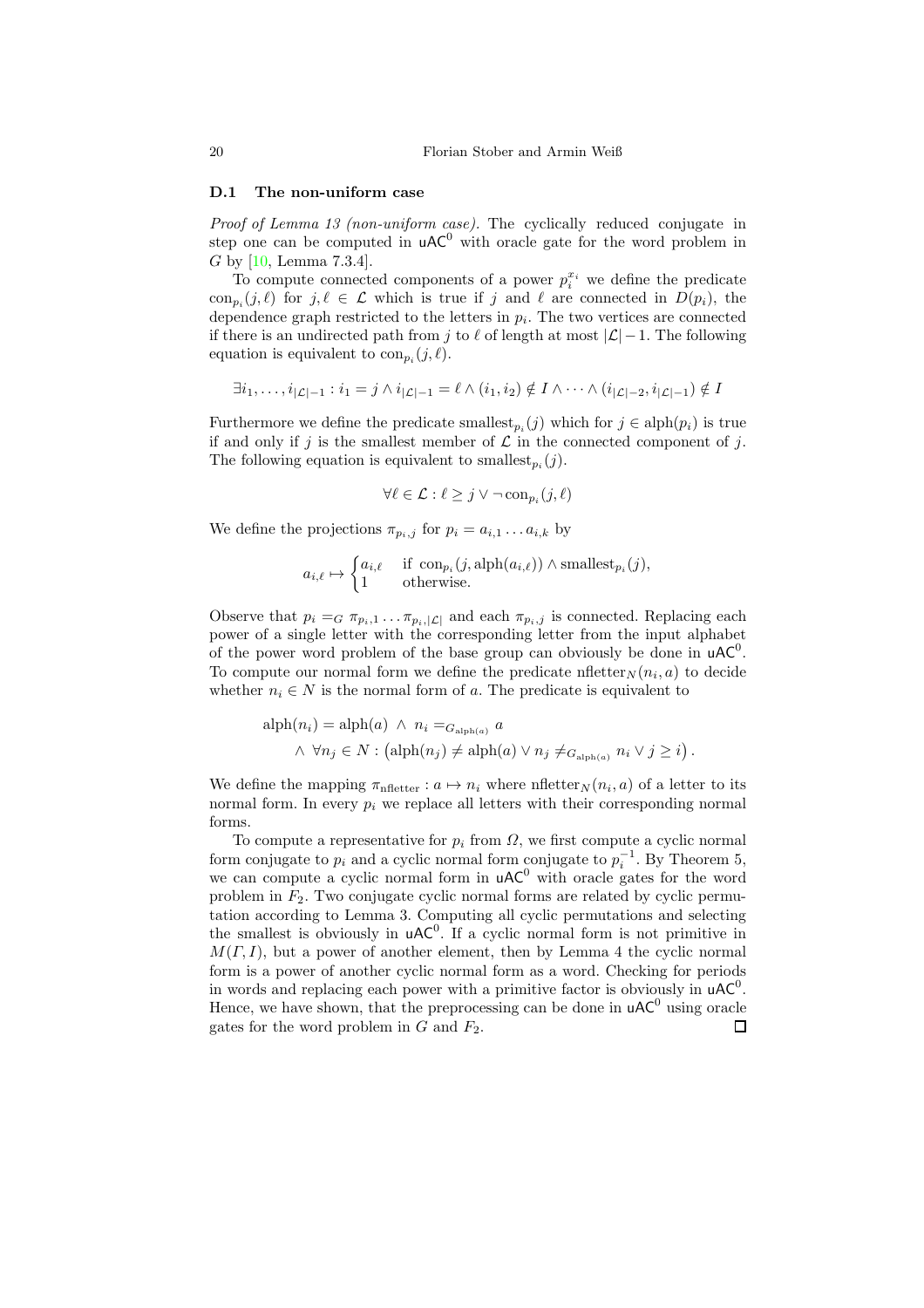### D.1 The non-uniform case

*Proof of Lemma 13 (non-uniform case).* The cyclically reduced conjugate in step one can be computed in $\mathsf{uAC}^0$ with oracle gate for the word problem in $G$ by [10, Lemma 7.3.4].

To compute connected components of a power $p_i^{x_i}$ we define the predicate $\operatorname{con}_{p_i}(j, \ell)$ for $j, \ell \in \mathcal{L}$ which is true if $j$ and $\ell$ are connected in $D(p_i)$, the dependence graph restricted to the letters in $p_i$. The two vertices are connected if there is an undirected path from $j$ to $\ell$ of length at most $|\mathcal{L}|-1$. The following equation is equivalent to $\operatorname{con}_{p_i}(j, \ell)$.

$$\exists i_1, \ldots, i_{|\mathcal{L}|-1} : i_1 = j \wedge i_{|\mathcal{L}|-1} = \ell \wedge (i_1, i_2) \notin I \wedge \cdots \wedge (i_{|\mathcal{L}|-2}, i_{|\mathcal{L}|-1}) \notin I$$

Furthermore we define the predicate $\operatorname{smallest}_{p_i}(j)$ which for $j \in \operatorname{alph}(p_i)$ is true if and only if $j$ is the smallest member of $\mathcal{L}$ in the connected component of $j$. The following equation is equivalent to $\operatorname{smallest}_{p_i}(j)$.

$$\forall \ell \in \mathcal{L} : \ell \geq j \vee \neg \operatorname{con}_{p_i}(j, \ell)$$

We define the projections $\pi_{p_i,j}$ for $p_i = a_{i,1} \ldots a_{i,k}$ by

$$a_{i,\ell} \mapsto \begin{cases} a_{i,\ell} & \text{if } \operatorname{con}_{p_i}(j, \operatorname{alph}(a_{i,\ell})) \wedge \operatorname{smallest}_{p_i}(j), \\ 1 & \text{otherwise.} \end{cases}$$

Observe that $p_i =_G \pi_{p_i,1} \ldots \pi_{p_i,|\mathcal{L}|}$ and each $\pi_{p_i,j}$ is connected. Replacing each power of a single letter with the corresponding letter from the input alphabet of the power word problem of the base group can obviously be done in $\mathsf{uAC}^0$. To compute our normal form we define the predicate $\operatorname{nfletter}_N(n_i, a)$ to decide whether $n_i \in N$ is the normal form of $a$. The predicate is equivalent to

$$\begin{aligned} &\operatorname{alph}(n_i) = \operatorname{alph}(a) \ \wedge \ n_i =_{G_{\operatorname{alph}(a)}} a \\ &\quad \wedge \ \forall n_j \in N : \left(\operatorname{alph}(n_j) \neq \operatorname{alph}(a) \vee n_j \neq_{G_{\operatorname{alph}(a)}} n_i \vee j \geq i\right). \end{aligned}$$

We define the mapping $\pi_{\text{nfletter}} : a \mapsto n_i$ where $\operatorname{nfletter}_N(n_i, a)$ of a letter to its normal form. In every $p_i$ we replace all letters with their corresponding normal forms.

To compute a representative for $p_i$ from $\Omega$, we first compute a cyclic normal form conjugate to $p_i$ and a cyclic normal form conjugate to $p_i^{-1}$. By Theorem 5, we can compute a cyclic normal form in $\mathsf{uAC}^0$ with oracle gates for the word problem in $F_2$. Two conjugate cyclic normal forms are related by cyclic permutation according to Lemma 3. Computing all cyclic permutations and selecting the smallest is obviously in $\mathsf{uAC}^0$. If a cyclic normal form is not primitive in $M(\Gamma, I)$, but a power of another element, then by Lemma 4 the cyclic normal form is a power of another cyclic normal form as a word. Checking for periods in words and replacing each power with a primitive factor is obviously in $\mathsf{uAC}^0$. Hence, we have shown, that the preprocessing can be done in $\mathsf{uAC}^0$ using oracle gates for the word problem in $G$ and $F_2$. ◻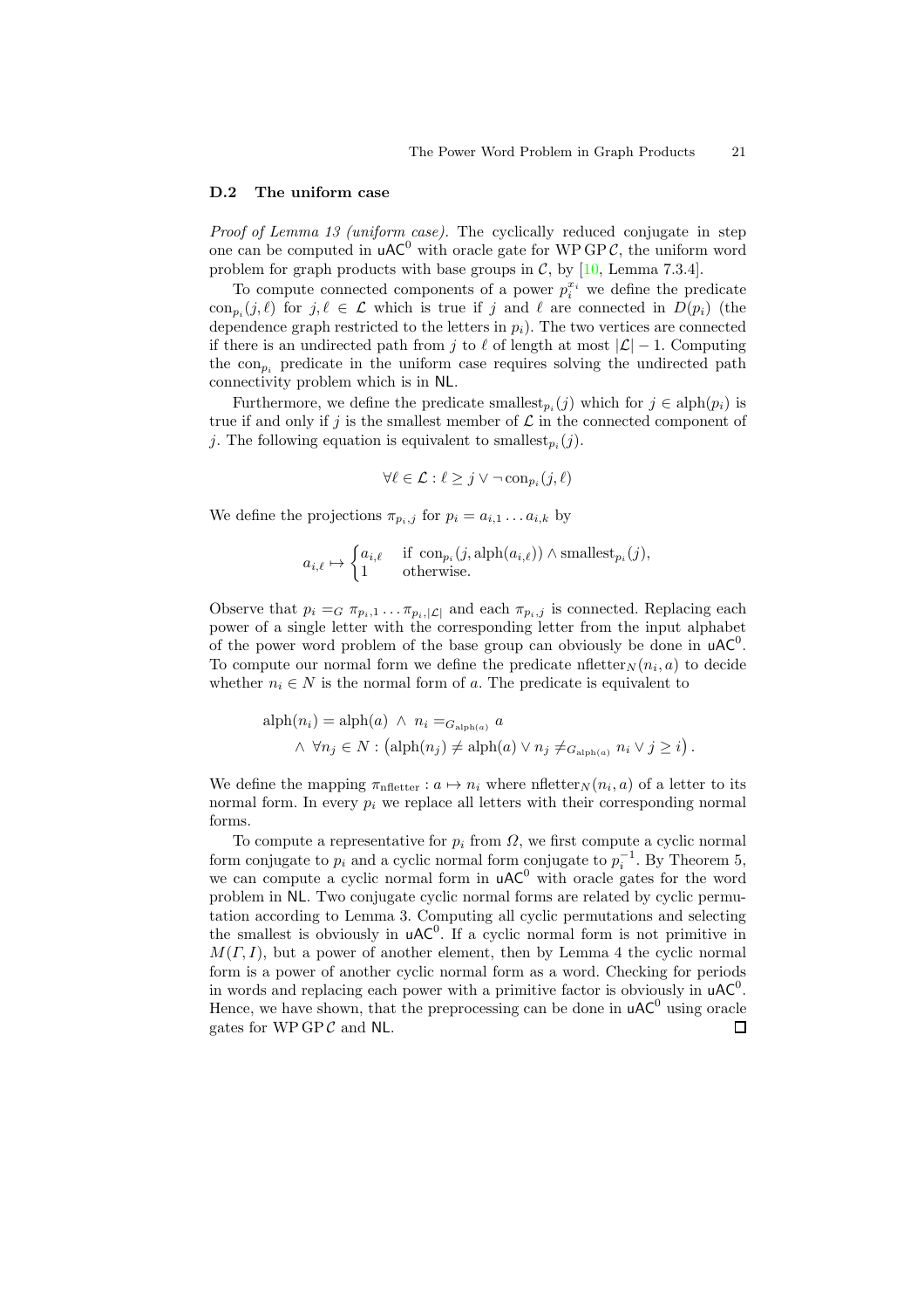### D.2 The uniform case

*Proof of Lemma 13 (uniform case).* The cyclically reduced conjugate in step one can be computed in $\mathsf{uAC}^0$ with oracle gate for $\mathrm{WP}\,\mathrm{GP}\,\mathcal{C}$, the uniform word problem for graph products with base groups in $\mathcal{C}$, by [10, Lemma 7.3.4].

To compute connected components of a power $p_i^{x_i}$ we define the predicate $\mathrm{con}_{p_i}(j, \ell)$ for $j, \ell \in \mathcal{L}$ which is true if $j$ and $\ell$ are connected in $D(p_i)$ (the dependence graph restricted to the letters in $p_i$). The two vertices are connected if there is an undirected path from $j$ to $\ell$ of length at most $|\mathcal{L}| - 1$. Computing the $\mathrm{con}_{p_i}$ predicate in the uniform case requires solving the undirected path connectivity problem which is in $\mathsf{NL}$.

Furthermore, we define the predicate $\mathrm{smallest}_{p_i}(j)$ which for $j \in \mathrm{alph}(p_i)$ is true if and only if $j$ is the smallest member of $\mathcal{L}$ in the connected component of $j$. The following equation is equivalent to $\mathrm{smallest}_{p_i}(j)$.

$$\forall \ell \in \mathcal{L} : \ell \geq j \vee \neg \mathrm{con}_{p_i}(j, \ell)$$

We define the projections $\pi_{p_i,j}$ for $p_i = a_{i,1} \dots a_{i,k}$ by

$$a_{i,\ell} \mapsto \begin{cases} a_{i,\ell} & \text{if } \mathrm{con}_{p_i}(j, \mathrm{alph}(a_{i,\ell})) \wedge \mathrm{smallest}_{p_i}(j), \\ 1 & \text{otherwise.} \end{cases}$$

Observe that $p_i =_G \pi_{p_i,1} \dots \pi_{p_i,|\mathcal{L}|}$ and each $\pi_{p_i,j}$ is connected. Replacing each power of a single letter with the corresponding letter from the input alphabet of the power word problem of the base group can obviously be done in $\mathsf{uAC}^0$. To compute our normal form we define the predicate $\mathrm{nfletter}_N(n_i, a)$ to decide whether $n_i \in N$ is the normal form of $a$. The predicate is equivalent to

$$\begin{aligned} &\mathrm{alph}(n_i) = \mathrm{alph}(a) \;\wedge\; n_i =_{G_{\mathrm{alph}(a)}} a \\ &\quad\wedge\; \forall n_j \in N : \left(\mathrm{alph}(n_j) \neq \mathrm{alph}(a) \vee n_j \neq_{G_{\mathrm{alph}(a)}} n_i \vee j \geq i\right). \end{aligned}$$

We define the mapping $\pi_{\mathrm{nfletter}} : a \mapsto n_i$ where $\mathrm{nfletter}_N(n_i, a)$ of a letter to its normal form. In every $p_i$ we replace all letters with their corresponding normal forms.

To compute a representative for $p_i$ from $\Omega$, we first compute a cyclic normal form conjugate to $p_i$ and a cyclic normal form conjugate to $p_i^{-1}$. By Theorem 5, we can compute a cyclic normal form in $\mathsf{uAC}^0$ with oracle gates for the word problem in $\mathsf{NL}$. Two conjugate cyclic normal forms are related by cyclic permutation according to Lemma 3. Computing all cyclic permutations and selecting the smallest is obviously in $\mathsf{uAC}^0$. If a cyclic normal form is not primitive in $M(\Gamma, I)$, but a power of another element, then by Lemma 4 the cyclic normal form is a power of another cyclic normal form as a word. Checking for periods in words and replacing each power with a primitive factor is obviously in $\mathsf{uAC}^0$. Hence, we have shown, that the preprocessing can be done in $\mathsf{uAC}^0$ using oracle gates for $\mathrm{WP}\,\mathrm{GP}\,\mathcal{C}$ and $\mathsf{NL}$. $\square$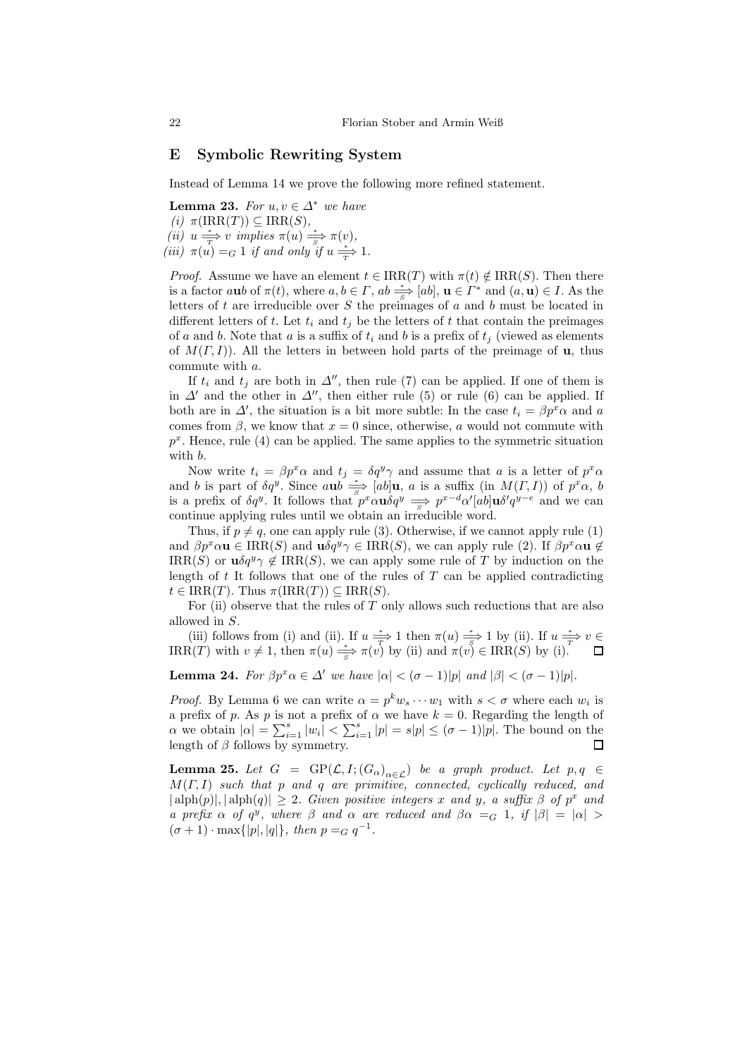## E Symbolic Rewriting System

Instead of Lemma 14 we prove the following more refined statement.

**Lemma 23.** *For $u, v \in \Delta^*$ we have*
*(i)* $\pi(\mathrm{IRR}(T)) \subseteq \mathrm{IRR}(S)$,
*(ii)* $u \overset{*}{\underset{T}{\Longrightarrow}} v$ *implies* $\pi(u) \overset{*}{\underset{S}{\Longrightarrow}} \pi(v)$,
*(iii)* $\pi(u) =_G 1$ *if and only if* $u \overset{*}{\underset{T}{\Longrightarrow}} 1$.

*Proof.* Assume we have an element $t \in \mathrm{IRR}(T)$ with $\pi(t) \notin \mathrm{IRR}(S)$. Then there is a factor $a\mathbf{u}b$ of $\pi(t)$, where $a, b \in \Gamma$, $ab \overset{*}{\underset{S}{\Longrightarrow}} [ab]$, $\mathbf{u} \in \Gamma^*$ and $(a, \mathbf{u}) \in I$. As the letters of $t$ are irreducible over $S$ the preimages of $a$ and $b$ must be located in different letters of $t$. Let $t_i$ and $t_j$ be the letters of $t$ that contain the preimages of $a$ and $b$. Note that $a$ is a suffix of $t_i$ and $b$ is a prefix of $t_j$ (viewed as elements of $M(\Gamma, I)$). All the letters in between hold parts of the preimage of $\mathbf{u}$, thus commute with $a$.

If $t_i$ and $t_j$ are both in $\Delta''$, then rule (7) can be applied. If one of them is in $\Delta'$ and the other in $\Delta''$, then either rule (5) or rule (6) can be applied. If both are in $\Delta'$, the situation is a bit more subtle: In the case $t_i = \beta p^x \alpha$ and $a$ comes from $\beta$, we know that $x = 0$ since, otherwise, $a$ would not commute with $p^x$. Hence, rule (4) can be applied. The same applies to the symmetric situation with $b$.

Now write $t_i = \beta p^x \alpha$ and $t_j = \delta q^y \gamma$ and assume that $a$ is a letter of $p^x\alpha$ and $b$ is part of $\delta q^y$. Since $a\mathbf{u}b \overset{*}{\underset{S}{\Longrightarrow}} [ab]\mathbf{u}$, $a$ is a suffix (in $M(\Gamma, I)$) of $p^x\alpha$, $b$ is a prefix of $\delta q^y$. It follows that $p^x\alpha\mathbf{u}\delta q^y \underset{S}{\Longrightarrow} p^{x-d}\alpha'[ab]\mathbf{u}\delta' q^{y-e}$ and we can continue applying rules until we obtain an irreducible word.

Thus, if $p \neq q$, one can apply rule (3). Otherwise, if we cannot apply rule (1) and $\beta p^x \alpha \mathbf{u} \in \mathrm{IRR}(S)$ and $\mathbf{u}\delta q^y \gamma \in \mathrm{IRR}(S)$, we can apply rule (2). If $\beta p^x \alpha \mathbf{u} \notin \mathrm{IRR}(S)$ or $\mathbf{u}\delta q^y \gamma \notin \mathrm{IRR}(S)$, we can apply some rule of $T$ by induction on the length of $t$ It follows that one of the rules of $T$ can be applied contradicting $t \in \mathrm{IRR}(T)$. Thus $\pi(\mathrm{IRR}(T)) \subseteq \mathrm{IRR}(S)$.

For (ii) observe that the rules of $T$ only allows such reductions that are also allowed in $S$.

(iii) follows from (i) and (ii). If $u \overset{*}{\underset{T}{\Longrightarrow}} 1$ then $\pi(u) \overset{*}{\underset{S}{\Longrightarrow}} 1$ by (ii). If $u \overset{*}{\underset{T}{\Longrightarrow}} v \in \mathrm{IRR}(T)$ with $v \neq 1$, then $\pi(u) \overset{*}{\underset{S}{\Longrightarrow}} \pi(v)$ by (ii) and $\pi(v) \in \mathrm{IRR}(S)$ by (i). ☐

**Lemma 24.** *For $\beta p^x \alpha \in \Delta'$ we have $|\alpha| < (\sigma - 1)|p|$ and $|\beta| < (\sigma - 1)|p|$.*

*Proof.* By Lemma 6 we can write $\alpha = p^k w_s \cdots w_1$ with $s < \sigma$ where each $w_i$ is a prefix of $p$. As $p$ is not a prefix of $\alpha$ we have $k = 0$. Regarding the length of $\alpha$ we obtain $|\alpha| = \sum_{i=1}^{s} |w_i| < \sum_{i=1}^{s} |p| = s|p| \leq (\sigma - 1)|p|$. The bound on the length of $\beta$ follows by symmetry. ☐

**Lemma 25.** *Let $G = \mathrm{GP}(\mathcal{L}, I; (G_\alpha)_{\alpha \in \mathcal{L}})$ be a graph product. Let $p, q \in M(\Gamma, I)$ such that $p$ and $q$ are primitive, connected, cyclically reduced, and $|\operatorname{alph}(p)|, |\operatorname{alph}(q)| \geq 2$. Given positive integers $x$ and $y$, a suffix $\beta$ of $p^x$ and a prefix $\alpha$ of $q^y$, where $\beta$ and $\alpha$ are reduced and $\beta\alpha =_G 1$, if $|\beta| = |\alpha| > (\sigma + 1) \cdot \max\{|p|, |q|\}$, then $p =_G q^{-1}$.*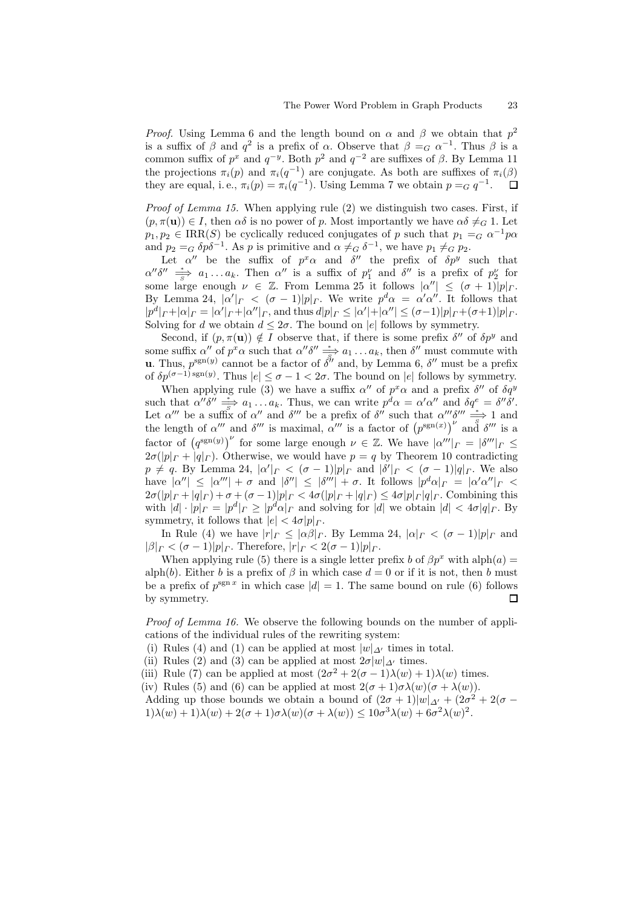*Proof.* Using Lemma 6 and the length bound on $\alpha$ and $\beta$ we obtain that $p^2$ is a suffix of $\beta$ and $q^2$ is a prefix of $\alpha$. Observe that $\beta =_G \alpha^{-1}$. Thus $\beta$ is a common suffix of $p^x$ and $q^{-y}$. Both $p^2$ and $q^{-2}$ are suffixes of $\beta$. By Lemma 11 the projections $\pi_i(p)$ and $\pi_i(q^{-1})$ are conjugate. As both are suffixes of $\pi_i(\beta)$ they are equal, i. e., $\pi_i(p) = \pi_i(q^{-1})$. Using Lemma 7 we obtain $p =_G q^{-1}$. $\square$

*Proof of Lemma 15.* When applying rule (2) we distinguish two cases. First, if $(p, \pi(\mathbf{u})) \in I$, then $\alpha\delta$ is no power of $p$. Most importantly we have $\alpha\delta \neq_G 1$. Let $p_1, p_2 \in \mathrm{IRR}(S)$ be cyclically reduced conjugates of $p$ such that $p_1 =_G \alpha^{-1} p \alpha$ and $p_2 =_G \delta p \delta^{-1}$. As $p$ is primitive and $\alpha \neq_G \delta^{-1}$, we have $p_1 \neq_G p_2$.

Let $\alpha''$ be the suffix of $p^x\alpha$ and $\delta''$ the prefix of $\delta p^y$ such that $\alpha''\delta'' \overset{*}{\underset{S}{\Longrightarrow}} a_1 \dots a_k$. Then $\alpha''$ is a suffix of $p_1^\nu$ and $\delta''$ is a prefix of $p_2^\nu$ for some large enough $\nu \in \mathbb{Z}$. From Lemma 25 it follows $|\alpha''| \leq (\sigma + 1)|p|_\Gamma$. By Lemma 24, $|\alpha'|_\Gamma < (\sigma - 1)|p|_\Gamma$. We write $p^d\alpha = \alpha'\alpha''$. It follows that $|p^d|_\Gamma + |\alpha|_\Gamma = |\alpha'|_\Gamma + |\alpha''|_\Gamma$, and thus $d|p|_\Gamma \leq |\alpha'| + |\alpha''| \leq (\sigma-1)|p|_\Gamma + (\sigma+1)|p|_\Gamma$. Solving for $d$ we obtain $d \leq 2\sigma$. The bound on $|e|$ follows by symmetry.

Second, if $(p, \pi(\mathbf{u})) \notin I$ observe that, if there is some prefix $\delta''$ of $\delta p^y$ and some suffix $\alpha''$ of $p^x\alpha$ such that $\alpha''\delta'' \overset{*}{\underset{S}{\Longrightarrow}} a_1 \dots a_k$, then $\delta''$ must commute with $\mathbf{u}$. Thus, $p^{\mathrm{sgn}(y)}$ cannot be a factor of $\delta''$ and, by Lemma 6, $\delta''$ must be a prefix of $\delta p^{(\sigma-1)\,\mathrm{sgn}(y)}$. Thus $|e| \leq \sigma - 1 < 2\sigma$. The bound on $|e|$ follows by symmetry.

When applying rule (3) we have a suffix $\alpha''$ of $p^x\alpha$ and a prefix $\delta''$ of $\delta q^y$ such that $\alpha''\delta'' \overset{*}{\underset{S}{\Longrightarrow}} a_1 \dots a_k$. Thus, we can write $p^d\alpha = \alpha'\alpha''$ and $\delta q^e = \delta''\delta'$. Let $\alpha'''$ be a suffix of $\alpha''$ and $\delta'''$ be a prefix of $\delta''$ such that $\alpha'''\delta''' \overset{*}{\underset{S}{\Longrightarrow}} 1$ and the length of $\alpha'''$ and $\delta'''$ is maximal, $\alpha'''$ is a factor of $\left(p^{\mathrm{sgn}(x)}\right)^\nu$ and $\delta'''$ is a factor of $\left(q^{\mathrm{sgn}(y)}\right)^\nu$ for some large enough $\nu \in \mathbb{Z}$. We have $|\alpha'''|_\Gamma = |\delta'''|_\Gamma \leq 2\sigma(|p|_\Gamma + |q|_\Gamma)$. Otherwise, we would have $p = q$ by Theorem 10 contradicting $p \neq q$. By Lemma 24, $|\alpha'|_\Gamma < (\sigma - 1)|p|_\Gamma$ and $|\delta'|_\Gamma < (\sigma - 1)|q|_\Gamma$. We also have $|\alpha''| \leq |\alpha'''| + \sigma$ and $|\delta''| \leq |\delta'''| + \sigma$. It follows $|p^d\alpha|_\Gamma = |\alpha'\alpha''|_\Gamma < 2\sigma(|p|_\Gamma + |q|_\Gamma) + \sigma + (\sigma - 1)|p|_\Gamma < 4\sigma(|p|_\Gamma + |q|_\Gamma) \leq 4\sigma|p|_\Gamma|q|_\Gamma$. Combining this with $|d| \cdot |p|_\Gamma = |p^d|_\Gamma \geq |p^d\alpha|_\Gamma$ and solving for $|d|$ we obtain $|d| < 4\sigma|q|_\Gamma$. By symmetry, it follows that $|e| < 4\sigma|p|_\Gamma$.

In Rule (4) we have $|r|_\Gamma \leq |\alpha\beta|_\Gamma$. By Lemma 24, $|\alpha|_\Gamma < (\sigma - 1)|p|_\Gamma$ and $|\beta|_\Gamma < (\sigma - 1)|p|_\Gamma$. Therefore, $|r|_\Gamma < 2(\sigma - 1)|p|_\Gamma$.

When applying rule (5) there is a single letter prefix $b$ of $\beta p^x$ with $\mathrm{alph}(a) = \mathrm{alph}(b)$. Either $b$ is a prefix of $\beta$ in which case $d = 0$ or if it is not, then $b$ must be a prefix of $p^{\mathrm{sgn}\, x}$ in which case $|d| = 1$. The same bound on rule (6) follows by symmetry. $\square$

*Proof of Lemma 16.* We observe the following bounds on the number of applications of the individual rules of the rewriting system:

(i) Rules (4) and (1) can be applied at most $|w|_{\Delta'}$ times in total.
(ii) Rules (2) and (3) can be applied at most $2\sigma|w|_{\Delta'}$ times.
(iii) Rule (7) can be applied at most $(2\sigma^2 + 2(\sigma - 1)\lambda(w) + 1)\lambda(w)$ times.
(iv) Rules (5) and (6) can be applied at most $2(\sigma + 1)\sigma\lambda(w)(\sigma + \lambda(w))$.

Adding up those bounds we obtain a bound of $(2\sigma + 1)|w|_{\Delta'} + (2\sigma^2 + 2(\sigma - 1)\lambda(w) + 1)\lambda(w) + 2(\sigma + 1)\sigma\lambda(w)(\sigma + \lambda(w)) \leq 10\sigma^3\lambda(w) + 6\sigma^2\lambda(w)^2$.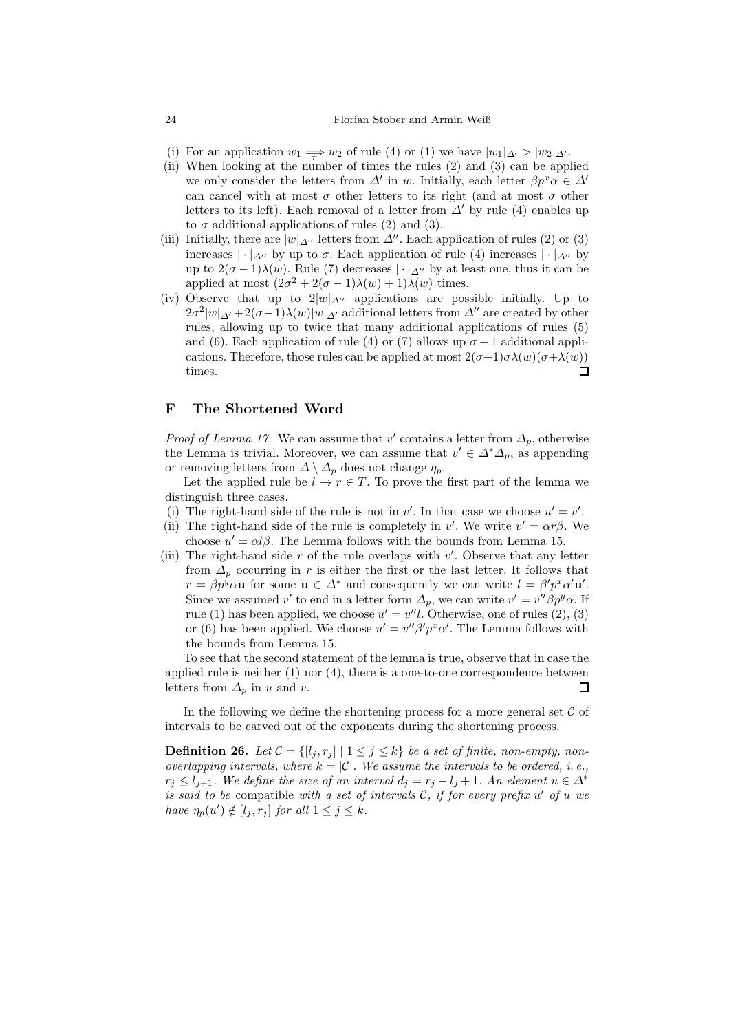(i) For an application $w_1 \underset{T}{\Longrightarrow} w_2$ of rule (4) or (1) we have $|w_1|_{\Delta'} > |w_2|_{\Delta'}$.

(ii) When looking at the number of times the rules (2) and (3) can be applied we only consider the letters from $\Delta'$ in $w$. Initially, each letter $\beta p^x \alpha \in \Delta'$ can cancel with at most $\sigma$ other letters to its right (and at most $\sigma$ other letters to its left). Each removal of a letter from $\Delta'$ by rule (4) enables up to $\sigma$ additional applications of rules (2) and (3).

(iii) Initially, there are $|w|_{\Delta''}$ letters from $\Delta''$. Each application of rules (2) or (3) increases $|\cdot|_{\Delta''}$ by up to $\sigma$. Each application of rule (4) increases $|\cdot|_{\Delta''}$ by up to $2(\sigma-1)\lambda(w)$. Rule (7) decreases $|\cdot|_{\Delta''}$ by at least one, thus it can be applied at most $(2\sigma^2 + 2(\sigma-1)\lambda(w)+1)\lambda(w)$ times.

(iv) Observe that up to $2|w|_{\Delta''}$ applications are possible initially. Up to $2\sigma^2|w|_{\Delta'} + 2(\sigma-1)\lambda(w)|w|_{\Delta'}$ additional letters from $\Delta''$ are created by other rules, allowing up to twice that many additional applications of rules (5) and (6). Each application of rule (4) or (7) allows up $\sigma - 1$ additional applications. Therefore, those rules can be applied at most $2(\sigma+1)\sigma\lambda(w)(\sigma+\lambda(w))$ times. ◻

## F The Shortened Word

*Proof of Lemma 17.* We can assume that $v'$ contains a letter from $\Delta_p$, otherwise the Lemma is trivial. Moreover, we can assume that $v' \in \Delta^*\Delta_p$, as appending or removing letters from $\Delta \setminus \Delta_p$ does not change $\eta_p$.

Let the applied rule be $l \to r \in T$. To prove the first part of the lemma we distinguish three cases.

(i) The right-hand side of the rule is not in $v'$. In that case we choose $u' = v'$.

(ii) The right-hand side of the rule is completely in $v'$. We write $v' = \alpha r \beta$. We choose $u' = \alpha l \beta$. The Lemma follows with the bounds from Lemma 15.

(iii) The right-hand side $r$ of the rule overlaps with $v'$. Observe that any letter from $\Delta_p$ occurring in $r$ is either the first or the last letter. It follows that $r = \beta p^y \alpha \mathbf{u}$ for some $\mathbf{u} \in \Delta^*$ and consequently we can write $l = \beta' p^x \alpha' \mathbf{u}'$. Since we assumed $v'$ to end in a letter form $\Delta_p$, we can write $v' = v'' \beta p^y \alpha$. If rule (1) has been applied, we choose $u' = v'' l$. Otherwise, one of rules (2), (3) or (6) has been applied. We choose $u' = v'' \beta' p^x \alpha'$. The Lemma follows with the bounds from Lemma 15.

To see that the second statement of the lemma is true, observe that in case the applied rule is neither (1) nor (4), there is a one-to-one correspondence between letters from $\Delta_p$ in $u$ and $v$. ◻

In the following we define the shortening process for a more general set $\mathcal{C}$ of intervals to be carved out of the exponents during the shortening process.

**Definition 26.** *Let $\mathcal{C} = \{[l_j, r_j] \mid 1 \le j \le k\}$ be a set of finite, non-empty, non-overlapping intervals, where $k = |\mathcal{C}|$. We assume the intervals to be ordered, i. e., $r_j \le l_{j+1}$. We define the size of an interval $d_j = r_j - l_j + 1$. An element $u \in \Delta^*$ is said to be* compatible *with a set of intervals $\mathcal{C}$, if for every prefix $u'$ of $u$ we have $\eta_p(u') \notin [l_j, r_j]$ for all $1 \le j \le k$.*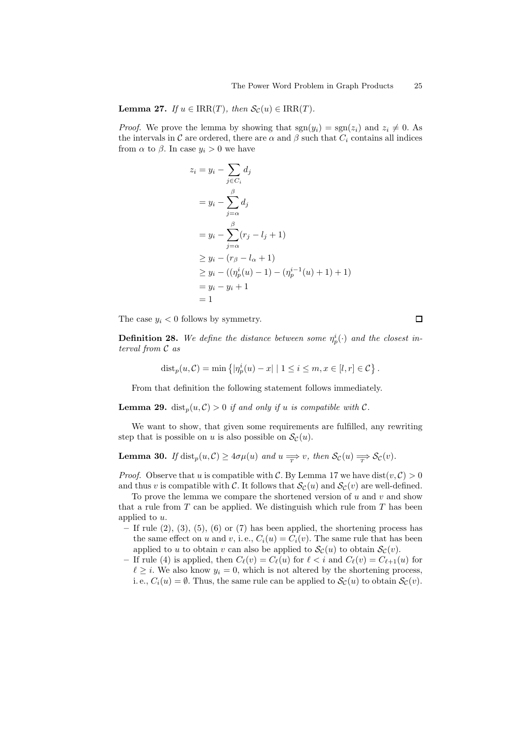**Lemma 27.** *If $u \in \mathrm{IRR}(T)$, then $\mathcal{S}_\mathcal{C}(u) \in \mathrm{IRR}(T)$.*

*Proof.* We prove the lemma by showing that $\operatorname{sgn}(y_i) = \operatorname{sgn}(z_i)$ and $z_i \neq 0$. As the intervals in $\mathcal{C}$ are ordered, there are $\alpha$ and $\beta$ such that $C_i$ contains all indices from $\alpha$ to $\beta$. In case $y_i > 0$ we have

$$
\begin{aligned}
z_i &= y_i - \sum_{j \in C_i} d_j \\
&= y_i - \sum_{j=\alpha}^{\beta} d_j \\
&= y_i - \sum_{j=\alpha}^{\beta} (r_j - l_j + 1) \\
&\geq y_i - (r_\beta - l_\alpha + 1) \\
&\geq y_i - ((\eta_p^i(u) - 1) - (\eta_p^{i-1}(u) + 1) + 1) \\
&= y_i - y_i + 1 \\
&= 1
\end{aligned}
$$

The case $y_i < 0$ follows by symmetry. □

**Definition 28.** *We define the distance between some $\eta_p^i(\cdot)$ and the closest interval from $\mathcal{C}$ as*

$$
\operatorname{dist}_p(u, \mathcal{C}) = \min \left\{ |\eta_p^i(u) - x| \mid 1 \leq i \leq m, x \in [l, r] \in \mathcal{C} \right\}.
$$

From that definition the following statement follows immediately.

**Lemma 29.** $\operatorname{dist}_p(u, \mathcal{C}) > 0$ *if and only if $u$ is compatible with $\mathcal{C}$.*

We want to show, that given some requirements are fulfilled, any rewriting step that is possible on $u$ is also possible on $\mathcal{S}_\mathcal{C}(u)$.

**Lemma 30.** *If $\operatorname{dist}_p(u, \mathcal{C}) \geq 4\sigma\mu(u)$ and $u \underset{T}{\Longrightarrow} v$, then $\mathcal{S}_\mathcal{C}(u) \underset{T}{\Longrightarrow} \mathcal{S}_\mathcal{C}(v)$.*

*Proof.* Observe that $u$ is compatible with $\mathcal{C}$. By Lemma 17 we have $\operatorname{dist}(v, \mathcal{C}) > 0$ and thus $v$ is compatible with $\mathcal{C}$. It follows that $\mathcal{S}_\mathcal{C}(u)$ and $\mathcal{S}_\mathcal{C}(v)$ are well-defined.

To prove the lemma we compare the shortened version of $u$ and $v$ and show that a rule from $T$ can be applied. We distinguish which rule from $T$ has been applied to $u$.

- If rule (2), (3), (5), (6) or (7) has been applied, the shortening process has the same effect on $u$ and $v$, i. e., $C_i(u) = C_i(v)$. The same rule that has been applied to $u$ to obtain $v$ can also be applied to $\mathcal{S}_\mathcal{C}(u)$ to obtain $\mathcal{S}_\mathcal{C}(v)$.
- If rule (4) is applied, then $C_\ell(v) = C_\ell(u)$ for $\ell < i$ and $C_\ell(v) = C_{\ell+1}(u)$ for $\ell \geq i$. We also know $y_i = 0$, which is not altered by the shortening process, i. e., $C_i(u) = \emptyset$. Thus, the same rule can be applied to $\mathcal{S}_\mathcal{C}(u)$ to obtain $\mathcal{S}_\mathcal{C}(v)$.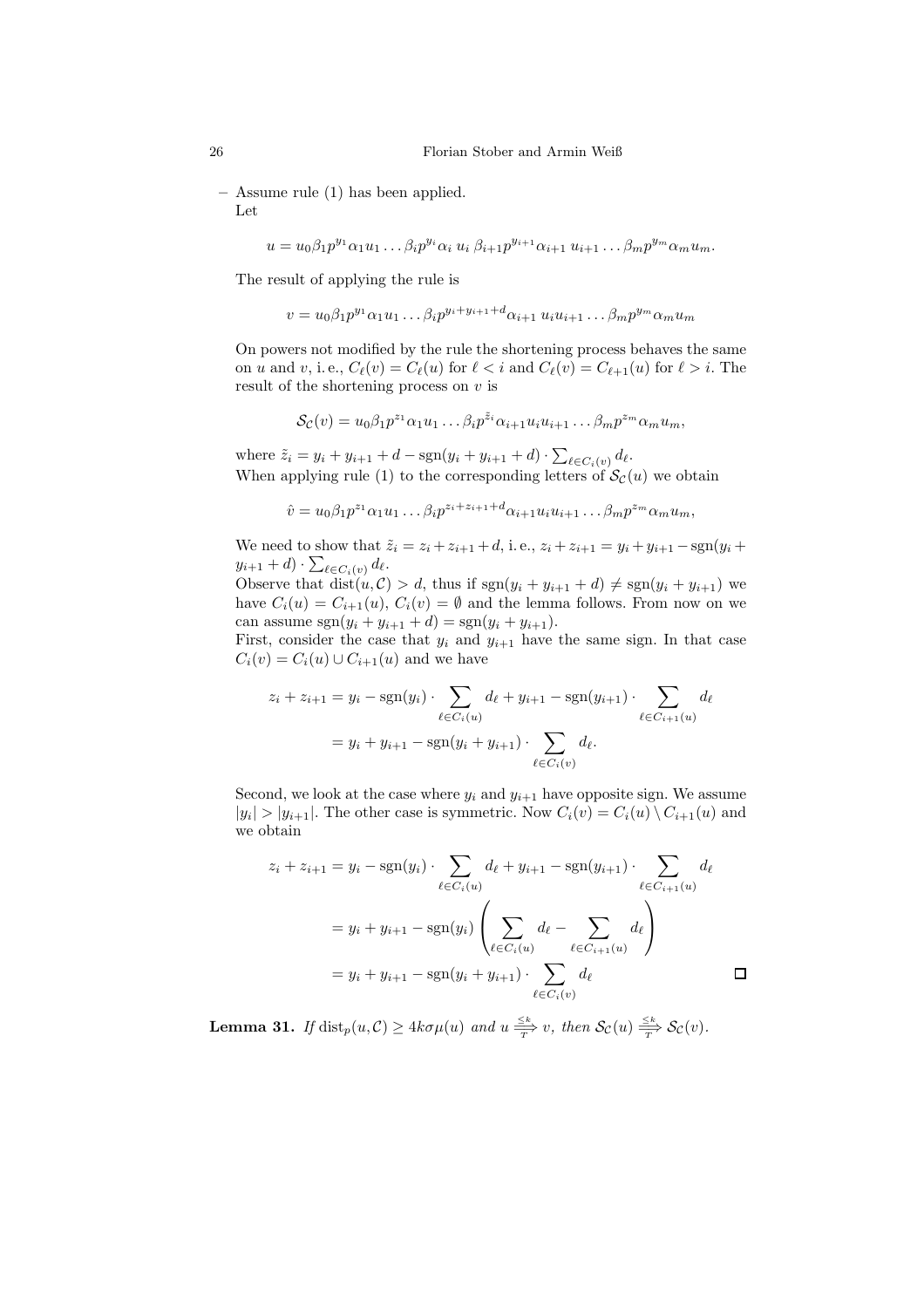– Assume rule (1) has been applied.
  Let

$$u = u_0\beta_1 p^{y_1}\alpha_1 u_1 \ldots \beta_i p^{y_i}\alpha_i \, u_i \, \beta_{i+1} p^{y_{i+1}}\alpha_{i+1} \, u_{i+1} \ldots \beta_m p^{y_m}\alpha_m u_m.$$

  The result of applying the rule is

$$v = u_0\beta_1 p^{y_1}\alpha_1 u_1 \ldots \beta_i p^{y_i+y_{i+1}+d}\alpha_{i+1} \, u_i u_{i+1} \ldots \beta_m p^{y_m}\alpha_m u_m$$

  On powers not modified by the rule the shortening process behaves the same on $u$ and $v$, i.e., $C_\ell(v) = C_\ell(u)$ for $\ell < i$ and $C_\ell(v) = C_{\ell+1}(u)$ for $\ell > i$. The result of the shortening process on $v$ is

$$\mathcal{S}_\mathcal{C}(v) = u_0\beta_1 p^{z_1}\alpha_1 u_1 \ldots \beta_i p^{\tilde{z}_i}\alpha_{i+1} u_i u_{i+1} \ldots \beta_m p^{z_m}\alpha_m u_m,$$

  where $\tilde{z}_i = y_i + y_{i+1} + d - \operatorname{sgn}(y_i + y_{i+1} + d) \cdot \sum_{\ell \in C_i(v)} d_\ell$.
  When applying rule (1) to the corresponding letters of $\mathcal{S}_\mathcal{C}(u)$ we obtain

$$\hat{v} = u_0\beta_1 p^{z_1}\alpha_1 u_1 \ldots \beta_i p^{z_i+z_{i+1}+d}\alpha_{i+1} u_i u_{i+1} \ldots \beta_m p^{z_m}\alpha_m u_m,$$

  We need to show that $\tilde{z}_i = z_i + z_{i+1} + d$, i.e., $z_i + z_{i+1} = y_i + y_{i+1} - \operatorname{sgn}(y_i + y_{i+1} + d) \cdot \sum_{\ell \in C_i(v)} d_\ell$.
  Observe that $\operatorname{dist}(u, \mathcal{C}) > d$, thus if $\operatorname{sgn}(y_i + y_{i+1} + d) \neq \operatorname{sgn}(y_i + y_{i+1})$ we have $C_i(u) = C_{i+1}(u)$, $C_i(v) = \emptyset$ and the lemma follows. From now on we can assume $\operatorname{sgn}(y_i + y_{i+1} + d) = \operatorname{sgn}(y_i + y_{i+1})$.
  First, consider the case that $y_i$ and $y_{i+1}$ have the same sign. In that case $C_i(v) = C_i(u) \cup C_{i+1}(u)$ and we have

$$\begin{aligned}
z_i + z_{i+1} &= y_i - \operatorname{sgn}(y_i) \cdot \sum_{\ell \in C_i(u)} d_\ell + y_{i+1} - \operatorname{sgn}(y_{i+1}) \cdot \sum_{\ell \in C_{i+1}(u)} d_\ell \\
&= y_i + y_{i+1} - \operatorname{sgn}(y_i + y_{i+1}) \cdot \sum_{\ell \in C_i(v)} d_\ell.
\end{aligned}$$

  Second, we look at the case where $y_i$ and $y_{i+1}$ have opposite sign. We assume $|y_i| > |y_{i+1}|$. The other case is symmetric. Now $C_i(v) = C_i(u) \setminus C_{i+1}(u)$ and we obtain

$$\begin{aligned}
z_i + z_{i+1} &= y_i - \operatorname{sgn}(y_i) \cdot \sum_{\ell \in C_i(u)} d_\ell + y_{i+1} - \operatorname{sgn}(y_{i+1}) \cdot \sum_{\ell \in C_{i+1}(u)} d_\ell \\
&= y_i + y_{i+1} - \operatorname{sgn}(y_i) \left( \sum_{\ell \in C_i(u)} d_\ell - \sum_{\ell \in C_{i+1}(u)} d_\ell \right) \\
&= y_i + y_{i+1} - \operatorname{sgn}(y_i + y_{i+1}) \cdot \sum_{\ell \in C_i(v)} d_\ell
\end{aligned}$$

□

**Lemma 31.** *If* $\operatorname{dist}_p(u, \mathcal{C}) \geq 4k\sigma\mu(u)$ *and* $u \xRightarrow[T]{\leq k} v$*, then* $\mathcal{S}_\mathcal{C}(u) \xRightarrow[T]{\leq k} \mathcal{S}_\mathcal{C}(v)$.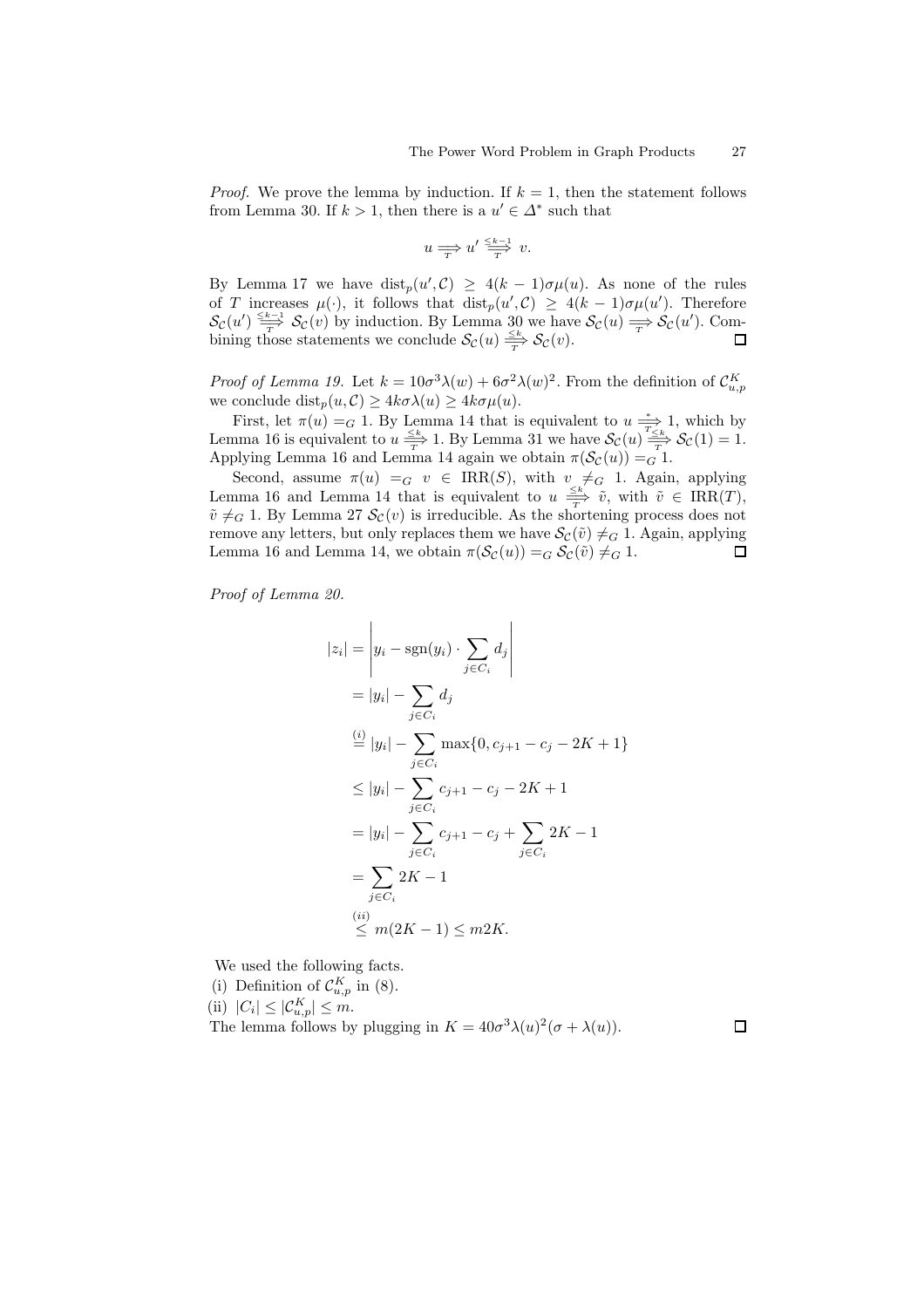*Proof.* We prove the lemma by induction. If $k = 1$, then the statement follows from Lemma 30. If $k > 1$, then there is a $u' \in \Delta^*$ such that

$$u \underset{T}{\Longrightarrow} u' \overset{\leq k-1}{\underset{T}{\Longrightarrow}} v.$$

By Lemma 17 we have $\mathrm{dist}_p(u', \mathcal{C}) \geq 4(k-1)\sigma\mu(u)$. As none of the rules of $T$ increases $\mu(\cdot)$, it follows that $\mathrm{dist}_p(u', \mathcal{C}) \geq 4(k-1)\sigma\mu(u')$. Therefore $\mathcal{S}_{\mathcal{C}}(u') \overset{\leq k-1}{\underset{T}{\Longrightarrow}} \mathcal{S}_{\mathcal{C}}(v)$ by induction. By Lemma 30 we have $\mathcal{S}_{\mathcal{C}}(u) \underset{T}{\Longrightarrow} \mathcal{S}_{\mathcal{C}}(u')$. Combining those statements we conclude $\mathcal{S}_{\mathcal{C}}(u) \overset{\leq k}{\underset{T}{\Longrightarrow}} \mathcal{S}_{\mathcal{C}}(v)$. ◻

*Proof of Lemma 19.* Let $k = 10\sigma^3\lambda(w) + 6\sigma^2\lambda(w)^2$. From the definition of $\mathcal{C}^K_{u,p}$ we conclude $\mathrm{dist}_p(u, \mathcal{C}) \geq 4k\sigma\lambda(u) \geq 4k\sigma\mu(u)$.

First, let $\pi(u) =_G 1$. By Lemma 14 that is equivalent to $u \overset{*}{\underset{T}{\Longrightarrow}} 1$, which by Lemma 16 is equivalent to $u \overset{\leq k}{\underset{T}{\Longrightarrow}} 1$. By Lemma 31 we have $\mathcal{S}_{\mathcal{C}}(u) \overset{\leq k}{\underset{T}{\Longrightarrow}} \mathcal{S}_{\mathcal{C}}(1) = 1$. Applying Lemma 16 and Lemma 14 again we obtain $\pi(\mathcal{S}_{\mathcal{C}}(u)) =_G 1$.

Second, assume $\pi(u) =_G v \in \mathrm{IRR}(S)$, with $v \neq_G 1$. Again, applying Lemma 16 and Lemma 14 that is equivalent to $u \overset{\leq k}{\underset{T}{\Longrightarrow}} \tilde{v}$, with $\tilde{v} \in \mathrm{IRR}(T)$, $\tilde{v} \neq_G 1$. By Lemma 27 $\mathcal{S}_{\mathcal{C}}(v)$ is irreducible. As the shortening process does not remove any letters, but only replaces them we have $\mathcal{S}_{\mathcal{C}}(\tilde{v}) \neq_G 1$. Again, applying Lemma 16 and Lemma 14, we obtain $\pi(\mathcal{S}_{\mathcal{C}}(u)) =_G \mathcal{S}_{\mathcal{C}}(\tilde{v}) \neq_G 1$. ◻

*Proof of Lemma 20.*

$$\begin{aligned}
|z_i| &= \left| y_i - \mathrm{sgn}(y_i) \cdot \sum_{j \in C_i} d_j \right| \\
&= |y_i| - \sum_{j \in C_i} d_j \\
&\overset{(i)}{=} |y_i| - \sum_{j \in C_i} \max\{0, c_{j+1} - c_j - 2K + 1\} \\
&\leq |y_i| - \sum_{j \in C_i} c_{j+1} - c_j - 2K + 1 \\
&= |y_i| - \sum_{j \in C_i} c_{j+1} - c_j + \sum_{j \in C_i} 2K - 1 \\
&= \sum_{j \in C_i} 2K - 1 \\
&\overset{(ii)}{\leq} m(2K - 1) \leq m2K.
\end{aligned}$$

We used the following facts.

(i) Definition of $\mathcal{C}^K_{u,p}$ in (8).

(ii) $|C_i| \leq |\mathcal{C}^K_{u,p}| \leq m$.

The lemma follows by plugging in $K = 40\sigma^3\lambda(u)^2(\sigma + \lambda(u))$. ◻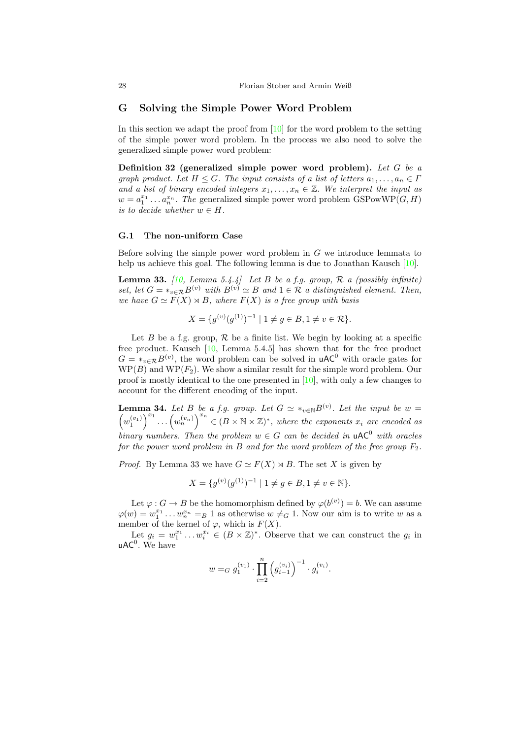## G Solving the Simple Power Word Problem

In this section we adapt the proof from [10] for the word problem to the setting of the simple power word problem. In the process we also need to solve the generalized simple power word problem:

**Definition 32 (generalized simple power word problem).** *Let $G$ be a graph product. Let $H \leq G$. The input consists of a list of letters $a_1, \dots, a_n \in \Gamma$ and a list of binary encoded integers $x_1, \dots, x_n \in \mathbb{Z}$. We interpret the input as $w = a_1^{x_1} \dots a_n^{x_n}$. The* generalized simple power word problem $\mathrm{GSPowWP}(G, H)$ *is to decide whether $w \in H$.*

### G.1 The non-uniform Case

Before solving the simple power word problem in $G$ we introduce lemmata to help us achieve this goal. The following lemma is due to Jonathan Kausch [10].

**Lemma 33.** *[10, Lemma 5.4.4] Let $B$ be a f.g. group, $\mathcal{R}$ a (possibly infinite) set, let $G = *_{v \in \mathcal{R}} B^{(v)}$ with $B^{(v)} \simeq B$ and $1 \in \mathcal{R}$ a distinguished element. Then, we have $G \simeq F(X) \rtimes B$, where $F(X)$ is a free group with basis*

$$X = \{g^{(v)}(g^{(1)})^{-1} \mid 1 \neq g \in B, 1 \neq v \in \mathcal{R}\}.$$

Let $B$ be a f.g. group, $\mathcal{R}$ be a finite list. We begin by looking at a specific free product. Kausch [10, Lemma 5.4.5] has shown that for the free product $G = *_{v \in \mathcal{R}} B^{(v)}$, the word problem can be solved in $\mathsf{uAC}^0$ with oracle gates for $\mathrm{WP}(B)$ and $\mathrm{WP}(F_2)$. We show a similar result for the simple word problem. Our proof is mostly identical to the one presented in [10], with only a few changes to account for the different encoding of the input.

**Lemma 34.** *Let $B$ be a f.g. group. Let $G \simeq *_{v \in \mathbb{N}} B^{(v)}$. Let the input be $w = \left(w_1^{(v_1)}\right)^{x_1} \dots \left(w_n^{(v_n)}\right)^{x_n} \in (B \times \mathbb{N} \times \mathbb{Z})^*$, where the exponents $x_i$ are encoded as binary numbers. Then the problem $w \in G$ can be decided in $\mathsf{uAC}^0$ with oracles for the power word problem in $B$ and for the word problem of the free group $F_2$.*

*Proof.* By Lemma 33 we have $G \simeq F(X) \rtimes B$. The set $X$ is given by

$$X = \{g^{(v)}(g^{(1)})^{-1} \mid 1 \neq g \in B, 1 \neq v \in \mathbb{N}\}.$$

Let $\varphi : G \to B$ be the homomorphism defined by $\varphi(b^{(v)}) = b$. We can assume $\varphi(w) = w_1^{x_1} \dots w_n^{x_n} =_B 1$ as otherwise $w \neq_G 1$. Now our aim is to write $w$ as a member of the kernel of $\varphi$, which is $F(X)$.

Let $g_i = w_1^{x_1} \dots w_i^{x_i} \in (B \times \mathbb{Z})^*$. Observe that we can construct the $g_i$ in $\mathsf{uAC}^0$. We have

$$w =_G g_1^{(v_1)} \cdot \prod_{i=2}^{n} \left(g_{i-1}^{(v_i)}\right)^{-1} \cdot g_i^{(v_i)}.$$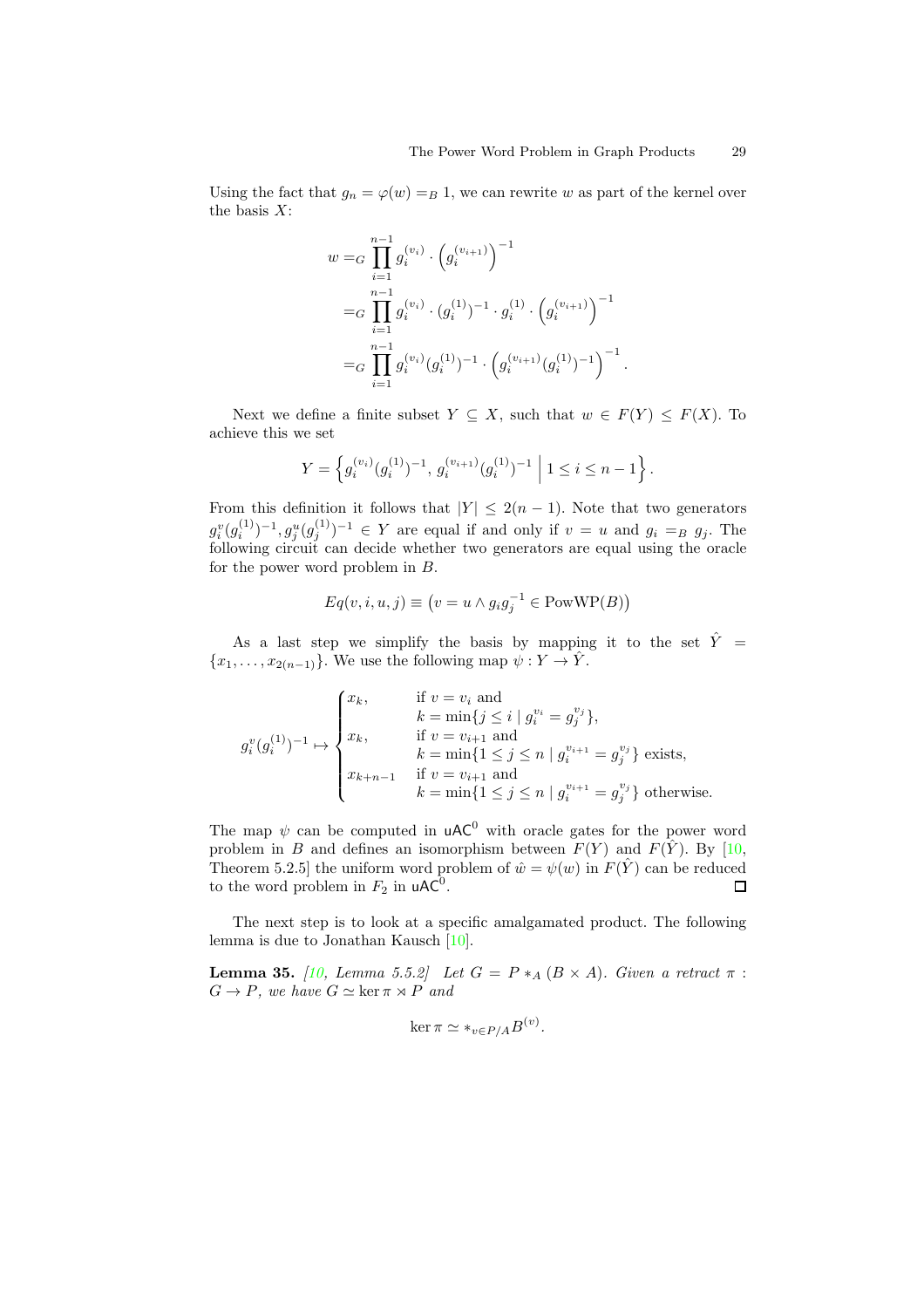Using the fact that $g_n = \varphi(w) =_B 1$, we can rewrite $w$ as part of the kernel over the basis $X$:

$$
\begin{aligned}
w &=_G \prod_{i=1}^{n-1} g_i^{(v_i)} \cdot \left(g_i^{(v_{i+1})}\right)^{-1} \\
&=_G \prod_{i=1}^{n-1} g_i^{(v_i)} \cdot (g_i^{(1)})^{-1} \cdot g_i^{(1)} \cdot \left(g_i^{(v_{i+1})}\right)^{-1} \\
&=_G \prod_{i=1}^{n-1} g_i^{(v_i)} (g_i^{(1)})^{-1} \cdot \left(g_i^{(v_{i+1})} (g_i^{(1)})^{-1}\right)^{-1}.
\end{aligned}
$$

Next we define a finite subset $Y \subseteq X$, such that $w \in F(Y) \leq F(X)$. To achieve this we set

$$
Y = \left\{ g_i^{(v_i)} (g_i^{(1)})^{-1},\, g_i^{(v_{i+1})} (g_i^{(1)})^{-1} \;\middle|\; 1 \leq i \leq n-1 \right\}.
$$

From this definition it follows that $|Y| \leq 2(n-1)$. Note that two generators $g_i^v (g_i^{(1)})^{-1}, g_j^u (g_j^{(1)})^{-1} \in Y$ are equal if and only if $v = u$ and $g_i =_B g_j$. The following circuit can decide whether two generators are equal using the oracle for the power word problem in $B$.

$$
Eq(v, i, u, j) \equiv \left(v = u \wedge g_i g_j^{-1} \in \mathrm{PowWP}(B)\right)
$$

As a last step we simplify the basis by mapping it to the set $\hat{Y} = \{x_1, \dots, x_{2(n-1)}\}$. We use the following map $\psi : Y \to \hat{Y}$.

$$
g_i^v (g_i^{(1)})^{-1} \mapsto \begin{cases}
x_k, & \text{if } v = v_i \text{ and} \\
& k = \min\{ j \leq i \mid g_i^{v_i} = g_j^{v_j} \}, \\
x_k, & \text{if } v = v_{i+1} \text{ and} \\
& k = \min\{ 1 \leq j \leq n \mid g_i^{v_{i+1}} = g_j^{v_j} \} \text{ exists}, \\
x_{k+n-1} & \text{if } v = v_{i+1} \text{ and} \\
& k = \min\{ 1 \leq j \leq n \mid g_i^{v_{i+1}} = g_j^{v_j} \} \text{ otherwise}.
\end{cases}
$$

The map $\psi$ can be computed in $\mathsf{uAC}^0$ with oracle gates for the power word problem in $B$ and defines an isomorphism between $F(Y)$ and $F(\hat{Y})$. By [10, Theorem 5.2.5] the uniform word problem of $\hat{w} = \psi(w)$ in $F(\hat{Y})$ can be reduced to the word problem in $F_2$ in $\mathsf{uAC}^0$. ∎

The next step is to look at a specific amalgamated product. The following lemma is due to Jonathan Kausch [10].

**Lemma 35.** *[10, Lemma 5.5.2] Let $G = P *_A (B \times A)$. Given a retract $\pi : G \to P$, we have $G \simeq \ker \pi \rtimes P$ and*

$$
\ker \pi \simeq *_{v \in P/A} B^{(v)}.
$$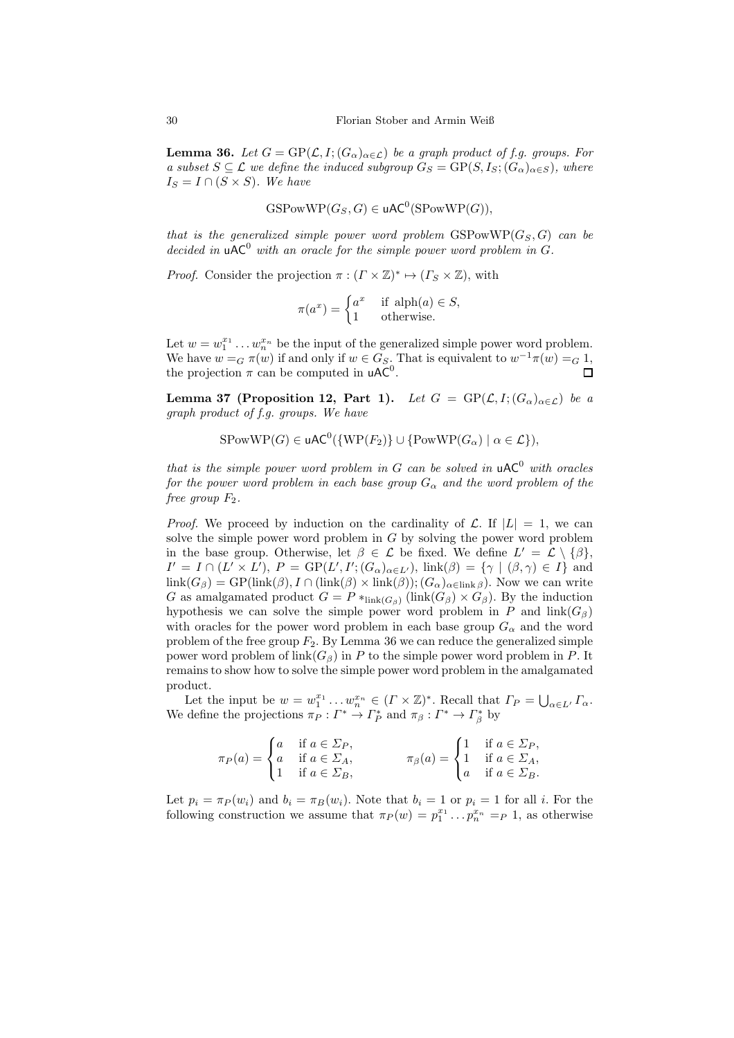**Lemma 36.** *Let $G = \mathrm{GP}(\mathcal{L}, I; (G_\alpha)_{\alpha\in\mathcal{L}})$ be a graph product of f.g. groups. For a subset $S \subseteq \mathcal{L}$ we define the induced subgroup $G_S = \mathrm{GP}(S, I_S; (G_\alpha)_{\alpha\in S})$, where $I_S = I \cap (S \times S)$. We have*

$$\mathrm{GSPowWP}(G_S, G) \in \mathsf{uAC}^0(\mathrm{SPowWP}(G)),$$

*that is the generalized simple power word problem $\mathrm{GSPowWP}(G_S, G)$ can be decided in $\mathsf{uAC}^0$ with an oracle for the simple power word problem in $G$.*

*Proof.* Consider the projection $\pi : (\Gamma \times \mathbb{Z})^* \mapsto (\Gamma_S \times \mathbb{Z})$, with

$$\pi(a^x) = \begin{cases} a^x & \text{if } \mathrm{alph}(a) \in S, \\ 1 & \text{otherwise.} \end{cases}$$

Let $w = w_1^{x_1} \dots w_n^{x_n}$ be the input of the generalized simple power word problem. We have $w =_G \pi(w)$ if and only if $w \in G_S$. That is equivalent to $w^{-1}\pi(w) =_G 1$, the projection $\pi$ can be computed in $\mathsf{uAC}^0$. $\square$

**Lemma 37 (Proposition 12, Part 1).** *Let $G = \mathrm{GP}(\mathcal{L}, I; (G_\alpha)_{\alpha\in\mathcal{L}})$ be a graph product of f.g. groups. We have*

$$\mathrm{SPowWP}(G) \in \mathsf{uAC}^0(\{\mathrm{WP}(F_2)\} \cup \{\mathrm{PowWP}(G_\alpha) \mid \alpha \in \mathcal{L}\}),$$

*that is the simple power word problem in $G$ can be solved in $\mathsf{uAC}^0$ with oracles for the power word problem in each base group $G_\alpha$ and the word problem of the free group $F_2$.*

*Proof.* We proceed by induction on the cardinality of $\mathcal{L}$. If $|L| = 1$, we can solve the simple power word problem in $G$ by solving the power word problem in the base group. Otherwise, let $\beta \in \mathcal{L}$ be fixed. We define $L' = \mathcal{L} \setminus \{\beta\}$, $I' = I \cap (L' \times L')$, $P = \mathrm{GP}(L', I'; (G_\alpha)_{\alpha\in L'})$, $\mathrm{link}(\beta) = \{\gamma \mid (\beta, \gamma) \in I\}$ and $\mathrm{link}(G_\beta) = \mathrm{GP}(\mathrm{link}(\beta), I \cap (\mathrm{link}(\beta) \times \mathrm{link}(\beta)); (G_\alpha)_{\alpha\in\mathrm{link}\,\beta})$. Now we can write $G$ as amalgamated product $G = P *_{\mathrm{link}(G_\beta)} (\mathrm{link}(G_\beta) \times G_\beta)$. By the induction hypothesis we can solve the simple power word problem in $P$ and $\mathrm{link}(G_\beta)$ with oracles for the power word problem in each base group $G_\alpha$ and the word problem of the free group $F_2$. By Lemma 36 we can reduce the generalized simple power word problem of $\mathrm{link}(G_\beta)$ in $P$ to the simple power word problem in $P$. It remains to show how to solve the simple power word problem in the amalgamated product.

Let the input be $w = w_1^{x_1} \dots w_n^{x_n} \in (\Gamma \times \mathbb{Z})^*$. Recall that $\Gamma_P = \bigcup_{\alpha\in L'} \Gamma_\alpha$. We define the projections $\pi_P : \Gamma^* \to \Gamma_P^*$ and $\pi_\beta : \Gamma^* \to \Gamma_\beta^*$ by

$$\pi_P(a) = \begin{cases} a & \text{if } a \in \Sigma_P, \\ a & \text{if } a \in \Sigma_A, \\ 1 & \text{if } a \in \Sigma_B, \end{cases} \qquad \pi_\beta(a) = \begin{cases} 1 & \text{if } a \in \Sigma_P, \\ 1 & \text{if } a \in \Sigma_A, \\ a & \text{if } a \in \Sigma_B. \end{cases}$$

Let $p_i = \pi_P(w_i)$ and $b_i = \pi_B(w_i)$. Note that $b_i = 1$ or $p_i = 1$ for all $i$. For the following construction we assume that $\pi_P(w) = p_1^{x_1} \dots p_n^{x_n} =_P 1$, as otherwise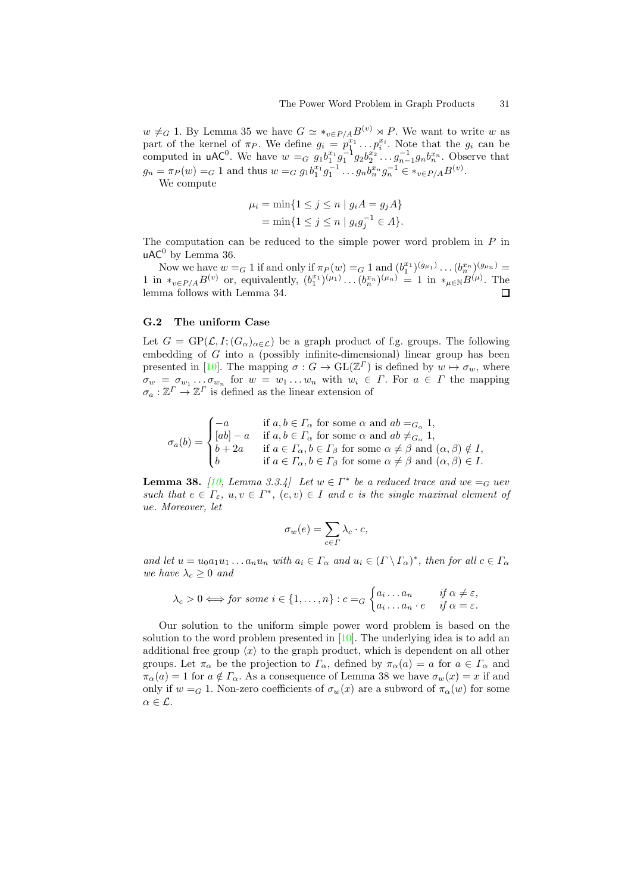$w \neq_G 1$. By Lemma 35 we have $G \simeq *_{v \in P/A} B^{(v)} \rtimes P$. We want to write $w$ as part of the kernel of $\pi_P$. We define $g_i = p_1^{x_1} \dots p_i^{x_i}$. Note that the $g_i$ can be computed in $\mathsf{uAC}^0$. We have $w =_G g_1 b_1^{x_1} g_1^{-1} g_2 b_2^{x_2} \dots g_{n-1}^{-1} g_n b_n^{x_n}$. Observe that $g_n = \pi_P(w) =_G 1$ and thus $w =_G g_1 b_1^{x_1} g_1^{-1} \dots g_n b_n^{x_n} g_n^{-1} \in *_{v \in P/A} B^{(v)}$.

We compute

$$
\begin{aligned}
\mu_i &= \min\{1 \leq j \leq n \mid g_i A = g_j A\} \\
&= \min\{1 \leq j \leq n \mid g_i g_j^{-1} \in A\}.
\end{aligned}
$$

The computation can be reduced to the simple power word problem in $P$ in $\mathsf{uAC}^0$ by Lemma 36.

Now we have $w =_G 1$ if and only if $\pi_P(w) =_G 1$ and $(b_1^{x_1})^{(g_{\mu_1})} \dots (b_n^{x_n})^{(g_{\mu_n})} = 1$ in $*_{v \in P/A} B^{(v)}$ or, equivalently, $(b_1^{x_1})^{(\mu_1)} \dots (b_n^{x_n})^{(\mu_n)} = 1$ in $*_{\mu \in \mathbb{N}} B^{(\mu)}$. The lemma follows with Lemma 34. □

### G.2 The uniform Case

Let $G = \mathrm{GP}(\mathcal{L}, I; (G_\alpha)_{\alpha \in \mathcal{L}})$ be a graph product of f.g. groups. The following embedding of $G$ into a (possibly infinite-dimensional) linear group has been presented in [10]. The mapping $\sigma : G \to \mathrm{GL}(\mathbb{Z}^\Gamma)$ is defined by $w \mapsto \sigma_w$, where $\sigma_w = \sigma_{w_1} \dots \sigma_{w_n}$ for $w = w_1 \dots w_n$ with $w_i \in \Gamma$. For $a \in \Gamma$ the mapping $\sigma_a : \mathbb{Z}^\Gamma \to \mathbb{Z}^\Gamma$ is defined as the linear extension of

$$
\sigma_a(b) = \begin{cases} -a & \text{if } a, b \in \Gamma_\alpha \text{ for some } \alpha \text{ and } ab =_{G_\alpha} 1, \\ [ab] - a & \text{if } a, b \in \Gamma_\alpha \text{ for some } \alpha \text{ and } ab \neq_{G_\alpha} 1, \\ b + 2a & \text{if } a \in \Gamma_\alpha, b \in \Gamma_\beta \text{ for some } \alpha \neq \beta \text{ and } (\alpha, \beta) \notin I, \\ b & \text{if } a \in \Gamma_\alpha, b \in \Gamma_\beta \text{ for some } \alpha \neq \beta \text{ and } (\alpha, \beta) \in I. \end{cases}
$$

**Lemma 38.** *[10, Lemma 3.3.4] Let $w \in \Gamma^*$ be a reduced trace and $we =_G uev$ such that $e \in \Gamma_\varepsilon$, $u, v \in \Gamma^*$, $(e, v) \in I$ and $e$ is the single maximal element of $ue$. Moreover, let*

$$
\sigma_w(e) = \sum_{c \in \Gamma} \lambda_c \cdot c,
$$

*and let $u = u_0 a_1 u_1 \dots a_n u_n$ with $a_i \in \Gamma_\alpha$ and $u_i \in (\Gamma \setminus \Gamma_\alpha)^*$, then for all $c \in \Gamma_\alpha$ we have $\lambda_c \geq 0$ and*

$$
\lambda_c > 0 \Longleftrightarrow \text{for some } i \in \{1, \dots, n\} : c =_G \begin{cases} a_i \dots a_n & \text{if } \alpha \neq \varepsilon, \\ a_i \dots a_n \cdot e & \text{if } \alpha = \varepsilon. \end{cases}
$$

Our solution to the uniform simple power word problem is based on the solution to the word problem presented in [10]. The underlying idea is to add an additional free group $\langle x \rangle$ to the graph product, which is dependent on all other groups. Let $\pi_\alpha$ be the projection to $\Gamma_\alpha$, defined by $\pi_\alpha(a) = a$ for $a \in \Gamma_\alpha$ and $\pi_\alpha(a) = 1$ for $a \notin \Gamma_\alpha$. As a consequence of Lemma 38 we have $\sigma_w(x) = x$ if and only if $w =_G 1$. Non-zero coefficients of $\sigma_w(x)$ are a subword of $\pi_\alpha(w)$ for some $\alpha \in \mathcal{L}$.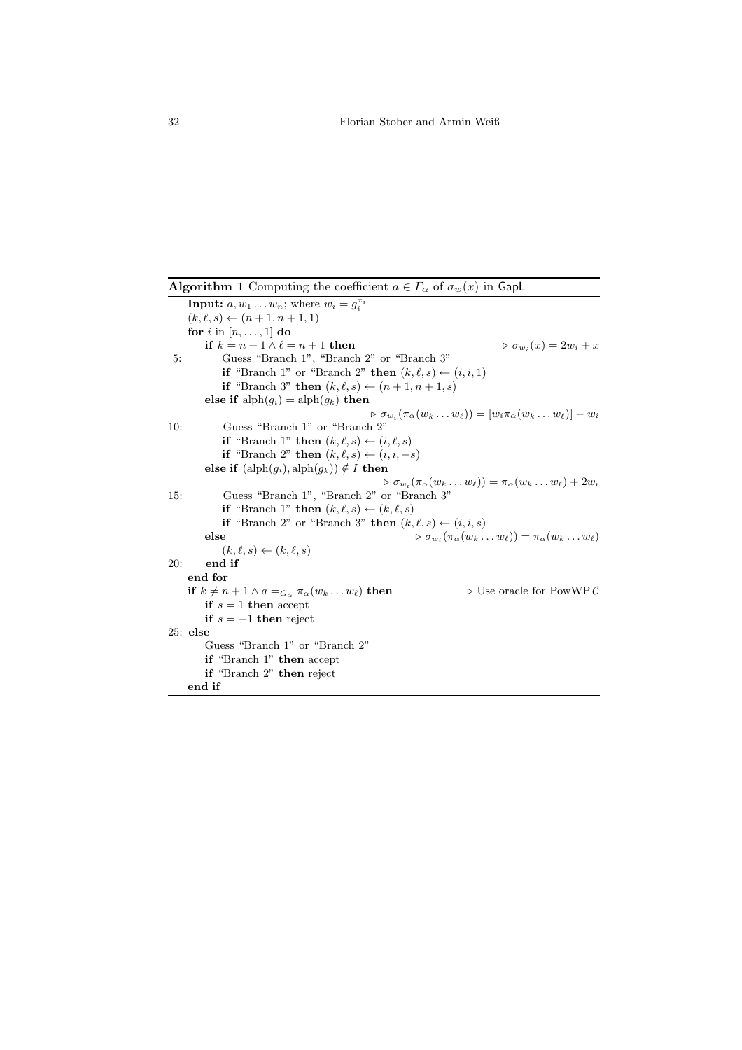**Algorithm 1** Computing the coefficient $a \in \Gamma_\alpha$ of $\sigma_w(x)$ in $\mathsf{GapL}$

```
    Input: a, w_1 ... w_n; where w_i = g_i^{x_i}
    (k, ℓ, s) ← (n+1, n+1, 1)
    for i in [n, ..., 1] do
        if k = n+1 ∧ ℓ = n+1 then                                        ▷ σ_{w_i}(x) = 2w_i + x
5:          Guess "Branch 1", "Branch 2" or "Branch 3"
            if "Branch 1" or "Branch 2" then (k, ℓ, s) ← (i, i, 1)
            if "Branch 3" then (k, ℓ, s) ← (n+1, n+1, s)
        else if alph(g_i) = alph(g_k) then
                                       ▷ σ_{w_i}(π_α(w_k ... w_ℓ)) = [w_i π_α(w_k ... w_ℓ)] − w_i
10:         Guess "Branch 1" or "Branch 2"
            if "Branch 1" then (k, ℓ, s) ← (i, ℓ, s)
            if "Branch 2" then (k, ℓ, s) ← (i, i, −s)
        else if (alph(g_i), alph(g_k)) ∉ I then
                                       ▷ σ_{w_i}(π_α(w_k ... w_ℓ)) = π_α(w_k ... w_ℓ) + 2w_i
15:         Guess "Branch 1", "Branch 2" or "Branch 3"
            if "Branch 1" then (k, ℓ, s) ← (k, ℓ, s)
            if "Branch 2" or "Branch 3" then (k, ℓ, s) ← (i, i, s)
        else                                   ▷ σ_{w_i}(π_α(w_k ... w_ℓ)) = π_α(w_k ... w_ℓ)
            (k, ℓ, s) ← (k, ℓ, s)
20:     end if
    end for
    if k ≠ n+1 ∧ a =_{G_α} π_α(w_k ... w_ℓ) then                 ▷ Use oracle for PowWP C
        if s = 1 then accept
        if s = −1 then reject
25: else
        Guess "Branch 1" or "Branch 2"
        if "Branch 1" then accept
        if "Branch 2" then reject
    end if
```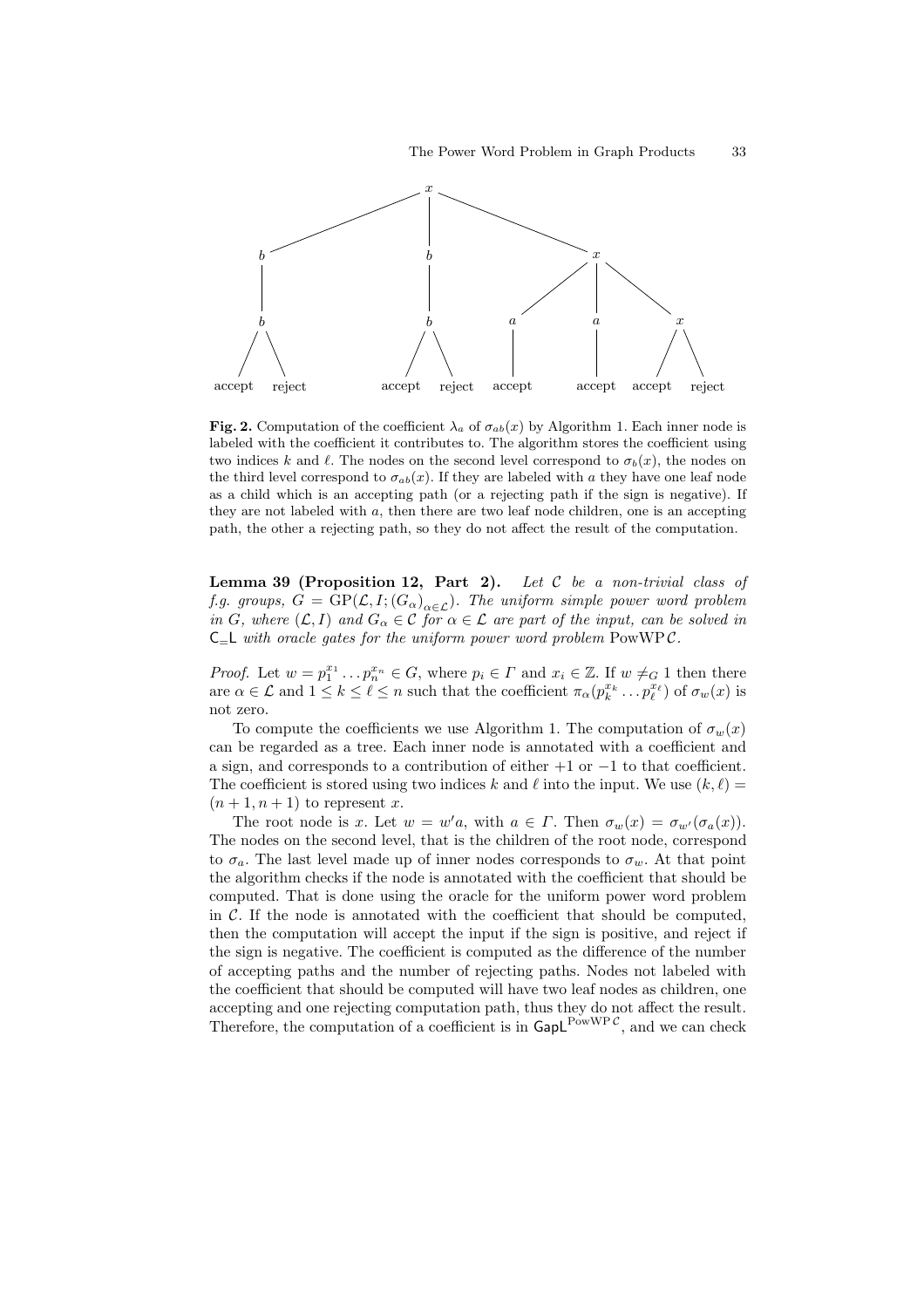**Fig. 2.** Computation of the coefficient $\lambda_a$ of $\sigma_{ab}(x)$ by Algorithm 1. Each inner node is labeled with the coefficient it contributes to. The algorithm stores the coefficient using two indices $k$ and $\ell$. The nodes on the second level correspond to $\sigma_b(x)$, the nodes on the third level correspond to $\sigma_{ab}(x)$. If they are labeled with $a$ they have one leaf node as a child which is an accepting path (or a rejecting path if the sign is negative). If they are not labeled with $a$, then there are two leaf node children, one is an accepting path, the other a rejecting path, so they do not affect the result of the computation.

**Lemma 39 (Proposition 12, Part 2).** *Let $\mathcal{C}$ be a non-trivial class of f.g. groups, $G = \mathrm{GP}(\mathcal{L}, I; (G_\alpha)_{\alpha \in \mathcal{L}})$. The uniform simple power word problem in $G$, where $(\mathcal{L}, I)$ and $G_\alpha \in \mathcal{C}$ for $\alpha \in \mathcal{L}$ are part of the input, can be solved in $\mathsf{C_{=}L}$ with oracle gates for the uniform power word problem $\mathrm{PowWP}\,\mathcal{C}$.*

*Proof.* Let $w = p_1^{x_1} \dots p_n^{x_n} \in G$, where $p_i \in \Gamma$ and $x_i \in \mathbb{Z}$. If $w \neq_G 1$ then there are $\alpha \in \mathcal{L}$ and $1 \leq k \leq \ell \leq n$ such that the coefficient $\pi_\alpha(p_k^{x_k} \dots p_\ell^{x_\ell})$ of $\sigma_w(x)$ is not zero.

To compute the coefficients we use Algorithm 1. The computation of $\sigma_w(x)$ can be regarded as a tree. Each inner node is annotated with a coefficient and a sign, and corresponds to a contribution of either $+1$ or $-1$ to that coefficient. The coefficient is stored using two indices $k$ and $\ell$ into the input. We use $(k, \ell) = (n + 1, n + 1)$ to represent $x$.

The root node is $x$. Let $w = w'a$, with $a \in \Gamma$. Then $\sigma_w(x) = \sigma_{w'}(\sigma_a(x))$. The nodes on the second level, that is the children of the root node, correspond to $\sigma_a$. The last level made up of inner nodes corresponds to $\sigma_w$. At that point the algorithm checks if the node is annotated with the coefficient that should be computed. That is done using the oracle for the uniform power word problem in $\mathcal{C}$. If the node is annotated with the coefficient that should be computed, then the computation will accept the input if the sign is positive, and reject if the sign is negative. The coefficient is computed as the difference of the number of accepting paths and the number of rejecting paths. Nodes not labeled with the coefficient that should be computed will have two leaf nodes as children, one accepting and one rejecting computation path, thus they do not affect the result. Therefore, the computation of a coefficient is in $\mathsf{GapL}^{\mathrm{PowWP}\,\mathcal{C}}$, and we can check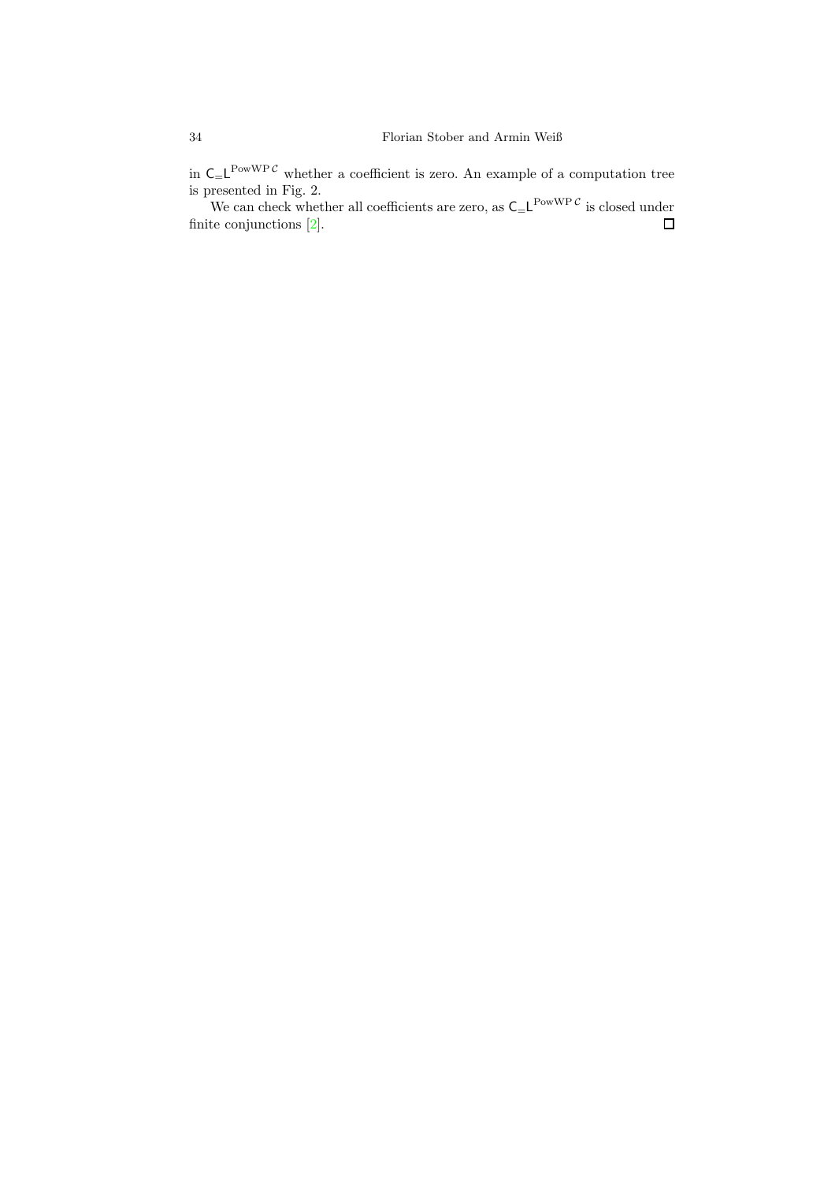in $\mathsf{C_{=}L}^{\mathrm{PowWP}\,\mathcal{C}}$ whether a coefficient is zero. An example of a computation tree is presented in Fig. 2.

We can check whether all coefficients are zero, as $\mathsf{C_{=}L}^{\mathrm{PowWP}\,\mathcal{C}}$ is closed under finite conjunctions [2]. $\square$